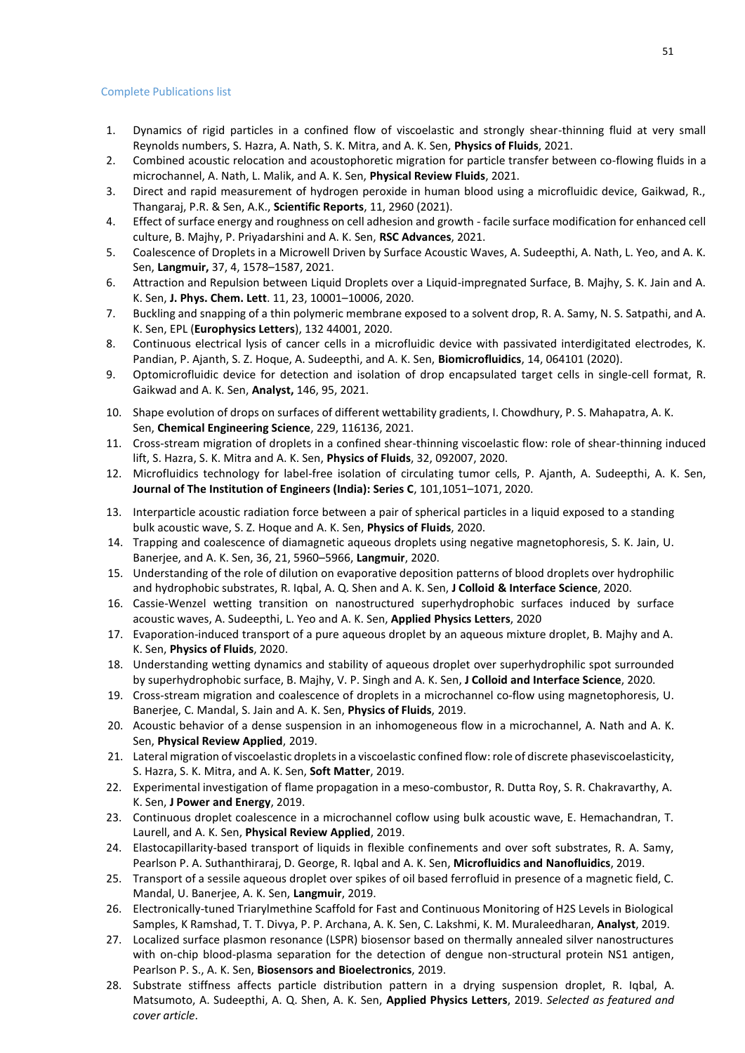## Complete Publications list

1. Dynamics of rigid particles in a confined flow of viscoelastic and strongly shear-thinning fluid at very small Reynolds numbers, S. Hazra, A. Nath, S. K. Mitra, and A. K. Sen, **Physics of Fluids**, 2021.
2. Combined acoustic relocation and acoustophoretic migration for particle transfer between co-flowing fluids in a microchannel, A. Nath, L. Malik, and A. K. Sen, **Physical Review Fluids**, 2021.
3. Direct and rapid measurement of hydrogen peroxide in human blood using a microfluidic device, Gaikwad, R., Thangaraj, P.R. & Sen, A.K., **Scientific Reports**, 11, 2960 (2021).
4. Effect of surface energy and roughness on cell adhesion and growth - facile surface modification for enhanced cell culture, B. Majhy, P. Priyadarshini and A. K. Sen, **RSC Advances**, 2021.
5. Coalescence of Droplets in a Microwell Driven by Surface Acoustic Waves, A. Sudeepthi, A. Nath, L. Yeo, and A. K. Sen, **Langmuir,** 37, 4, 1578–1587, 2021.
6. Attraction and Repulsion between Liquid Droplets over a Liquid-impregnated Surface, B. Majhy, S. K. Jain and A. K. Sen, **J. Phys. Chem. Lett**. 11, 23, 10001–10006, 2020.
7. Buckling and snapping of a thin polymeric membrane exposed to a solvent drop, R. A. Samy, N. S. Satpathi, and A. K. Sen, EPL (**Europhysics Letters**), 132 44001, 2020.
8. Continuous electrical lysis of cancer cells in a microfluidic device with passivated interdigitated electrodes, K. Pandian, P. Ajanth, S. Z. Hoque, A. Sudeepthi, and A. K. Sen, **Biomicrofluidics**, 14, 064101 (2020).
9. Optomicrofluidic device for detection and isolation of drop encapsulated target cells in single-cell format, R. Gaikwad and A. K. Sen, **Analyst,** 146, 95, 2021.
10. Shape evolution of drops on surfaces of different wettability gradients, I. Chowdhury, P. S. Mahapatra, A. K. Sen, **Chemical Engineering Science**, 229, 116136, 2021.
11. Cross-stream migration of droplets in a confined shear-thinning viscoelastic flow: role of shear-thinning induced lift, S. Hazra, S. K. Mitra and A. K. Sen, **Physics of Fluids**, 32, 092007, 2020.
12. Microfluidics technology for label-free isolation of circulating tumor cells, P. Ajanth, A. Sudeepthi, A. K. Sen, **Journal of The Institution of Engineers (India): Series C**, 101,1051–1071, 2020.
13. Interparticle acoustic radiation force between a pair of spherical particles in a liquid exposed to a standing bulk acoustic wave, S. Z. Hoque and A. K. Sen, **Physics of Fluids**, 2020.
14. Trapping and coalescence of diamagnetic aqueous droplets using negative magnetophoresis, S. K. Jain, U. Banerjee, and A. K. Sen, 36, 21, 5960–5966, **Langmuir**, 2020.
15. Understanding the role of dilution on evaporative deposition patterns of blood droplets over hydrophilic and hydrophobic substrates, R. Iqbal, A. Q. Shen and A. K. Sen, **J Colloid & Interface Science**, 2020.
16. Cassie-Wenzel wetting transition on nanostructured superhydrophobic surfaces induced by surface acoustic waves, A. Sudeepthi, L. Yeo and A. K. Sen, **Applied Physics Letters**, 2020
17. Evaporation-induced transport of a pure aqueous droplet by an aqueous mixture droplet, B. Majhy and A. K. Sen, **Physics of Fluids**, 2020.
18. Understanding wetting dynamics and stability of aqueous droplet over superhydrophilic spot surrounded by superhydrophobic surface, B. Majhy, V. P. Singh and A. K. Sen, **J Colloid and Interface Science**, 2020.
19. Cross-stream migration and coalescence of droplets in a microchannel co-flow using magnetophoresis, U. Banerjee, C. Mandal, S. Jain and A. K. Sen, **Physics of Fluids**, 2019.
20. Acoustic behavior of a dense suspension in an inhomogeneous flow in a microchannel, A. Nath and A. K. Sen, **Physical Review Applied**, 2019.
21. Lateral migration of viscoelastic droplets in a viscoelastic confined flow: role of discrete phaseviscoelasticity, S. Hazra, S. K. Mitra, and A. K. Sen, **Soft Matter**, 2019.
22. Experimental investigation of flame propagation in a meso-combustor, R. Dutta Roy, S. R. Chakravarthy, A. K. Sen, **J Power and Energy**, 2019.
23. Continuous droplet coalescence in a microchannel coflow using bulk acoustic wave, E. Hemachandran, T. Laurell, and A. K. Sen, **Physical Review Applied**, 2019.
24. Elastocapillarity-based transport of liquids in flexible confinements and over soft substrates, R. A. Samy, Pearlson P. A. Suthanthiraraj, D. George, R. Iqbal and A. K. Sen, **Microfluidics and Nanofluidics**, 2019.
25. Transport of a sessile aqueous droplet over spikes of oil based ferrofluid in presence of a magnetic field, C. Mandal, U. Banerjee, A. K. Sen, **Langmuir**, 2019.
26. Electronically-tuned Triarylmethine Scaffold for Fast and Continuous Monitoring of H2S Levels in Biological Samples, K Ramshad, T. T. Divya, P. P. Archana, A. K. Sen, C. Lakshmi, K. M. Muraleedharan, **Analyst**, 2019.
27. Localized surface plasmon resonance (LSPR) biosensor based on thermally annealed silver nanostructures with on-chip blood-plasma separation for the detection of dengue non-structural protein NS1 antigen, Pearlson P. S., A. K. Sen, **Biosensors and Bioelectronics**, 2019.
28. Substrate stiffness affects particle distribution pattern in a drying suspension droplet, R. Iqbal, A. Matsumoto, A. Sudeepthi, A. Q. Shen, A. K. Sen, **Applied Physics Letters**, 2019. *Selected as featured and cover article*.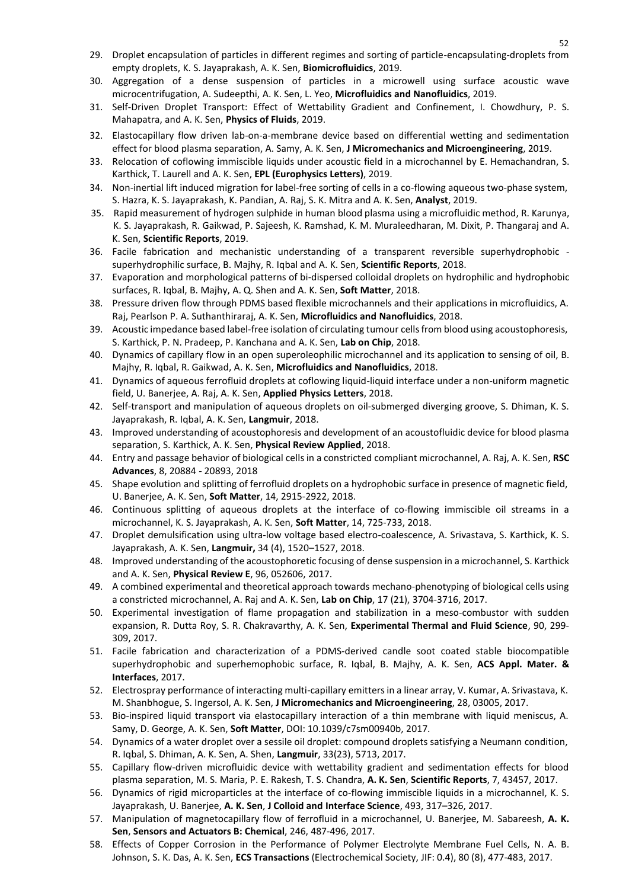29. Droplet encapsulation of particles in different regimes and sorting of particle-encapsulating-droplets from empty droplets, K. S. Jayaprakash, A. K. Sen, **Biomicrofluidics**, 2019.
30. Aggregation of a dense suspension of particles in a microwell using surface acoustic wave microcentrifugation, A. Sudeepthi, A. K. Sen, L. Yeo, **Microfluidics and Nanofluidics**, 2019.
31. Self-Driven Droplet Transport: Effect of Wettability Gradient and Confinement, I. Chowdhury, P. S. Mahapatra, and A. K. Sen, **Physics of Fluids**, 2019.
32. Elastocapillary flow driven lab-on-a-membrane device based on differential wetting and sedimentation effect for blood plasma separation, A. Samy, A. K. Sen, **J Micromechanics and Microengineering**, 2019.
33. Relocation of coflowing immiscible liquids under acoustic field in a microchannel by E. Hemachandran, S. Karthick, T. Laurell and A. K. Sen, **EPL (Europhysics Letters)**, 2019.
34. Non-inertial lift induced migration for label-free sorting of cells in a co-flowing aqueous two-phase system, S. Hazra, K. S. Jayaprakash, K. Pandian, A. Raj, S. K. Mitra and A. K. Sen, **Analyst**, 2019.
35. Rapid measurement of hydrogen sulphide in human blood plasma using a microfluidic method, R. Karunya, K. S. Jayaprakash, R. Gaikwad, P. Sajeesh, K. Ramshad, K. M. Muraleedharan, M. Dixit, P. Thangaraj and A. K. Sen, **Scientific Reports**, 2019.
36. Facile fabrication and mechanistic understanding of a transparent reversible superhydrophobic - superhydrophilic surface, B. Majhy, R. Iqbal and A. K. Sen, **Scientific Reports**, 2018.
37. Evaporation and morphological patterns of bi-dispersed colloidal droplets on hydrophilic and hydrophobic surfaces, R. Iqbal, B. Majhy, A. Q. Shen and A. K. Sen, **Soft Matter**, 2018.
38. Pressure driven flow through PDMS based flexible microchannels and their applications in microfluidics, A. Raj, Pearlson P. A. Suthanthiraraj, A. K. Sen, **Microfluidics and Nanofluidics**, 2018.
39. Acoustic impedance based label-free isolation of circulating tumour cells from blood using acoustophoresis, S. Karthick, P. N. Pradeep, P. Kanchana and A. K. Sen, **Lab on Chip**, 2018.
40. Dynamics of capillary flow in an open superoleophilic microchannel and its application to sensing of oil, B. Majhy, R. Iqbal, R. Gaikwad, A. K. Sen, **Microfluidics and Nanofluidics**, 2018.
41. Dynamics of aqueous ferrofluid droplets at coflowing liquid-liquid interface under a non-uniform magnetic field, U. Banerjee, A. Raj, A. K. Sen, **Applied Physics Letters**, 2018.
42. Self-transport and manipulation of aqueous droplets on oil-submerged diverging groove, S. Dhiman, K. S. Jayaprakash, R. Iqbal, A. K. Sen, **Langmuir**, 2018.
43. Improved understanding of acoustophoresis and development of an acoustofluidic device for blood plasma separation, S. Karthick, A. K. Sen, **Physical Review Applied**, 2018.
44. Entry and passage behavior of biological cells in a constricted compliant microchannel, A. Raj, A. K. Sen, **RSC Advances**, 8, 20884 - 20893, 2018
45. Shape evolution and splitting of ferrofluid droplets on a hydrophobic surface in presence of magnetic field, U. Banerjee, A. K. Sen, **Soft Matter**, 14, 2915-2922, 2018.
46. Continuous splitting of aqueous droplets at the interface of co-flowing immiscible oil streams in a microchannel, K. S. Jayaprakash, A. K. Sen, **Soft Matter**, 14, 725-733, 2018.
47. Droplet demulsification using ultra-low voltage based electro-coalescence, A. Srivastava, S. Karthick, K. S. Jayaprakash, A. K. Sen, **Langmuir,** 34 (4), 1520–1527, 2018.
48. Improved understanding of the acoustophoretic focusing of dense suspension in a microchannel, S. Karthick and A. K. Sen, **Physical Review E**, 96, 052606, 2017.
49. A combined experimental and theoretical approach towards mechano-phenotyping of biological cells using a constricted microchannel, A. Raj and A. K. Sen, **Lab on Chip**, 17 (21), 3704-3716, 2017.
50. Experimental investigation of flame propagation and stabilization in a meso-combustor with sudden expansion, R. Dutta Roy, S. R. Chakravarthy, A. K. Sen, **Experimental Thermal and Fluid Science**, 90, 299-309, 2017.
51. Facile fabrication and characterization of a PDMS-derived candle soot coated stable biocompatible superhydrophobic and superhemophobic surface, R. Iqbal, B. Majhy, A. K. Sen, **ACS Appl. Mater. & Interfaces**, 2017.
52. Electrospray performance of interacting multi-capillary emitters in a linear array, V. Kumar, A. Srivastava, K. M. Shanbhogue, S. Ingersol, A. K. Sen, **J Micromechanics and Microengineering**, 28, 03005, 2017.
53. Bio-inspired liquid transport via elastocapillary interaction of a thin membrane with liquid meniscus, A. Samy, D. George, A. K. Sen, **Soft Matter**, DOI: 10.1039/c7sm00940b, 2017.
54. Dynamics of a water droplet over a sessile oil droplet: compound droplets satisfying a Neumann condition, R. Iqbal, S. Dhiman, A. K. Sen, A. Shen, **Langmuir**, 33(23), 5713, 2017.
55. Capillary flow-driven microfluidic device with wettability gradient and sedimentation effects for blood plasma separation, M. S. Maria, P. E. Rakesh, T. S. Chandra, **A. K. Sen**, **Scientific Reports**, 7, 43457, 2017.
56. Dynamics of rigid microparticles at the interface of co-flowing immiscible liquids in a microchannel, K. S. Jayaprakash, U. Banerjee, **A. K. Sen**, **J Colloid and Interface Science**, 493, 317–326, 2017.
57. Manipulation of magnetocapillary flow of ferrofluid in a microchannel, U. Banerjee, M. Sabareesh, **A. K. Sen**, **Sensors and Actuators B: Chemical**, 246, 487-496, 2017.
58. Effects of Copper Corrosion in the Performance of Polymer Electrolyte Membrane Fuel Cells, N. A. B. Johnson, S. K. Das, A. K. Sen, **ECS Transactions** (Electrochemical Society, JIF: 0.4), 80 (8), 477-483, 2017.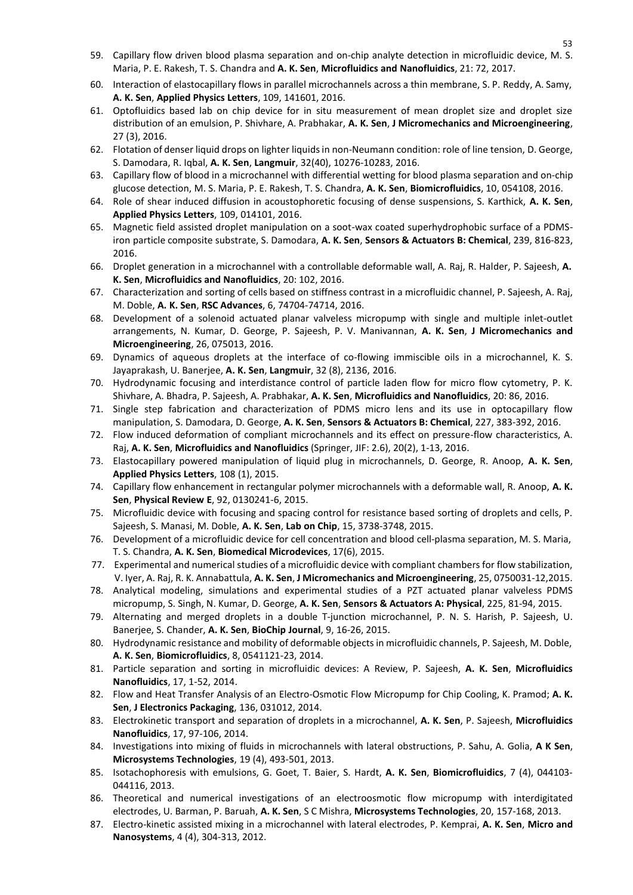59. Capillary flow driven blood plasma separation and on-chip analyte detection in microfluidic device, M. S. Maria, P. E. Rakesh, T. S. Chandra and **A. K. Sen**, **Microfluidics and Nanofluidics**, 21: 72, 2017.
60. Interaction of elastocapillary flows in parallel microchannels across a thin membrane, S. P. Reddy, A. Samy, **A. K. Sen**, **Applied Physics Letters**, 109, 141601, 2016.
61. Optofluidics based lab on chip device for in situ measurement of mean droplet size and droplet size distribution of an emulsion, P. Shivhare, A. Prabhakar, **A. K. Sen**, **J Micromechanics and Microengineering**, 27 (3), 2016.
62. Flotation of denser liquid drops on lighter liquids in non-Neumann condition: role of line tension, D. George, S. Damodara, R. Iqbal, **A. K. Sen**, **Langmuir**, 32(40), 10276-10283, 2016.
63. Capillary flow of blood in a microchannel with differential wetting for blood plasma separation and on-chip glucose detection, M. S. Maria, P. E. Rakesh, T. S. Chandra, **A. K. Sen**, **Biomicrofluidics**, 10, 054108, 2016.
64. Role of shear induced diffusion in acoustophoretic focusing of dense suspensions, S. Karthick, **A. K. Sen**, **Applied Physics Letters**, 109, 014101, 2016.
65. Magnetic field assisted droplet manipulation on a soot-wax coated superhydrophobic surface of a PDMS-iron particle composite substrate, S. Damodara, **A. K. Sen**, **Sensors & Actuators B: Chemical**, 239, 816-823, 2016.
66. Droplet generation in a microchannel with a controllable deformable wall, A. Raj, R. Halder, P. Sajeesh, **A. K. Sen**, **Microfluidics and Nanofluidics**, 20: 102, 2016.
67. Characterization and sorting of cells based on stiffness contrast in a microfluidic channel, P. Sajeesh, A. Raj, M. Doble, **A. K. Sen**, **RSC Advances**, 6, 74704-74714, 2016.
68. Development of a solenoid actuated planar valveless micropump with single and multiple inlet-outlet arrangements, N. Kumar, D. George, P. Sajeesh, P. V. Manivannan, **A. K. Sen**, **J Micromechanics and Microengineering**, 26, 075013, 2016.
69. Dynamics of aqueous droplets at the interface of co-flowing immiscible oils in a microchannel, K. S. Jayaprakash, U. Banerjee, **A. K. Sen**, **Langmuir**, 32 (8), 2136, 2016.
70. Hydrodynamic focusing and interdistance control of particle laden flow for micro flow cytometry, P. K. Shivhare, A. Bhadra, P. Sajeesh, A. Prabhakar, **A. K. Sen**, **Microfluidics and Nanofluidics**, 20: 86, 2016.
71. Single step fabrication and characterization of PDMS micro lens and its use in optocapillary flow manipulation, S. Damodara, D. George, **A. K. Sen**, **Sensors & Actuators B: Chemical**, 227, 383-392, 2016.
72. Flow induced deformation of compliant microchannels and its effect on pressure-flow characteristics, A. Raj, **A. K. Sen**, **Microfluidics and Nanofluidics** (Springer, JIF: 2.6), 20(2), 1-13, 2016.
73. Elastocapillary powered manipulation of liquid plug in microchannels, D. George, R. Anoop, **A. K. Sen**, **Applied Physics Letters**, 108 (1), 2015.
74. Capillary flow enhancement in rectangular polymer microchannels with a deformable wall, R. Anoop, **A. K. Sen**, **Physical Review E**, 92, 0130241-6, 2015.
75. Microfluidic device with focusing and spacing control for resistance based sorting of droplets and cells, P. Sajeesh, S. Manasi, M. Doble, **A. K. Sen**, **Lab on Chip**, 15, 3738-3748, 2015.
76. Development of a microfluidic device for cell concentration and blood cell-plasma separation, M. S. Maria, T. S. Chandra, **A. K. Sen**, **Biomedical Microdevices**, 17(6), 2015.
77. Experimental and numerical studies of a microfluidic device with compliant chambers for flow stabilization, V. Iyer, A. Raj, R. K. Annabattula, **A. K. Sen**, **J Micromechanics and Microengineering**, 25, 0750031-12,2015.
78. Analytical modeling, simulations and experimental studies of a PZT actuated planar valveless PDMS micropump, S. Singh, N. Kumar, D. George, **A. K. Sen**, **Sensors & Actuators A: Physical**, 225, 81-94, 2015.
79. Alternating and merged droplets in a double T-junction microchannel, P. N. S. Harish, P. Sajeesh, U. Banerjee, S. Chander, **A. K. Sen**, **BioChip Journal**, 9, 16-26, 2015.
80. Hydrodynamic resistance and mobility of deformable objects in microfluidic channels, P. Sajeesh, M. Doble, **A. K. Sen**, **Biomicrofluidics**, 8, 0541121-23, 2014.
81. Particle separation and sorting in microfluidic devices: A Review, P. Sajeesh, **A. K. Sen**, **Microfluidics Nanofluidics**, 17, 1-52, 2014.
82. Flow and Heat Transfer Analysis of an Electro-Osmotic Flow Micropump for Chip Cooling, K. Pramod; **A. K. Sen**, **J Electronics Packaging**, 136, 031012, 2014.
83. Electrokinetic transport and separation of droplets in a microchannel, **A. K. Sen**, P. Sajeesh, **Microfluidics Nanofluidics**, 17, 97-106, 2014.
84. Investigations into mixing of fluids in microchannels with lateral obstructions, P. Sahu, A. Golia, **A K Sen**, **Microsystems Technologies**, 19 (4), 493-501, 2013.
85. Isotachophoresis with emulsions, G. Goet, T. Baier, S. Hardt, **A. K. Sen**, **Biomicrofluidics**, 7 (4), 044103-044116, 2013.
86. Theoretical and numerical investigations of an electroosmotic flow micropump with interdigitated electrodes, U. Barman, P. Baruah, **A. K. Sen**, S C Mishra, **Microsystems Technologies**, 20, 157-168, 2013.
87. Electro-kinetic assisted mixing in a microchannel with lateral electrodes, P. Kemprai, **A. K. Sen**, **Micro and Nanosystems**, 4 (4), 304-313, 2012.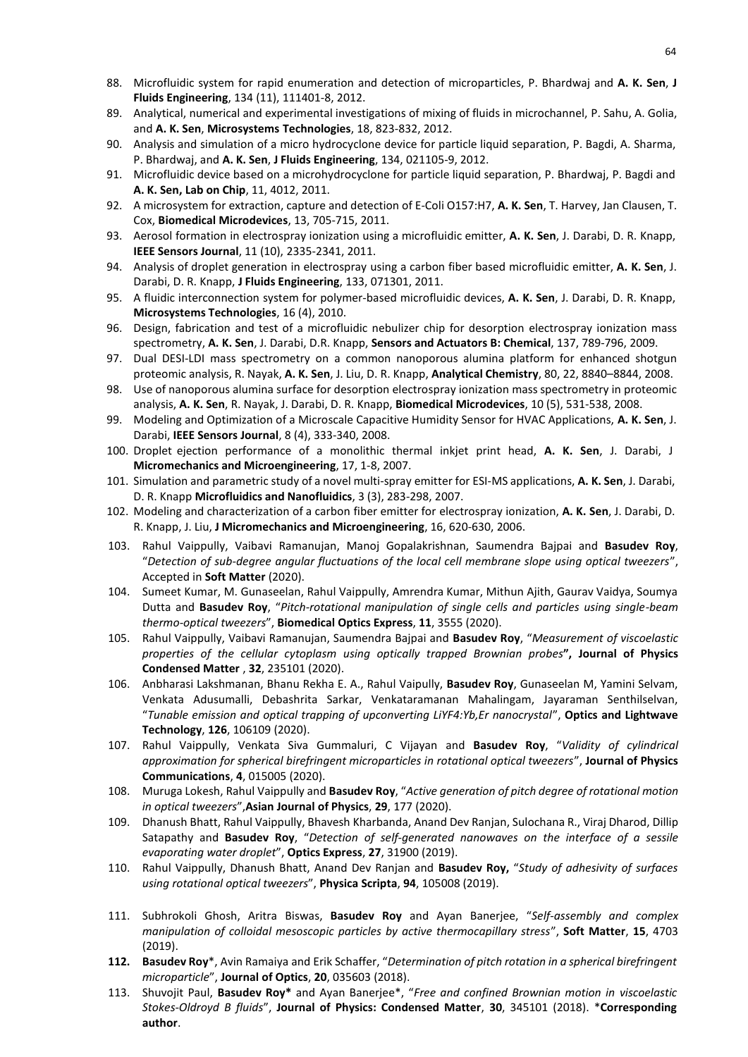88. Microfluidic system for rapid enumeration and detection of microparticles, P. Bhardwaj and **A. K. Sen**, **J Fluids Engineering**, 134 (11), 111401-8, 2012.
89. Analytical, numerical and experimental investigations of mixing of fluids in microchannel, P. Sahu, A. Golia, and **A. K. Sen**, **Microsystems Technologies**, 18, 823-832, 2012.
90. Analysis and simulation of a micro hydrocyclone device for particle liquid separation, P. Bagdi, A. Sharma, P. Bhardwaj, and **A. K. Sen**, **J Fluids Engineering**, 134, 021105-9, 2012.
91. Microfluidic device based on a microhydrocyclone for particle liquid separation, P. Bhardwaj, P. Bagdi and **A. K. Sen, Lab on Chip**, 11, 4012, 2011.
92. A microsystem for extraction, capture and detection of E-Coli O157:H7, **A. K. Sen**, T. Harvey, Jan Clausen, T. Cox, **Biomedical Microdevices**, 13, 705-715, 2011.
93. Aerosol formation in electrospray ionization using a microfluidic emitter, **A. K. Sen**, J. Darabi, D. R. Knapp, **IEEE Sensors Journal**, 11 (10), 2335-2341, 2011.
94. Analysis of droplet generation in electrospray using a carbon fiber based microfluidic emitter, **A. K. Sen**, J. Darabi, D. R. Knapp, **J Fluids Engineering**, 133, 071301, 2011.
95. A fluidic interconnection system for polymer-based microfluidic devices, **A. K. Sen**, J. Darabi, D. R. Knapp, **Microsystems Technologies**, 16 (4), 2010.
96. Design, fabrication and test of a microfluidic nebulizer chip for desorption electrospray ionization mass spectrometry, **A. K. Sen**, J. Darabi, D.R. Knapp, **Sensors and Actuators B: Chemical**, 137, 789-796, 2009.
97. Dual DESI-LDI mass spectrometry on a common nanoporous alumina platform for enhanced shotgun proteomic analysis, R. Nayak, **A. K. Sen**, J. Liu, D. R. Knapp, **Analytical Chemistry**, 80, 22, 8840–8844, 2008.
98. Use of nanoporous alumina surface for desorption electrospray ionization mass spectrometry in proteomic analysis, **A. K. Sen**, R. Nayak, J. Darabi, D. R. Knapp, **Biomedical Microdevices**, 10 (5), 531-538, 2008.
99. Modeling and Optimization of a Microscale Capacitive Humidity Sensor for HVAC Applications, **A. K. Sen**, J. Darabi, **IEEE Sensors Journal**, 8 (4), 333-340, 2008.
100. Droplet ejection performance of a monolithic thermal inkjet print head, **A. K. Sen**, J. Darabi, **J Micromechanics and Microengineering**, 17, 1-8, 2007.
101. Simulation and parametric study of a novel multi-spray emitter for ESI-MS applications, **A. K. Sen**, J. Darabi, D. R. Knapp **Microfluidics and Nanofluidics**, 3 (3), 283-298, 2007.
102. Modeling and characterization of a carbon fiber emitter for electrospray ionization, **A. K. Sen**, J. Darabi, D. R. Knapp, J. Liu, **J Micromechanics and Microengineering**, 16, 620-630, 2006.
103. Rahul Vaippully, Vaibavi Ramanujan, Manoj Gopalakrishnan, Saumendra Bajpai and **Basudev Roy**, "*Detection of sub-degree angular fluctuations of the local cell membrane slope using optical tweezers*", Accepted in **Soft Matter** (2020).
104. Sumeet Kumar, M. Gunaseelan, Rahul Vaippully, Amrendra Kumar, Mithun Ajith, Gaurav Vaidya, Soumya Dutta and **Basudev Roy**, "*Pitch-rotational manipulation of single cells and particles using single-beam thermo-optical tweezers*", **Biomedical Optics Express**, **11**, 3555 (2020).
105. Rahul Vaippully, Vaibavi Ramanujan, Saumendra Bajpai and **Basudev Roy**, "*Measurement of viscoelastic properties of the cellular cytoplasm using optically trapped Brownian probes*"**, Journal of Physics Condensed Matter** , **32**, 235101 (2020).
106. Anbharasi Lakshmanan, Bhanu Rekha E. A., Rahul Vaipully, **Basudev Roy**, Gunaseelan M, Yamini Selvam, Venkata Adusumalli, Debashrita Sarkar, Venkataramanan Mahalingam, Jayaraman Senthilselvan, "*Tunable emission and optical trapping of upconverting LiYF4:Yb,Er nanocrystal*", **Optics and Lightwave Technology**, **126**, 106109 (2020).
107. Rahul Vaippully, Venkata Siva Gummaluri, C Vijayan and **Basudev Roy**, "*Validity of cylindrical approximation for spherical birefringent microparticles in rotational optical tweezers*", **Journal of Physics Communications**, **4**, 015005 (2020).
108. Muruga Lokesh, Rahul Vaippully and **Basudev Roy**, "*Active generation of pitch degree of rotational motion in optical tweezers*",**Asian Journal of Physics**, **29**, 177 (2020).
109. Dhanush Bhatt, Rahul Vaippully, Bhavesh Kharbanda, Anand Dev Ranjan, Sulochana R., Viraj Dharod, Dillip Satapathy and **Basudev Roy**, "*Detection of self-generated nanowaves on the interface of a sessile evaporating water droplet*", **Optics Express**, **27**, 31900 (2019).
110. Rahul Vaippully, Dhanush Bhatt, Anand Dev Ranjan and **Basudev Roy,** "*Study of adhesivity of surfaces using rotational optical tweezers*", **Physica Scripta**, **94**, 105008 (2019).
111. Subhrokoli Ghosh, Aritra Biswas, **Basudev Roy** and Ayan Banerjee, "*Self-assembly and complex manipulation of colloidal mesoscopic particles by active thermocapillary stress*", **Soft Matter**, **15**, 4703 (2019).
112. **Basudev Roy***, Avin Ramaiya and Erik Schaffer, "*Determination of pitch rotation in a spherical birefringent microparticle*", **Journal of Optics**, **20**, 035603 (2018).
113. Shuvojit Paul, **Basudev Roy*** and Ayan Banerjee*, "*Free and confined Brownian motion in viscoelastic Stokes-Oldroyd B fluids*", **Journal of Physics: Condensed Matter**, **30**, 345101 (2018). ***Corresponding author**.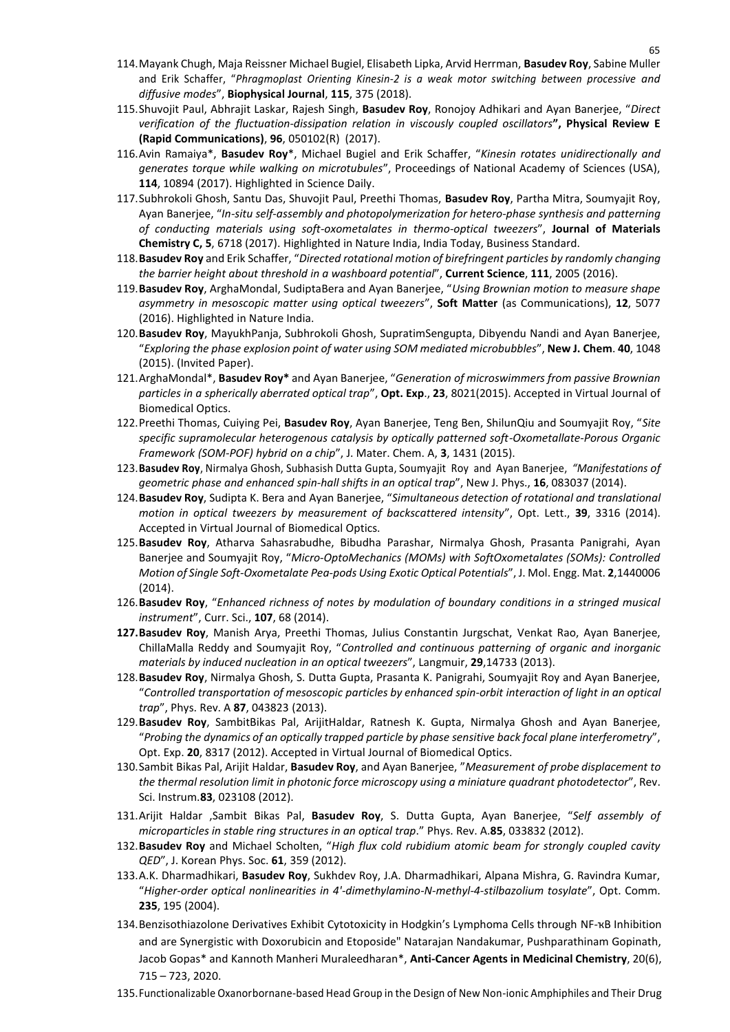114. Mayank Chugh, Maja Reissner Michael Bugiel, Elisabeth Lipka, Arvid Herrman, **Basudev Roy**, Sabine Muller and Erik Schaffer, "*Phragmoplast Orienting Kinesin-2 is a weak motor switching between processive and diffusive modes*", **Biophysical Journal**, **115**, 375 (2018).

115. Shuvojit Paul, Abhrajit Laskar, Rajesh Singh, **Basudev Roy**, Ronojoy Adhikari and Ayan Banerjee, "*Direct verification of the fluctuation-dissipation relation in viscously coupled oscillators*", **Physical Review E (Rapid Communications)**, **96**, 050102(R) (2017).

116. Avin Ramaiya*, **Basudev Roy***, Michael Bugiel and Erik Schaffer, "*Kinesin rotates unidirectionally and generates torque while walking on microtubules*", Proceedings of National Academy of Sciences (USA), **114**, 10894 (2017). Highlighted in Science Daily.

117. Subhrokoli Ghosh, Santu Das, Shuvojit Paul, Preethi Thomas, **Basudev Roy**, Partha Mitra, Soumyajit Roy, Ayan Banerjee, "*In-situ self-assembly and photopolymerization for hetero-phase synthesis and patterning of conducting materials using soft-oxometalates in thermo-optical tweezers*", **Journal of Materials Chemistry C, 5**, 6718 (2017). Highlighted in Nature India, India Today, Business Standard.

118. **Basudev Roy** and Erik Schaffer, "*Directed rotational motion of birefringent particles by randomly changing the barrier height about threshold in a washboard potential*", **Current Science**, **111**, 2005 (2016).

119. **Basudev Roy**, ArghaMondal, SudiptaBera and Ayan Banerjee, "*Using Brownian motion to measure shape asymmetry in mesoscopic matter using optical tweezers*", **Soft Matter** (as Communications), **12**, 5077 (2016). Highlighted in Nature India.

120. **Basudev Roy**, MayukhPanja, Subhrokoli Ghosh, SupratimSengupta, Dibyendu Nandi and Ayan Banerjee, "*Exploring the phase explosion point of water using SOM mediated microbubbles*", **New J. Chem**. **40**, 1048 (2015). (Invited Paper).

121. ArghaMondal*, **Basudev Roy*** and Ayan Banerjee, "*Generation of microswimmers from passive Brownian particles in a spherically aberrated optical trap*", **Opt. Exp.**, **23**, 8021(2015). Accepted in Virtual Journal of Biomedical Optics.

122. Preethi Thomas, Cuiying Pei, **Basudev Roy**, Ayan Banerjee, Teng Ben, ShilunQiu and Soumyajit Roy, "*Site specific supramolecular heterogenous catalysis by optically patterned soft-Oxometallate-Porous Organic Framework (SOM-POF) hybrid on a chip*", J. Mater. Chem. A, **3**, 1431 (2015).

123. **Basudev Roy**, Nirmalya Ghosh, Subhasish Dutta Gupta, Soumyajit Roy and Ayan Banerjee, *"Manifestations of geometric phase and enhanced spin-hall shifts in an optical trap"*, New J. Phys., **16**, 083037 (2014).

124. **Basudev Roy**, Sudipta K. Bera and Ayan Banerjee, "*Simultaneous detection of rotational and translational motion in optical tweezers by measurement of backscattered intensity*", Opt. Lett., **39**, 3316 (2014). Accepted in Virtual Journal of Biomedical Optics.

125. **Basudev Roy**, Atharva Sahasrabudhe, Bibudha Parashar, Nirmalya Ghosh, Prasanta Panigrahi, Ayan Banerjee and Soumyajit Roy, "*Micro-OptoMechanics (MOMs) with SoftOxometalates (SOMs): Controlled Motion of Single Soft-Oxometalate Pea-pods Using Exotic Optical Potentials*", J. Mol. Engg. Mat. **2**,1440006 (2014).

126. **Basudev Roy**, "*Enhanced richness of notes by modulation of boundary conditions in a stringed musical instrument*", Curr. Sci., **107**, 68 (2014).

**127.** **Basudev Roy**, Manish Arya, Preethi Thomas, Julius Constantin Jurgschat, Venkat Rao, Ayan Banerjee, ChillaMalla Reddy and Soumyajit Roy, "*Controlled and continuous patterning of organic and inorganic materials by induced nucleation in an optical tweezers*", Langmuir, **29**,14733 (2013).

128. **Basudev Roy**, Nirmalya Ghosh, S. Dutta Gupta, Prasanta K. Panigrahi, Soumyajit Roy and Ayan Banerjee, "*Controlled transportation of mesoscopic particles by enhanced spin-orbit interaction of light in an optical trap*", Phys. Rev. A **87**, 043823 (2013).

129. **Basudev Roy**, SambitBikas Pal, ArijitHaldar, Ratnesh K. Gupta, Nirmalya Ghosh and Ayan Banerjee, "*Probing the dynamics of an optically trapped particle by phase sensitive back focal plane interferometry*", Opt. Exp. **20**, 8317 (2012). Accepted in Virtual Journal of Biomedical Optics.

130. Sambit Bikas Pal, Arijit Haldar, **Basudev Roy**, and Ayan Banerjee, "*Measurement of probe displacement to the thermal resolution limit in photonic force microscopy using a miniature quadrant photodetector*", Rev. Sci. Instrum.**83**, 023108 (2012).

131. Arijit Haldar ,Sambit Bikas Pal, **Basudev Roy**, S. Dutta Gupta, Ayan Banerjee, "*Self assembly of microparticles in stable ring structures in an optical trap*." Phys. Rev. A.**85**, 033832 (2012).

132. **Basudev Roy** and Michael Scholten, "*High flux cold rubidium atomic beam for strongly coupled cavity QED*", J. Korean Phys. Soc. **61**, 359 (2012).

133. A.K. Dharmadhikari, **Basudev Roy**, Sukhdev Roy, J.A. Dharmadhikari, Alpana Mishra, G. Ravindra Kumar, "*Higher-order optical nonlinearities in 4'-dimethylamino-N-methyl-4-stilbazolium tosylate*", Opt. Comm. **235**, 195 (2004).

134. Benzisothiazolone Derivatives Exhibit Cytotoxicity in Hodgkin's Lymphoma Cells through NF-κB Inhibition and are Synergistic with Doxorubicin and Etoposide" Natarajan Nandakumar, Pushparathinam Gopinath, Jacob Gopas* and Kannoth Manheri Muraleedharan*, **Anti-Cancer Agents in Medicinal Chemistry**, 20(6), 715 – 723, 2020.

135. Functionalizable Oxanorbornane-based Head Group in the Design of New Non-ionic Amphiphiles and Their Drug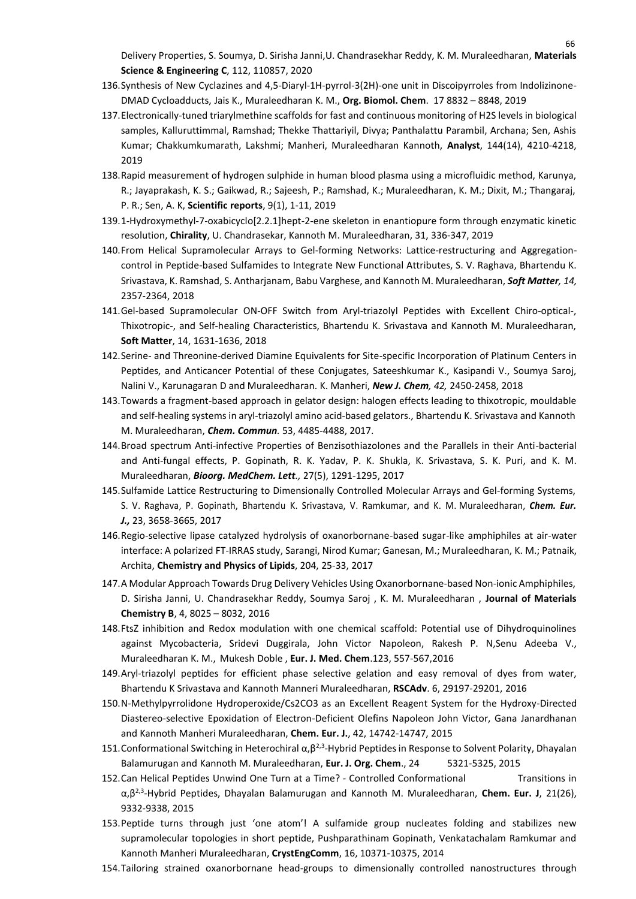Delivery Properties, S. Soumya, D. Sirisha Janni,U. Chandrasekhar Reddy, K. M. Muraleedharan, **Materials Science & Engineering C**, 112, 110857, 2020

136. Synthesis of New Cyclazines and 4,5-Diaryl-1H-pyrrol-3(2H)-one unit in Discoipyrroles from Indolizinone-DMAD Cycloadducts, Jais K., Muraleedharan K. M., **Org. Biomol. Chem**. 17 8832 – 8848, 2019
137. Electronically-tuned triarylmethine scaffolds for fast and continuous monitoring of H2S levels in biological samples, Kalluruttimmal, Ramshad; Thekke Thattariyil, Divya; Panthalattu Parambil, Archana; Sen, Ashis Kumar; Chakkumkumarath, Lakshmi; Manheri, Muraleedharan Kannoth, **Analyst**, 144(14), 4210-4218, 2019
138. Rapid measurement of hydrogen sulphide in human blood plasma using a microfluidic method, Karunya, R.; Jayaprakash, K. S.; Gaikwad, R.; Sajeesh, P.; Ramshad, K.; Muraleedharan, K. M.; Dixit, M.; Thangaraj, P. R.; Sen, A. K, **Scientific reports**, 9(1), 1-11, 2019
139. 1-Hydroxymethyl-7-oxabicyclo[2.2.1]hept-2-ene skeleton in enantiopure form through enzymatic kinetic resolution, **Chirality**, U. Chandrasekar, Kannoth M. Muraleedharan, 31, 336-347, 2019
140. From Helical Supramolecular Arrays to Gel-forming Networks: Lattice-restructuring and Aggregation-control in Peptide-based Sulfamides to Integrate New Functional Attributes, S. V. Raghava, Bhartendu K. Srivastava, K. Ramshad, S. Antharjanam, Babu Varghese, and Kannoth M. Muraleedharan, ***Soft Matter, 14,*** 2357-2364, 2018
141. Gel-based Supramolecular ON-OFF Switch from Aryl-triazolyl Peptides with Excellent Chiro-optical-, Thixotropic-, and Self-healing Characteristics, Bhartendu K. Srivastava and Kannoth M. Muraleedharan, **Soft Matter**, 14, 1631-1636, 2018
142. Serine- and Threonine-derived Diamine Equivalents for Site-specific Incorporation of Platinum Centers in Peptides, and Anticancer Potential of these Conjugates, Sateeshkumar K., Kasipandi V., Soumya Saroj, Nalini V., Karunagaran D and Muraleedharan. K. Manheri, ***New J. Chem, 42,*** 2450-2458, 2018
143. Towards a fragment-based approach in gelator design: halogen effects leading to thixotropic, mouldable and self-healing systems in aryl-triazolyl amino acid-based gelators., Bhartendu K. Srivastava and Kannoth M. Muraleedharan, ***Chem. Commun.*** 53, 4485-4488, 2017.
144. Broad spectrum Anti-infective Properties of Benzisothiazolones and the Parallels in their Anti-bacterial and Anti-fungal effects, P. Gopinath, R. K. Yadav, P. K. Shukla, K. Srivastava, S. K. Puri, and K. M. Muraleedharan, ***Bioorg. MedChem. Lett.,*** 27(5), 1291-1295, 2017
145. Sulfamide Lattice Restructuring to Dimensionally Controlled Molecular Arrays and Gel-forming Systems, S. V. Raghava, P. Gopinath, Bhartendu K. Srivastava, V. Ramkumar, and K. M. Muraleedharan, ***Chem. Eur. J.,*** 23, 3658-3665, 2017
146. Regio-selective lipase catalyzed hydrolysis of oxanorbornane-based sugar-like amphiphiles at air-water interface: A polarized FT-IRRAS study, Sarangi, Nirod Kumar; Ganesan, M.; Muraleedharan, K. M.; Patnaik, Archita, **Chemistry and Physics of Lipids**, 204, 25-33, 2017
147. A Modular Approach Towards Drug Delivery Vehicles Using Oxanorbornane-based Non-ionic Amphiphiles, D. Sirisha Janni, U. Chandrasekhar Reddy, Soumya Saroj , K. M. Muraleedharan , **Journal of Materials Chemistry B**, 4, 8025 – 8032, 2016
148. FtsZ inhibition and Redox modulation with one chemical scaffold: Potential use of Dihydroquinolines against Mycobacteria, Sridevi Duggirala, John Victor Napoleon, Rakesh P. N,Senu Adeeba V., Muraleedharan K. M., Mukesh Doble , **Eur. J. Med. Chem**.123, 557-567,2016
149. Aryl-triazolyl peptides for efficient phase selective gelation and easy removal of dyes from water, Bhartendu K Srivastava and Kannoth Manneri Muraleedharan, **RSCAdv**. 6, 29197-29201, 2016
150. N-Methylpyrrolidone Hydroperoxide/Cs2CO3 as an Excellent Reagent System for the Hydroxy-Directed Diastereo-selective Epoxidation of Electron-Deficient Olefins Napoleon John Victor, Gana Janardhanan and Kannoth Manheri Muraleedharan, **Chem. Eur. J.**, 42, 14742-14747, 2015
151. Conformational Switching in Heterochiral $\alpha,\beta^{2,3}$-Hybrid Peptides in Response to Solvent Polarity, Dhayalan Balamurugan and Kannoth M. Muraleedharan, **Eur. J. Org. Chem**., 24 5321-5325, 2015
152. Can Helical Peptides Unwind One Turn at a Time? - Controlled Conformational Transitions in $\alpha,\beta^{2,3}$-Hybrid Peptides, Dhayalan Balamurugan and Kannoth M. Muraleedharan, **Chem. Eur. J**, 21(26), 9332-9338, 2015
153. Peptide turns through just 'one atom'! A sulfamide group nucleates folding and stabilizes new supramolecular topologies in short peptide, Pushparathinam Gopinath, Venkatachalam Ramkumar and Kannoth Manheri Muraleedharan, **CrystEngComm**, 16, 10371-10375, 2014
154. Tailoring strained oxanorbornane head-groups to dimensionally controlled nanostructures through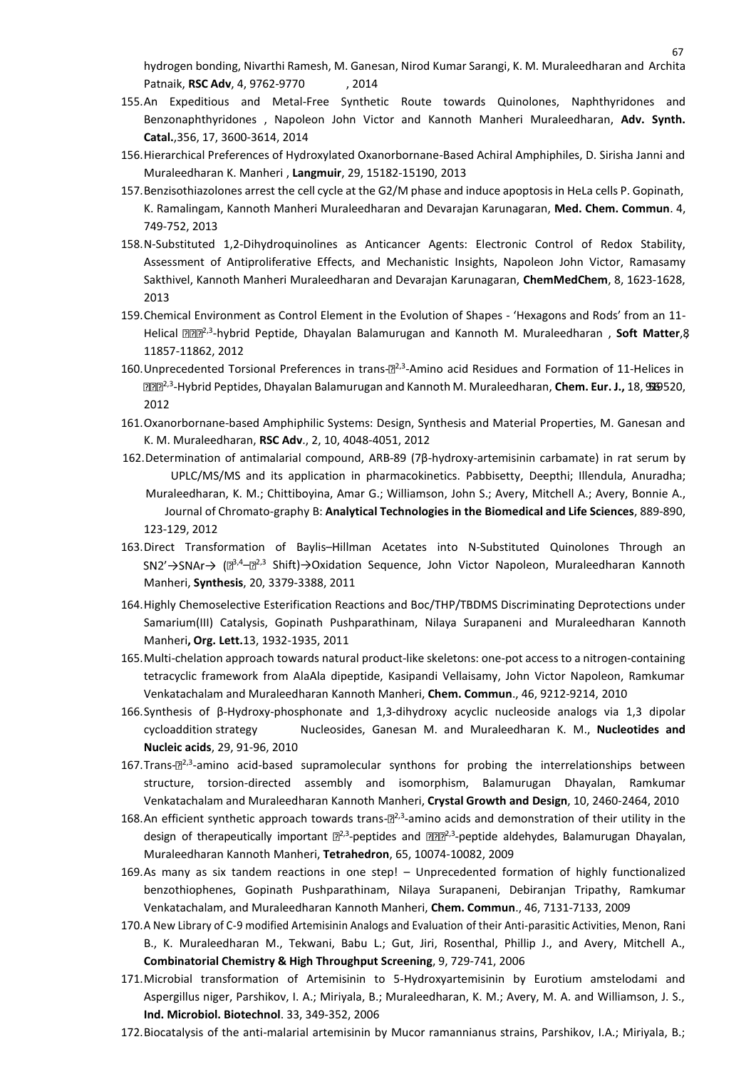hydrogen bonding, Nivarthi Ramesh, M. Ganesan, Nirod Kumar Sarangi, K. M. Muraleedharan and Archita Patnaik, **RSC Adv**, 4, 9762-9770 , 2014

155. An Expeditious and Metal-Free Synthetic Route towards Quinolones, Naphthyridones and Benzonaphthyridones , Napoleon John Victor and Kannoth Manheri Muraleedharan, **Adv. Synth. Catal.**,356, 17, 3600-3614, 2014
156. Hierarchical Preferences of Hydroxylated Oxanorbornane-Based Achiral Amphiphiles, D. Sirisha Janni and Muraleedharan K. Manheri , **Langmuir**, 29, 15182-15190, 2013
157. Benzisothiazolones arrest the cell cycle at the G2/M phase and induce apoptosis in HeLa cells P. Gopinath, K. Ramalingam, Kannoth Manheri Muraleedharan and Devarajan Karunagaran, **Med. Chem. Commun**. 4, 749-752, 2013
158. N-Substituted 1,2-Dihydroquinolines as Anticancer Agents: Electronic Control of Redox Stability, Assessment of Antiproliferative Effects, and Mechanistic Insights, Napoleon John Victor, Ramasamy Sakthivel, Kannoth Manheri Muraleedharan and Devarajan Karunagaran, **ChemMedChem**, 8, 1623-1628, 2013
159. Chemical Environment as Control Element in the Evolution of Shapes - 'Hexagons and Rods' from an 11-Helical ???$^{2,3}$-hybrid Peptide, Dhayalan Balamurugan and Kannoth M. Muraleedharan , **Soft Matter**,8, 11857-11862, 2012
160. Unprecedented Torsional Preferences in trans-?$^{2,3}$-Amino acid Residues and Formation of 11-Helices in ???$^{2,3}$-Hybrid Peptides, Dhayalan Balamurugan and Kannoth M. Muraleedharan, **Chem. Eur. J.,** 18, 9516-9520, 2012
161. Oxanorbornane-based Amphiphilic Systems: Design, Synthesis and Material Properties, M. Ganesan and K. M. Muraleedharan, **RSC Adv**., 2, 10, 4048-4051, 2012
162. Determination of antimalarial compound, ARB-89 (7β-hydroxy-artemisinin carbamate) in rat serum by UPLC/MS/MS and its application in pharmacokinetics. Pabbisetty, Deepthi; Illendula, Anuradha; Muraleedharan, K. M.; Chittiboyina, Amar G.; Williamson, John S.; Avery, Mitchell A.; Avery, Bonnie A., Journal of Chromato-graphy B: **Analytical Technologies in the Biomedical and Life Sciences**, 889-890, 123-129, 2012
163. Direct Transformation of Baylis–Hillman Acetates into N-Substituted Quinolones Through an SN2'→SNAr→ (?$^{3,4}$–?$^{2,3}$ Shift)→Oxidation Sequence, John Victor Napoleon, Muraleedharan Kannoth Manheri, **Synthesis**, 20, 3379-3388, 2011
164. Highly Chemoselective Esterification Reactions and Boc/THP/TBDMS Discriminating Deprotections under Samarium(III) Catalysis, Gopinath Pushparathinam, Nilaya Surapaneni and Muraleedharan Kannoth Manheri**, Org. Lett.**13, 1932-1935, 2011
165. Multi-chelation approach towards natural product-like skeletons: one-pot access to a nitrogen-containing tetracyclic framework from AlaAla dipeptide, Kasipandi Vellaisamy, John Victor Napoleon, Ramkumar Venkatachalam and Muraleedharan Kannoth Manheri, **Chem. Commun**., 46, 9212-9214, 2010
166. Synthesis of β-Hydroxy-phosphonate and 1,3-dihydroxy acyclic nucleoside analogs via 1,3 dipolar cycloaddition strategy Nucleosides, Ganesan M. and Muraleedharan K. M., **Nucleotides and Nucleic acids**, 29, 91-96, 2010
167. Trans-?$^{2,3}$-amino acid-based supramolecular synthons for probing the interrelationships between structure, torsion-directed assembly and isomorphism, Balamurugan Dhayalan, Ramkumar Venkatachalam and Muraleedharan Kannoth Manheri, **Crystal Growth and Design**, 10, 2460-2464, 2010
168. An efficient synthetic approach towards trans-?$^{2,3}$-amino acids and demonstration of their utility in the design of therapeutically important ?$^{2,3}$-peptides and ???$^{2,3}$-peptide aldehydes, Balamurugan Dhayalan, Muraleedharan Kannoth Manheri, **Tetrahedron**, 65, 10074-10082, 2009
169. As many as six tandem reactions in one step! – Unprecedented formation of highly functionalized benzothiophenes, Gopinath Pushparathinam, Nilaya Surapaneni, Debiranjan Tripathy, Ramkumar Venkatachalam, and Muraleedharan Kannoth Manheri, **Chem. Commun**., 46, 7131-7133, 2009
170. A New Library of C-9 modified Artemisinin Analogs and Evaluation of their Anti-parasitic Activities, Menon, Rani B., K. Muraleedharan M., Tekwani, Babu L.; Gut, Jiri, Rosenthal, Phillip J., and Avery, Mitchell A., **Combinatorial Chemistry & High Throughput Screening**, 9, 729-741, 2006
171. Microbial transformation of Artemisinin to 5-Hydroxyartemisinin by Eurotium amstelodami and Aspergillus niger, Parshikov, I. A.; Miriyala, B.; Muraleedharan, K. M.; Avery, M. A. and Williamson, J. S., **Ind. Microbiol. Biotechnol**. 33, 349-352, 2006
172. Biocatalysis of the anti-malarial artemisinin by Mucor ramannianus strains, Parshikov, I.A.; Miriyala, B.;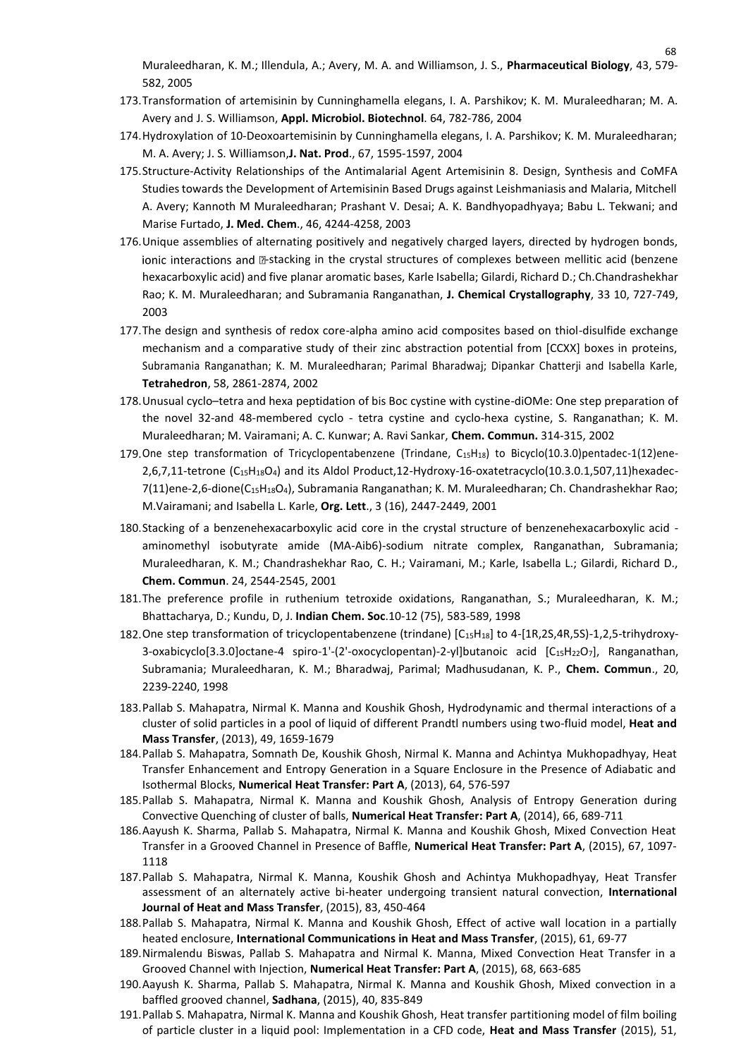Muraleedharan, K. M.; Illendula, A.; Avery, M. A. and Williamson, J. S., **Pharmaceutical Biology**, 43, 579-582, 2005

173. Transformation of artemisinin by Cunninghamella elegans, I. A. Parshikov; K. M. Muraleedharan; M. A. Avery and J. S. Williamson, **Appl. Microbiol. Biotechnol**. 64, 782-786, 2004
174. Hydroxylation of 10-Deoxoartemisinin by Cunninghamella elegans, I. A. Parshikov; K. M. Muraleedharan; M. A. Avery; J. S. Williamson,**J. Nat. Prod**., 67, 1595-1597, 2004
175. Structure-Activity Relationships of the Antimalarial Agent Artemisinin 8. Design, Synthesis and CoMFA Studies towards the Development of Artemisinin Based Drugs against Leishmaniasis and Malaria, Mitchell A. Avery; Kannoth M Muraleedharan; Prashant V. Desai; A. K. Bandhyopadhyaya; Babu L. Tekwani; and Marise Furtado, **J. Med. Chem**., 46, 4244-4258, 2003
176. Unique assemblies of alternating positively and negatively charged layers, directed by hydrogen bonds, ionic interactions and π-stacking in the crystal structures of complexes between mellitic acid (benzene hexacarboxylic acid) and five planar aromatic bases, Karle Isabella; Gilardi, Richard D.; Ch.Chandrashekhar Rao; K. M. Muraleedharan; and Subramania Ranganathan, **J. Chemical Crystallography**, 33 10, 727-749, 2003
177. The design and synthesis of redox core-alpha amino acid composites based on thiol-disulfide exchange mechanism and a comparative study of their zinc abstraction potential from [CCXX] boxes in proteins, Subramania Ranganathan; K. M. Muraleedharan; Parimal Bharadwaj; Dipankar Chatterji and Isabella Karle, **Tetrahedron**, 58, 2861-2874, 2002
178. Unusual cyclo–tetra and hexa peptidation of bis Boc cystine with cystine-diOMe: One step preparation of the novel 32-and 48-membered cyclo - tetra cystine and cyclo-hexa cystine, S. Ranganathan; K. M. Muraleedharan; M. Vairamani; A. C. Kunwar; A. Ravi Sankar, **Chem. Commun.** 314-315, 2002
179. One step transformation of Tricyclopentabenzene (Trindane, $C_{15}H_{18}$) to Bicyclo(10.3.0)pentadec-1(12)ene-2,6,7,11-tetrone ($C_{15}H_{18}O_4$) and its Aldol Product,12-Hydroxy-16-oxatetracyclo(10.3.0.1,507,11)hexadec-7(11)ene-2,6-dione($C_{15}H_{18}O_4$), Subramania Ranganathan; K. M. Muraleedharan; Ch. Chandrashekhar Rao; M.Vairamani; and Isabella L. Karle, **Org. Lett**., 3 (16), 2447-2449, 2001
180. Stacking of a benzenehexacarboxylic acid core in the crystal structure of benzenehexacarboxylic acid - aminomethyl isobutyrate amide (MA-Aib6)-sodium nitrate complex, Ranganathan, Subramania; Muraleedharan, K. M.; Chandrashekhar Rao, C. H.; Vairamani, M.; Karle, Isabella L.; Gilardi, Richard D., **Chem. Commun**. 24, 2544-2545, 2001
181. The preference profile in ruthenium tetroxide oxidations, Ranganathan, S.; Muraleedharan, K. M.; Bhattacharya, D.; Kundu, D, J. **Indian Chem. Soc**.10-12 (75), 583-589, 1998
182. One step transformation of tricyclopentabenzene (trindane) [$C_{15}H_{18}$] to 4-[1R,2S,4R,5S)-1,2,5-trihydroxy-3-oxabicyclo[3.3.0]octane-4 spiro-1'-(2'-oxocyclopentan)-2-yl]butanoic acid [$C_{15}H_{22}O_7$], Ranganathan, Subramania; Muraleedharan, K. M.; Bharadwaj, Parimal; Madhusudanan, K. P., **Chem. Commun**., 20, 2239-2240, 1998
183. Pallab S. Mahapatra, Nirmal K. Manna and Koushik Ghosh, Hydrodynamic and thermal interactions of a cluster of solid particles in a pool of liquid of different Prandtl numbers using two-fluid model, **Heat and Mass Transfer**, (2013), 49, 1659-1679
184. Pallab S. Mahapatra, Somnath De, Koushik Ghosh, Nirmal K. Manna and Achintya Mukhopadhyay, Heat Transfer Enhancement and Entropy Generation in a Square Enclosure in the Presence of Adiabatic and Isothermal Blocks, **Numerical Heat Transfer: Part A**, (2013), 64, 576-597
185. Pallab S. Mahapatra, Nirmal K. Manna and Koushik Ghosh, Analysis of Entropy Generation during Convective Quenching of cluster of balls, **Numerical Heat Transfer: Part A**, (2014), 66, 689-711
186. Aayush K. Sharma, Pallab S. Mahapatra, Nirmal K. Manna and Koushik Ghosh, Mixed Convection Heat Transfer in a Grooved Channel in Presence of Baffle, **Numerical Heat Transfer: Part A**, (2015), 67, 1097-1118
187. Pallab S. Mahapatra, Nirmal K. Manna, Koushik Ghosh and Achintya Mukhopadhyay, Heat Transfer assessment of an alternately active bi-heater undergoing transient natural convection, **International Journal of Heat and Mass Transfer**, (2015), 83, 450-464
188. Pallab S. Mahapatra, Nirmal K. Manna and Koushik Ghosh, Effect of active wall location in a partially heated enclosure, **International Communications in Heat and Mass Transfer**, (2015), 61, 69-77
189. Nirmalendu Biswas, Pallab S. Mahapatra and Nirmal K. Manna, Mixed Convection Heat Transfer in a Grooved Channel with Injection, **Numerical Heat Transfer: Part A**, (2015), 68, 663-685
190. Aayush K. Sharma, Pallab S. Mahapatra, Nirmal K. Manna and Koushik Ghosh, Mixed convection in a baffled grooved channel, **Sadhana**, (2015), 40, 835-849
191. Pallab S. Mahapatra, Nirmal K. Manna and Koushik Ghosh, Heat transfer partitioning model of film boiling of particle cluster in a liquid pool: Implementation in a CFD code, **Heat and Mass Transfer** (2015), 51,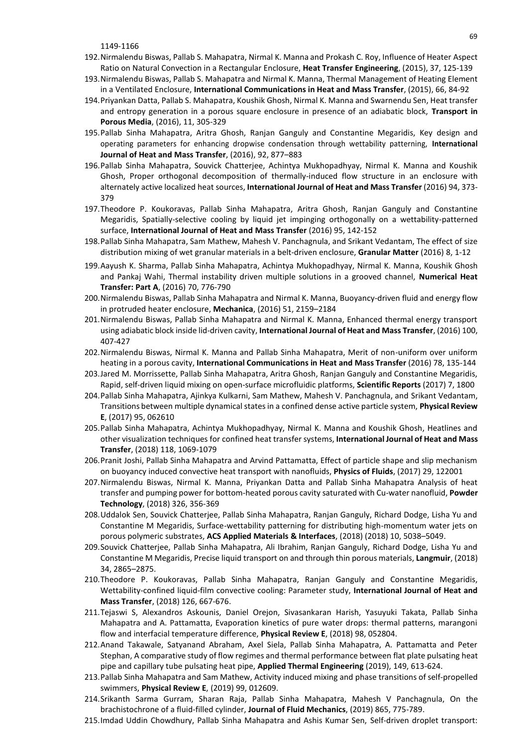1149-1166

192. Nirmalendu Biswas, Pallab S. Mahapatra, Nirmal K. Manna and Prokash C. Roy, Influence of Heater Aspect Ratio on Natural Convection in a Rectangular Enclosure, **Heat Transfer Engineering**, (2015), 37, 125-139
193. Nirmalendu Biswas, Pallab S. Mahapatra and Nirmal K. Manna, Thermal Management of Heating Element in a Ventilated Enclosure, **International Communications in Heat and Mass Transfer**, (2015), 66, 84-92
194. Priyankan Datta, Pallab S. Mahapatra, Koushik Ghosh, Nirmal K. Manna and Swarnendu Sen, Heat transfer and entropy generation in a porous square enclosure in presence of an adiabatic block, **Transport in Porous Media**, (2016), 11, 305-329
195. Pallab Sinha Mahapatra, Aritra Ghosh, Ranjan Ganguly and Constantine Megaridis, Key design and operating parameters for enhancing dropwise condensation through wettability patterning, **International Journal of Heat and Mass Transfer**, (2016), 92, 877–883
196. Pallab Sinha Mahapatra, Souvick Chatterjee, Achintya Mukhopadhyay, Nirmal K. Manna and Koushik Ghosh, Proper orthogonal decomposition of thermally-induced flow structure in an enclosure with alternately active localized heat sources, **International Journal of Heat and Mass Transfer** (2016) 94, 373-379
197. Theodore P. Koukoravas, Pallab Sinha Mahapatra, Aritra Ghosh, Ranjan Ganguly and Constantine Megaridis, Spatially-selective cooling by liquid jet impinging orthogonally on a wettability-patterned surface, **International Journal of Heat and Mass Transfer** (2016) 95, 142-152
198. Pallab Sinha Mahapatra, Sam Mathew, Mahesh V. Panchagnula, and Srikant Vedantam, The effect of size distribution mixing of wet granular materials in a belt-driven enclosure, **Granular Matter** (2016) 8, 1-12
199. Aayush K. Sharma, Pallab Sinha Mahapatra, Achintya Mukhopadhyay, Nirmal K. Manna, Koushik Ghosh and Pankaj Wahi, Thermal instability driven multiple solutions in a grooved channel, **Numerical Heat Transfer: Part A**, (2016) 70, 776-790
200. Nirmalendu Biswas, Pallab Sinha Mahapatra and Nirmal K. Manna, Buoyancy-driven fluid and energy flow in protruded heater enclosure, **Mechanica**, (2016) 51, 2159–2184
201. Nirmalendu Biswas, Pallab Sinha Mahapatra and Nirmal K. Manna, Enhanced thermal energy transport using adiabatic block inside lid-driven cavity, **International Journal of Heat and Mass Transfer**, (2016) 100, 407-427
202. Nirmalendu Biswas, Nirmal K. Manna and Pallab Sinha Mahapatra, Merit of non-uniform over uniform heating in a porous cavity, **International Communications in Heat and Mass Transfer** (2016) 78, 135-144
203. Jared M. Morrissette, Pallab Sinha Mahapatra, Aritra Ghosh, Ranjan Ganguly and Constantine Megaridis, Rapid, self-driven liquid mixing on open-surface microfluidic platforms, **Scientific Reports** (2017) 7, 1800
204. Pallab Sinha Mahapatra, Ajinkya Kulkarni, Sam Mathew, Mahesh V. Panchagnula, and Srikant Vedantam, Transitions between multiple dynamical states in a confined dense active particle system, **Physical Review E**, (2017) 95, 062610
205. Pallab Sinha Mahapatra, Achintya Mukhopadhyay, Nirmal K. Manna and Koushik Ghosh, Heatlines and other visualization techniques for confined heat transfer systems, **International Journal of Heat and Mass Transfer**, (2018) 118, 1069-1079
206. Pranit Joshi, Pallab Sinha Mahapatra and Arvind Pattamatta, Effect of particle shape and slip mechanism on buoyancy induced convective heat transport with nanofluids, **Physics of Fluids**, (2017) 29, 122001
207. Nirmalendu Biswas, Nirmal K. Manna, Priyankan Datta and Pallab Sinha Mahapatra Analysis of heat transfer and pumping power for bottom-heated porous cavity saturated with Cu-water nanofluid, **Powder Technology**, (2018) 326, 356-369
208. Uddalok Sen, Souvick Chatterjee, Pallab Sinha Mahapatra, Ranjan Ganguly, Richard Dodge, Lisha Yu and Constantine M Megaridis, Surface-wettability patterning for distributing high-momentum water jets on porous polymeric substrates, **ACS Applied Materials & Interfaces**, (2018) (2018) 10, 5038–5049.
209. Souvick Chatterjee, Pallab Sinha Mahapatra, Ali Ibrahim, Ranjan Ganguly, Richard Dodge, Lisha Yu and Constantine M Megaridis, Precise liquid transport on and through thin porous materials, **Langmuir**, (2018) 34, 2865–2875.
210. Theodore P. Koukoravas, Pallab Sinha Mahapatra, Ranjan Ganguly and Constantine Megaridis, Wettability-confined liquid-film convective cooling: Parameter study, **International Journal of Heat and Mass Transfer**, (2018) 126, 667-676.
211. Tejaswi S, Alexandros Askounis, Daniel Orejon, Sivasankaran Harish, Yasuyuki Takata, Pallab Sinha Mahapatra and A. Pattamatta, Evaporation kinetics of pure water drops: thermal patterns, marangoni flow and interfacial temperature difference, **Physical Review E**, (2018) 98, 052804.
212. Anand Takawale, Satyanand Abraham, Axel Siela, Pallab Sinha Mahapatra, A. Pattamatta and Peter Stephan, A comparative study of flow regimes and thermal performance between flat plate pulsating heat pipe and capillary tube pulsating heat pipe, **Applied Thermal Engineering** (2019), 149, 613-624.
213. Pallab Sinha Mahapatra and Sam Mathew, Activity induced mixing and phase transitions of self-propelled swimmers, **Physical Review E**, (2019) 99, 012609.
214. Srikanth Sarma Gurram, Sharan Raja, Pallab Sinha Mahapatra, Mahesh V Panchagnula, On the brachistochrone of a fluid-filled cylinder, **Journal of Fluid Mechanics**, (2019) 865, 775-789.
215. Imdad Uddin Chowdhury, Pallab Sinha Mahapatra and Ashis Kumar Sen, Self-driven droplet transport: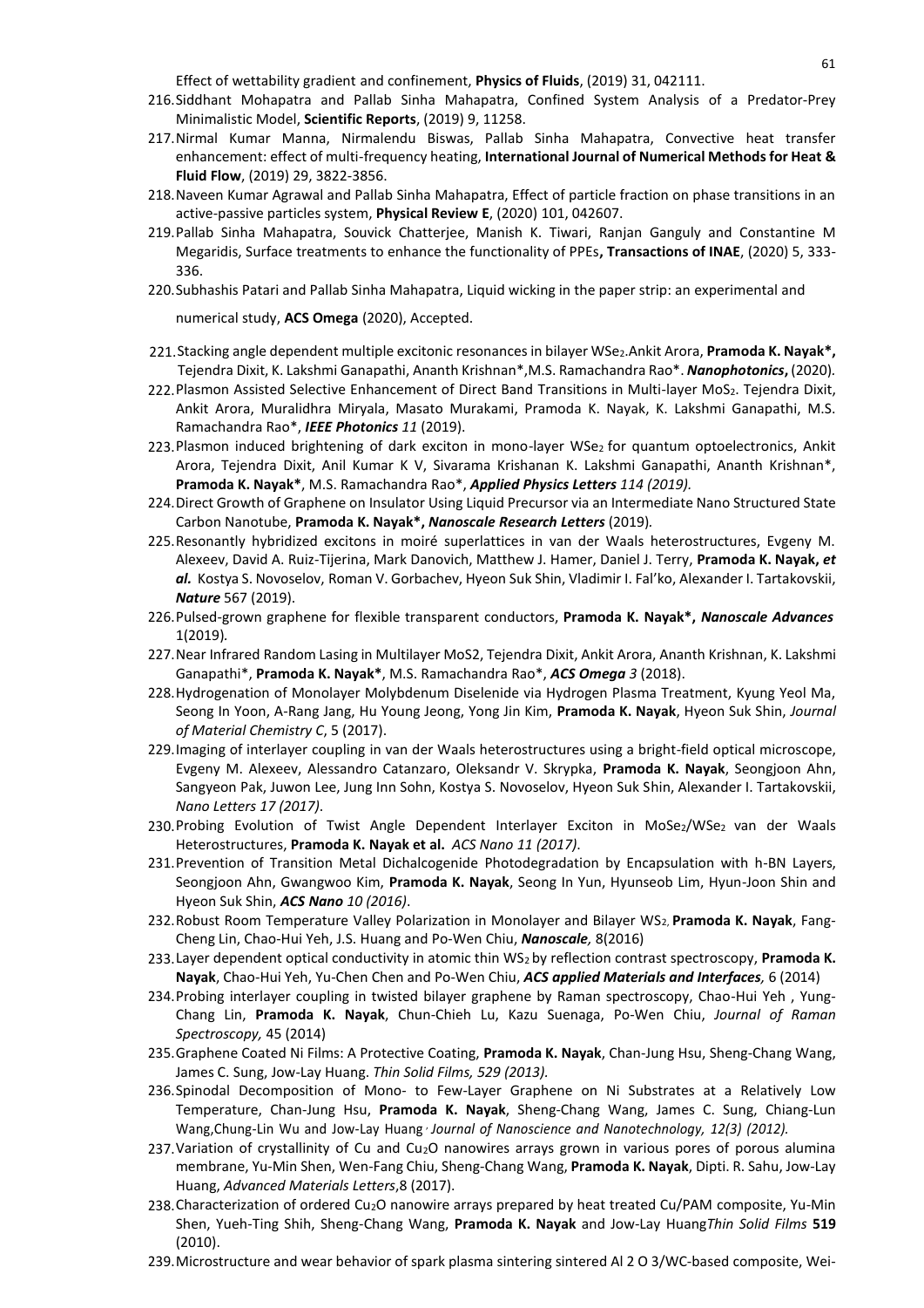Effect of wettability gradient and confinement, **Physics of Fluids**, (2019) 31, 042111.

216. Siddhant Mohapatra and Pallab Sinha Mahapatra, Confined System Analysis of a Predator-Prey Minimalistic Model, **Scientific Reports**, (2019) 9, 11258.
217. Nirmal Kumar Manna, Nirmalendu Biswas, Pallab Sinha Mahapatra, Convective heat transfer enhancement: effect of multi-frequency heating, **International Journal of Numerical Methods for Heat & Fluid Flow**, (2019) 29, 3822-3856.
218. Naveen Kumar Agrawal and Pallab Sinha Mahapatra, Effect of particle fraction on phase transitions in an active-passive particles system, **Physical Review E**, (2020) 101, 042607.
219. Pallab Sinha Mahapatra, Souvick Chatterjee, Manish K. Tiwari, Ranjan Ganguly and Constantine M Megaridis, Surface treatments to enhance the functionality of PPEs**, Transactions of INAE**, (2020) 5, 333-336.
220. Subhashis Patari and Pallab Sinha Mahapatra, Liquid wicking in the paper strip: an experimental and numerical study, **ACS Omega** (2020), Accepted.
221. Stacking angle dependent multiple excitonic resonances in bilayer $WSe_2$.Ankit Arora, **Pramoda K. Nayak\*,** Tejendra Dixit, K. Lakshmi Ganapathi, Ananth Krishnan\*,M.S. Ramachandra Rao\*. ***Nanophotonics*,** (2020).
222. Plasmon Assisted Selective Enhancement of Direct Band Transitions in Multi-layer $MoS_2$. Tejendra Dixit, Ankit Arora, Muralidhra Miryala, Masato Murakami, Pramoda K. Nayak, K. Lakshmi Ganapathi, M.S. Ramachandra Rao\*, ***IEEE Photonics** 11* (2019).
223. Plasmon induced brightening of dark exciton in mono-layer $WSe_2$ for quantum optoelectronics, Ankit Arora, Tejendra Dixit, Anil Kumar K V, Sivarama Krishanan K. Lakshmi Ganapathi, Ananth Krishnan\*, **Pramoda K. Nayak\***, M.S. Ramachandra Rao\*, ***Applied Physics Letters** 114 (2019).*
224. Direct Growth of Graphene on Insulator Using Liquid Precursor via an Intermediate Nano Structured State Carbon Nanotube, **Pramoda K. Nayak\*, *Nanoscale Research Letters*** (2019).
225. Resonantly hybridized excitons in moiré superlattices in van der Waals heterostructures, Evgeny M. Alexeev, David A. Ruiz-Tijerina, Mark Danovich, Matthew J. Hamer, Daniel J. Terry, **Pramoda K. Nayak, *et al.*** Kostya S. Novoselov, Roman V. Gorbachev, Hyeon Suk Shin, Vladimir I. Fal'ko, Alexander I. Tartakovskii, ***Nature*** 567 (2019).
226. Pulsed-grown graphene for flexible transparent conductors, **Pramoda K. Nayak\*, *Nanoscale Advances*** 1(2019).
227. Near Infrared Random Lasing in Multilayer MoS2, Tejendra Dixit, Ankit Arora, Ananth Krishnan, K. Lakshmi Ganapathi\*, **Pramoda K. Nayak\***, M.S. Ramachandra Rao\*, ***ACS Omega** 3* (2018).
228. Hydrogenation of Monolayer Molybdenum Diselenide via Hydrogen Plasma Treatment, Kyung Yeol Ma, Seong In Yoon, A-Rang Jang, Hu Young Jeong, Yong Jin Kim, **Pramoda K. Nayak**, Hyeon Suk Shin, *Journal of Material Chemistry C*, 5 (2017).
229. Imaging of interlayer coupling in van der Waals heterostructures using a bright-field optical microscope, Evgeny M. Alexeev, Alessandro Catanzaro, Oleksandr V. Skrypka, **Pramoda K. Nayak**, Seongjoon Ahn, Sangyeon Pak, Juwon Lee, Jung Inn Sohn, Kostya S. Novoselov, Hyeon Suk Shin, Alexander I. Tartakovskii, *Nano Letters 17 (2017)*.
230. Probing Evolution of Twist Angle Dependent Interlayer Exciton in $MoSe_2/WSe_2$ van der Waals Heterostructures, **Pramoda K. Nayak et al.** *ACS Nano 11 (2017)*.
231. Prevention of Transition Metal Dichalcogenide Photodegradation by Encapsulation with h-BN Layers, Seongjoon Ahn, Gwangwoo Kim, **Pramoda K. Nayak**, Seong In Yun, Hyunseob Lim, Hyun-Joon Shin and Hyeon Suk Shin, ***ACS Nano** 10 (2016)*.
232. Robust Room Temperature Valley Polarization in Monolayer and Bilayer $WS_2$, **Pramoda K. Nayak**, Fang-Cheng Lin, Chao-Hui Yeh, J.S. Huang and Po-Wen Chiu, ***Nanoscale,*** 8(2016)
233. Layer dependent optical conductivity in atomic thin $WS_2$ by reflection contrast spectroscopy, **Pramoda K. Nayak**, Chao-Hui Yeh, Yu-Chen Chen and Po-Wen Chiu, ***ACS applied Materials and Interfaces,*** 6 (2014)
234. Probing interlayer coupling in twisted bilayer graphene by Raman spectroscopy, Chao-Hui Yeh , Yung-Chang Lin, **Pramoda K. Nayak**, Chun-Chieh Lu, Kazu Suenaga, Po-Wen Chiu, *Journal of Raman Spectroscopy,* 45 (2014)
235. Graphene Coated Ni Films: A Protective Coating, **Pramoda K. Nayak**, Chan-Jung Hsu, Sheng-Chang Wang, James C. Sung, Jow-Lay Huang. *Thin Solid Films, 529 (2013).*
236. Spinodal Decomposition of Mono- to Few-Layer Graphene on Ni Substrates at a Relatively Low Temperature, Chan-Jung Hsu, **Pramoda K. Nayak**, Sheng-Chang Wang, James C. Sung, Chiang-Lun Wang,Chung-Lin Wu and Jow-Lay Huang*, Journal of Nanoscience and Nanotechnology, 12(3) (2012).*
237. Variation of crystallinity of Cu and $Cu_2O$ nanowires arrays grown in various pores of porous alumina membrane, Yu-Min Shen, Wen-Fang Chiu, Sheng-Chang Wang, **Pramoda K. Nayak**, Dipti. R. Sahu, Jow-Lay Huang, *Advanced Materials Letters*,8 (2017).
238. Characterization of ordered $Cu_2O$ nanowire arrays prepared by heat treated Cu/PAM composite, Yu-Min Shen, Yueh-Ting Shih, Sheng-Chang Wang, **Pramoda K. Nayak** and Jow-Lay Huang*Thin Solid Films* **519** (2010).
239. Microstructure and wear behavior of spark plasma sintering sintered Al 2 O 3/WC-based composite, Wei-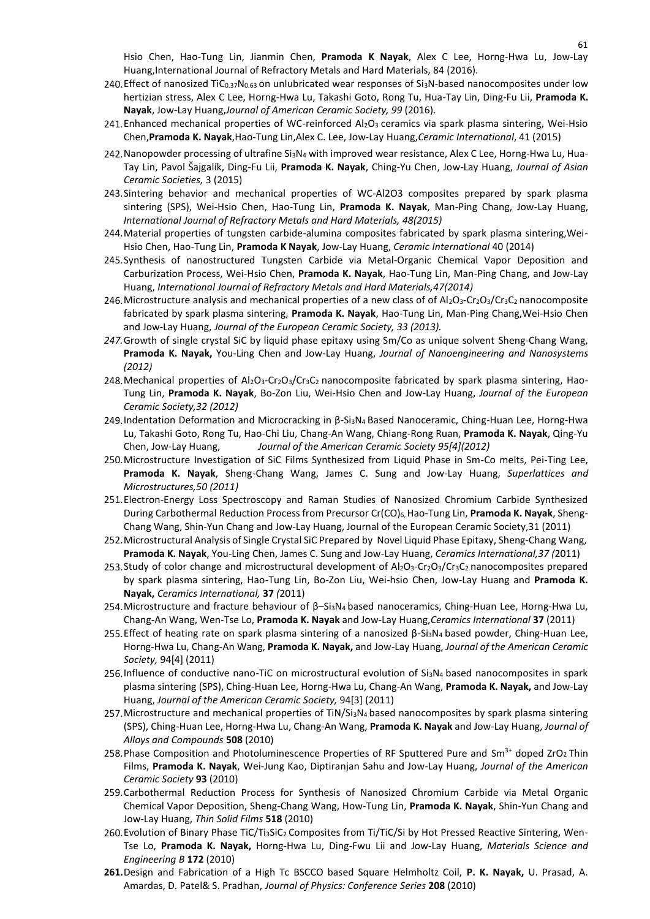Hsio Chen, Hao-Tung Lin, Jianmin Chen, **Pramoda K Nayak**, Alex C Lee, Horng-Hwa Lu, Jow-Lay Huang,International Journal of Refractory Metals and Hard Materials, 84 (2016).

240. Effect of nanosized $TiC_{0.37}N_{0.63}$ on unlubricated wear responses of $Si_3N$-based nanocomposites under low hertizian stress, Alex C Lee, Horng-Hwa Lu, Takashi Goto, Rong Tu, Hua-Tay Lin, Ding-Fu Lii, **Pramoda K. Nayak**, Jow-Lay Huang,*Journal of American Ceramic Society, 99* (2016).
241. Enhanced mechanical properties of WC-reinforced $Al_2O_3$ ceramics via spark plasma sintering, Wei-Hsio Chen,**Pramoda K. Nayak**,Hao-Tung Lin,Alex C. Lee, Jow-Lay Huang,*Ceramic International*, 41 (2015)
242. Nanopowder processing of ultrafine $Si_3N_4$ with improved wear resistance, Alex C Lee, Horng-Hwa Lu, Hua-Tay Lin, Pavol Šajgalík, Ding-Fu Lii, **Pramoda K. Nayak**, Ching-Yu Chen, Jow-Lay Huang, *Journal of Asian Ceramic Societies,* 3 (2015)
243. Sintering behavior and mechanical properties of WC-Al2O3 composites prepared by spark plasma sintering (SPS), Wei-Hsio Chen, Hao-Tung Lin, **Pramoda K. Nayak**, Man-Ping Chang, Jow-Lay Huang, *International Journal of Refractory Metals and Hard Materials, 48(2015)*
244. Material properties of tungsten carbide-alumina composites fabricated by spark plasma sintering,Wei-Hsio Chen, Hao-Tung Lin, **Pramoda K Nayak**, Jow-Lay Huang, *Ceramic International* 40 (2014)
245. Synthesis of nanostructured Tungsten Carbide via Metal-Organic Chemical Vapor Deposition and Carburization Process, Wei-Hsio Chen, **Pramoda K. Nayak**, Hao-Tung Lin, Man-Ping Chang, and Jow-Lay Huang, *International Journal of Refractory Metals and Hard Materials,47(2014)*
246. Microstructure analysis and mechanical properties of a new class of of $Al_2O_3$-$Cr_2O_3$/$Cr_3C_2$ nanocomposite fabricated by spark plasma sintering, **Pramoda K. Nayak**, Hao-Tung Lin, Man-Ping Chang,Wei-Hsio Chen and Jow-Lay Huang, *Journal of the European Ceramic Society, 33 (2013).*
247. Growth of single crystal SiC by liquid phase epitaxy using Sm/Co as unique solvent Sheng-Chang Wang, **Pramoda K. Nayak,** You-Ling Chen and Jow-Lay Huang, *Journal of Nanoengineering and Nanosystems (2012)*
248. Mechanical properties of $Al_2O_3$-$Cr_2O_3$/$Cr_3C_2$ nanocomposite fabricated by spark plasma sintering, Hao-Tung Lin, **Pramoda K. Nayak**, Bo-Zon Liu, Wei-Hsio Chen and Jow-Lay Huang, *Journal of the European Ceramic Society,32 (2012)*
249. Indentation Deformation and Microcracking in β-$Si_3N_4$ Based Nanoceramic, Ching-Huan Lee, Horng-Hwa Lu, Takashi Goto, Rong Tu, Hao-Chi Liu, Chang-An Wang, Chiang-Rong Ruan, **Pramoda K. Nayak**, Qing-Yu Chen, Jow-Lay Huang, *Journal of the American Ceramic Society 95[4](2012)*
250. Microstructure Investigation of SiC Films Synthesized from Liquid Phase in Sm-Co melts, Pei-Ting Lee, **Pramoda K. Nayak**, Sheng-Chang Wang, James C. Sung and Jow-Lay Huang, *Superlattices and Microstructures,50 (2011)*
251. Electron-Energy Loss Spectroscopy and Raman Studies of Nanosized Chromium Carbide Synthesized During Carbothermal Reduction Process from Precursor $Cr(CO)_6$, Hao-Tung Lin, **Pramoda K. Nayak**, Sheng-Chang Wang, Shin-Yun Chang and Jow-Lay Huang, Journal of the European Ceramic Society,31 (2011)
252. Microstructural Analysis of Single Crystal SiC Prepared by Novel Liquid Phase Epitaxy, Sheng-Chang Wang, **Pramoda K. Nayak**, You-Ling Chen, James C. Sung and Jow-Lay Huang, *Ceramics International,37 (*2011)
253. Study of color change and microstructural development of $Al_2O_3$-$Cr_2O_3$/$Cr_3C_2$ nanocomposites prepared by spark plasma sintering, Hao-Tung Lin, Bo-Zon Liu, Wei-hsio Chen, Jow-Lay Huang and **Pramoda K. Nayak,** *Ceramics International,* **37** *(*2011)
254. Microstructure and fracture behaviour of β–$Si_3N_4$ based nanoceramics, Ching-Huan Lee, Horng-Hwa Lu, Chang-An Wang, Wen-Tse Lo, **Pramoda K. Nayak** and Jow-Lay Huang,*Ceramics International* **37** (2011)
255. Effect of heating rate on spark plasma sintering of a nanosized β-$Si_3N_4$ based powder, Ching-Huan Lee, Horng-Hwa Lu, Chang-An Wang, **Pramoda K. Nayak,** and Jow-Lay Huang, *Journal of the American Ceramic Society,* 94[4] (2011)
256. Influence of conductive nano-TiC on microstructural evolution of $Si_3N_4$ based nanocomposites in spark plasma sintering (SPS), Ching-Huan Lee, Horng-Hwa Lu, Chang-An Wang, **Pramoda K. Nayak,** and Jow-Lay Huang, *Journal of the American Ceramic Society,* 94[3] (2011)
257. Microstructure and mechanical properties of TiN/$Si_3N_4$ based nanocomposites by spark plasma sintering (SPS), Ching-Huan Lee, Horng-Hwa Lu, Chang-An Wang, **Pramoda K. Nayak** and Jow-Lay Huang, *Journal of Alloys and Compounds* **508** (2010)
258. Phase Composition and Photoluminescence Properties of RF Sputtered Pure and $Sm^{3+}$ doped $ZrO_2$ Thin Films, **Pramoda K. Nayak**, Wei-Jung Kao, Diptiranjan Sahu and Jow-Lay Huang, *Journal of the American Ceramic Society* **93** (2010)
259. Carbothermal Reduction Process for Synthesis of Nanosized Chromium Carbide via Metal Organic Chemical Vapor Deposition, Sheng-Chang Wang, How-Tung Lin, **Pramoda K. Nayak**, Shin-Yun Chang and Jow-Lay Huang, *Thin Solid Films* **518** (2010)
260. Evolution of Binary Phase TiC/$Ti_3SiC_2$ Composites from Ti/TiC/Si by Hot Pressed Reactive Sintering, Wen-Tse Lo, **Pramoda K. Nayak,** Horng-Hwa Lu, Ding-Fwu Lii and Jow-Lay Huang, *Materials Science and Engineering B* **172** (2010)
261. Design and Fabrication of a High Tc BSCCO based Square Helmholtz Coil, **P. K. Nayak,** U. Prasad, A. Amardas, D. Patel& S. Pradhan, *Journal of Physics: Conference Series* **208** (2010)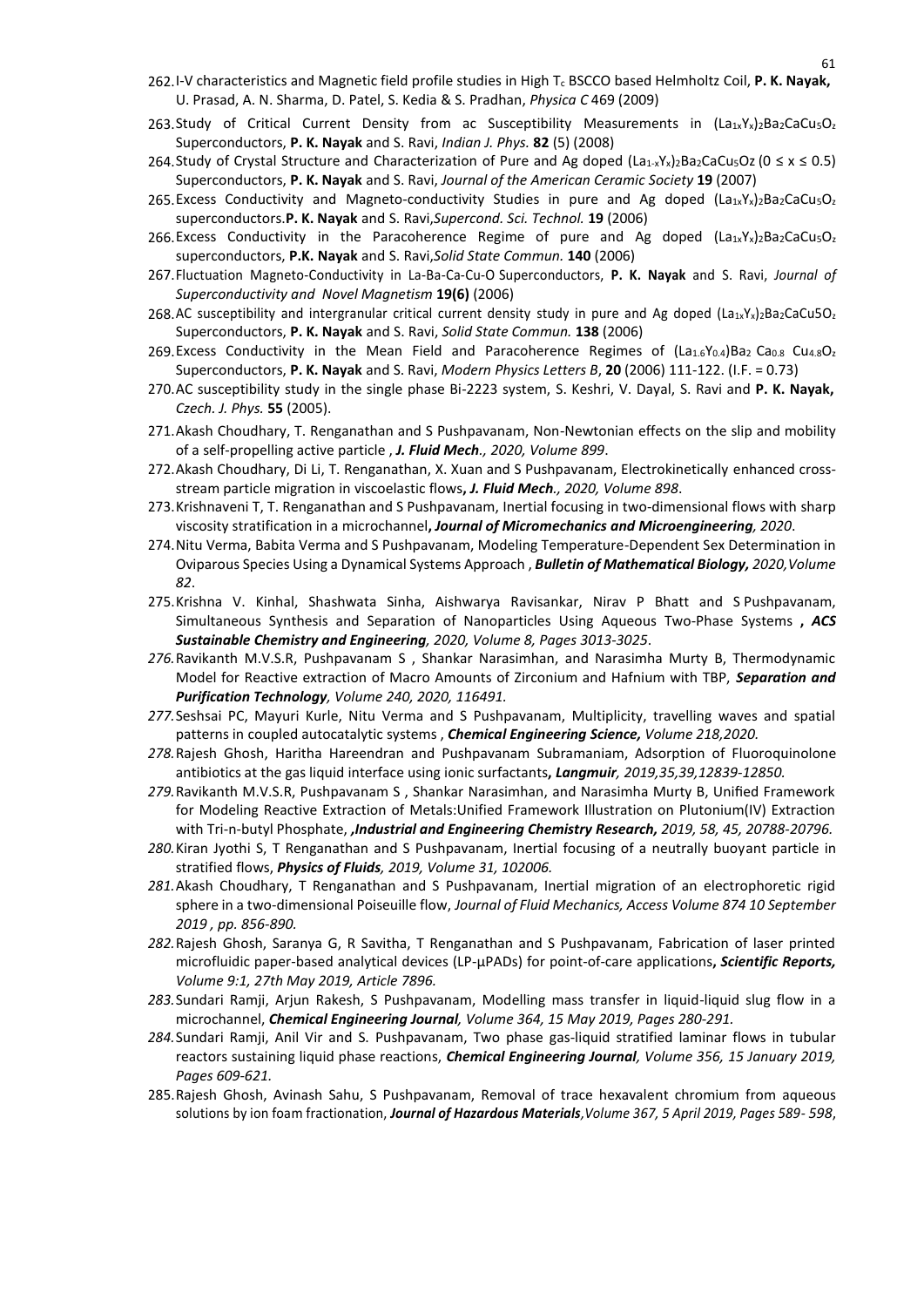262. I-V characteristics and Magnetic field profile studies in High $T_c$ BSCCO based Helmholtz Coil, **P. K. Nayak,** U. Prasad, A. N. Sharma, D. Patel, S. Kedia & S. Pradhan, *Physica C* 469 (2009)

263. Study of Critical Current Density from ac Susceptibility Measurements in $(La_{1x}Y_x)_2Ba_2CaCu_5O_z$ Superconductors, **P. K. Nayak** and S. Ravi, *Indian J. Phys.* **82** (5) (2008)

264. Study of Crystal Structure and Characterization of Pure and Ag doped $(La_{1-x}Y_x)_2Ba_2CaCu_5Oz$ $(0 \le x \le 0.5)$ Superconductors, **P. K. Nayak** and S. Ravi, *Journal of the American Ceramic Society* **19** (2007)

265. Excess Conductivity and Magneto-conductivity Studies in pure and Ag doped $(La_{1x}Y_x)_2Ba_2CaCu_5O_z$ superconductors.**P. K. Nayak** and S. Ravi,*Supercond. Sci. Technol.* **19** (2006)

266. Excess Conductivity in the Paracoherence Regime of pure and Ag doped $(La_{1x}Y_x)_2Ba_2CaCu_5O_z$ superconductors, **P.K. Nayak** and S. Ravi,*Solid State Commun.* **140** (2006)

267. Fluctuation Magneto-Conductivity in La-Ba-Ca-Cu-O Superconductors, **P. K. Nayak** and S. Ravi, *Journal of Superconductivity and Novel Magnetism* **19(6)** (2006)

268. AC susceptibility and intergranular critical current density study in pure and Ag doped $(La_{1x}Y_x)_2Ba_2CaCu5O_z$ Superconductors, **P. K. Nayak** and S. Ravi, *Solid State Commun.* **138** (2006)

269. Excess Conductivity in the Mean Field and Paracoherence Regimes of $(La_{1.6}Y_{0.4})Ba_2\,Ca_{0.8}\,Cu_{4.8}O_z$ Superconductors, **P. K. Nayak** and S. Ravi, *Modern Physics Letters B*, **20** (2006) 111-122. (I.F. = 0.73)

270. AC susceptibility study in the single phase Bi-2223 system, S. Keshri, V. Dayal, S. Ravi and **P. K. Nayak,** *Czech. J. Phys.* **55** (2005).

271. Akash Choudhary, T. Renganathan and S Pushpavanam, Non-Newtonian effects on the slip and mobility of a self-propelling active particle , ***J. Fluid Mech**., 2020, Volume 899*.

272. Akash Choudhary, Di Li, T. Renganathan, X. Xuan and S Pushpavanam, Electrokinetically enhanced cross-stream particle migration in viscoelastic flows**,** ***J. Fluid Mech**., 2020, Volume 898*.

273. Krishnaveni T, T. Renganathan and S Pushpavanam, Inertial focusing in two-dimensional flows with sharp viscosity stratification in a microchannel**,** ***Journal of Micromechanics and Microengineering**, 2020*.

274. Nitu Verma, Babita Verma and S Pushpavanam, Modeling Temperature-Dependent Sex Determination in Oviparous Species Using a Dynamical Systems Approach , ***Bulletin of Mathematical Biology,** 2020,Volume 82*.

275. Krishna V. Kinhal, Shashwata Sinha, Aishwarya Ravisankar, Nirav P Bhatt and S Pushpavanam, Simultaneous Synthesis and Separation of Nanoparticles Using Aqueous Two-Phase Systems **,** ***ACS Sustainable Chemistry and Engineering**, 2020, Volume 8, Pages 3013-3025*.

276. Ravikanth M.V.S.R, Pushpavanam S , Shankar Narasimhan, and Narasimha Murty B, Thermodynamic Model for Reactive extraction of Macro Amounts of Zirconium and Hafnium with TBP, ***Separation and Purification Technology**, Volume 240, 2020, 116491.*

277. Seshsai PC, Mayuri Kurle, Nitu Verma and S Pushpavanam, Multiplicity, travelling waves and spatial patterns in coupled autocatalytic systems , ***Chemical Engineering Science,** Volume 218,2020.*

278. Rajesh Ghosh, Haritha Hareendran and Pushpavanam Subramaniam, Adsorption of Fluoroquinolone antibiotics at the gas liquid interface using ionic surfactants**,** ***Langmuir**, 2019,35,39,12839-12850.*

279. Ravikanth M.V.S.R, Pushpavanam S , Shankar Narasimhan, and Narasimha Murty B, Unified Framework for Modeling Reactive Extraction of Metals:Unified Framework Illustration on Plutonium(IV) Extraction with Tri-n-butyl Phosphate, **,*Industrial and Engineering Chemistry Research,*** *2019, 58, 45, 20788-20796.*

280. Kiran Jyothi S, T Renganathan and S Pushpavanam, Inertial focusing of a neutrally buoyant particle in stratified flows, ***Physics of Fluids**, 2019, Volume 31, 102006.*

281. Akash Choudhary, T Renganathan and S Pushpavanam, Inertial migration of an electrophoretic rigid sphere in a two-dimensional Poiseuille flow, *Journal of Fluid Mechanics, Access Volume 874 10 September 2019 , pp. 856-890.*

282. Rajesh Ghosh, Saranya G, R Savitha, T Renganathan and S Pushpavanam, Fabrication of laser printed microfluidic paper-based analytical devices (LP-µPADs) for point-of-care applications**,** ***Scientific Reports,*** *Volume 9:1, 27th May 2019, Article 7896.*

283. Sundari Ramji, Arjun Rakesh, S Pushpavanam, Modelling mass transfer in liquid-liquid slug flow in a microchannel, ***Chemical Engineering Journal**, Volume 364, 15 May 2019, Pages 280-291.*

284. Sundari Ramji, Anil Vir and S. Pushpavanam, Two phase gas-liquid stratified laminar flows in tubular reactors sustaining liquid phase reactions, ***Chemical Engineering Journal**, Volume 356, 15 January 2019, Pages 609-621.*

285. Rajesh Ghosh, Avinash Sahu, S Pushpavanam, Removal of trace hexavalent chromium from aqueous solutions by ion foam fractionation, ***Journal of Hazardous Materials**,Volume 367, 5 April 2019, Pages 589- 598*,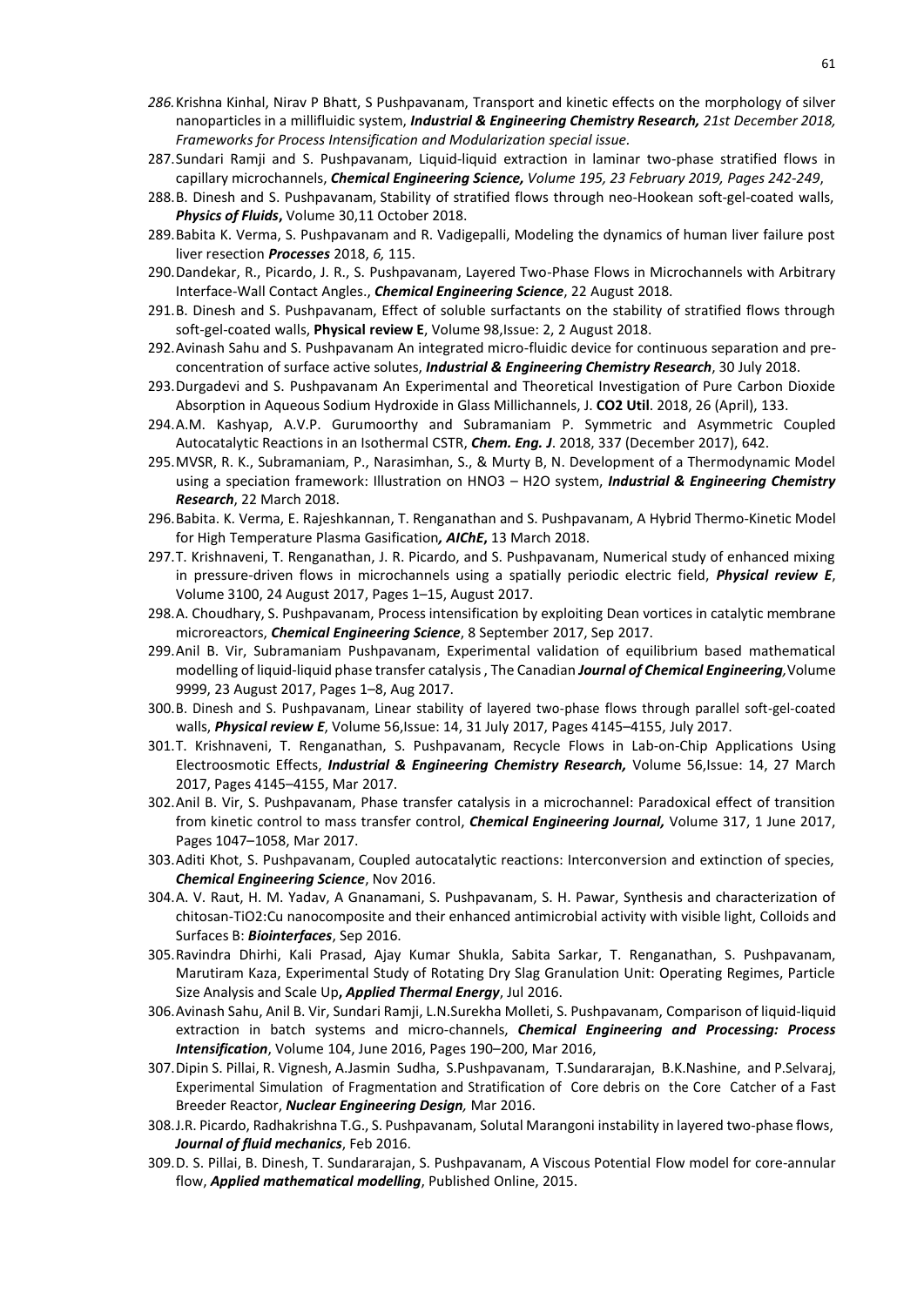286. Krishna Kinhal, Nirav P Bhatt, S Pushpavanam, Transport and kinetic effects on the morphology of silver nanoparticles in a millifluidic system, ***Industrial & Engineering Chemistry Research,*** *21st December 2018, Frameworks for Process Intensification and Modularization special issue.*
287. Sundari Ramji and S. Pushpavanam, Liquid-liquid extraction in laminar two-phase stratified flows in capillary microchannels, ***Chemical Engineering Science,*** *Volume 195, 23 February 2019, Pages 242-249*,
288. B. Dinesh and S. Pushpavanam, Stability of stratified flows through neo-Hookean soft-gel-coated walls, ***Physics of Fluids*,** Volume 30,11 October 2018.
289. Babita K. Verma, S. Pushpavanam and R. Vadigepalli, Modeling the dynamics of human liver failure post liver resection ***Processes*** 2018, *6,* 115.
290. Dandekar, R., Picardo, J. R., S. Pushpavanam, Layered Two-Phase Flows in Microchannels with Arbitrary Interface-Wall Contact Angles., ***Chemical Engineering Science***, 22 August 2018.
291. B. Dinesh and S. Pushpavanam, Effect of soluble surfactants on the stability of stratified flows through soft-gel-coated walls, **Physical review E**, Volume 98,Issue: 2, 2 August 2018.
292. Avinash Sahu and S. Pushpavanam An integrated micro-fluidic device for continuous separation and pre-concentration of surface active solutes, ***Industrial & Engineering Chemistry Research***, 30 July 2018.
293. Durgadevi and S. Pushpavanam An Experimental and Theoretical Investigation of Pure Carbon Dioxide Absorption in Aqueous Sodium Hydroxide in Glass Millichannels, J. **CO2 Util**. 2018, 26 (April), 133.
294. A.M. Kashyap, A.V.P. Gurumoorthy and Subramaniam P. Symmetric and Asymmetric Coupled Autocatalytic Reactions in an Isothermal CSTR, ***Chem. Eng. J***. 2018, 337 (December 2017), 642.
295. MVSR, R. K., Subramaniam, P., Narasimhan, S., & Murty B, N. Development of a Thermodynamic Model using a speciation framework: Illustration on HNO3 – H2O system, ***Industrial & Engineering Chemistry Research***, 22 March 2018.
296. Babita. K. Verma, E. Rajeshkannan, T. Renganathan and S. Pushpavanam, A Hybrid Thermo-Kinetic Model for High Temperature Plasma Gasification***, AIChE*,** 13 March 2018.
297. T. Krishnaveni, T. Renganathan, J. R. Picardo, and S. Pushpavanam, Numerical study of enhanced mixing in pressure-driven flows in microchannels using a spatially periodic electric field, ***Physical review E***, Volume 3100, 24 August 2017, Pages 1–15, August 2017.
298. A. Choudhary, S. Pushpavanam, Process intensification by exploiting Dean vortices in catalytic membrane microreactors, ***Chemical Engineering Science***, 8 September 2017, Sep 2017.
299. Anil B. Vir, Subramaniam Pushpavanam, Experimental validation of equilibrium based mathematical modelling of liquid-liquid phase transfer catalysis , The Canadian ***Journal of Chemical Engineering****,*Volume 9999, 23 August 2017, Pages 1–8, Aug 2017.
300. B. Dinesh and S. Pushpavanam, Linear stability of layered two-phase flows through parallel soft-gel-coated walls, ***Physical review E***, Volume 56,Issue: 14, 31 July 2017, Pages 4145–4155, July 2017.
301. T. Krishnaveni, T. Renganathan, S. Pushpavanam, Recycle Flows in Lab-on-Chip Applications Using Electroosmotic Effects, ***Industrial & Engineering Chemistry Research,*** Volume 56,Issue: 14, 27 March 2017, Pages 4145–4155, Mar 2017.
302. Anil B. Vir, S. Pushpavanam, Phase transfer catalysis in a microchannel: Paradoxical effect of transition from kinetic control to mass transfer control, ***Chemical Engineering Journal,*** Volume 317, 1 June 2017, Pages 1047–1058, Mar 2017.
303. Aditi Khot, S. Pushpavanam, Coupled autocatalytic reactions: Interconversion and extinction of species, ***Chemical Engineering Science***, Nov 2016.
304. A. V. Raut, H. M. Yadav, A Gnanamani, S. Pushpavanam, S. H. Pawar, Synthesis and characterization of chitosan-TiO2:Cu nanocomposite and their enhanced antimicrobial activity with visible light, Colloids and Surfaces B: ***Biointerfaces***, Sep 2016.
305. Ravindra Dhirhi, Kali Prasad, Ajay Kumar Shukla, Sabita Sarkar, T. Renganathan, S. Pushpavanam, Marutiram Kaza, Experimental Study of Rotating Dry Slag Granulation Unit: Operating Regimes, Particle Size Analysis and Scale Up**,** ***Applied Thermal Energy***, Jul 2016.
306. Avinash Sahu, Anil B. Vir, Sundari Ramji, L.N.Surekha Molleti, S. Pushpavanam, Comparison of liquid-liquid extraction in batch systems and micro-channels, ***Chemical Engineering and Processing: Process Intensification***, Volume 104, June 2016, Pages 190–200, Mar 2016,
307. Dipin S. Pillai, R. Vignesh, A.Jasmin Sudha, S.Pushpavanam, T.Sundararajan, B.K.Nashine, and P.Selvaraj, Experimental Simulation of Fragmentation and Stratification of Core debris on the Core Catcher of a Fast Breeder Reactor, ***Nuclear Engineering Design,*** Mar 2016.
308. J.R. Picardo, Radhakrishna T.G., S. Pushpavanam, Solutal Marangoni instability in layered two-phase flows, ***Journal of fluid mechanics***, Feb 2016.
309. D. S. Pillai, B. Dinesh, T. Sundararajan, S. Pushpavanam, A Viscous Potential Flow model for core-annular flow, ***Applied mathematical modelling***, Published Online, 2015.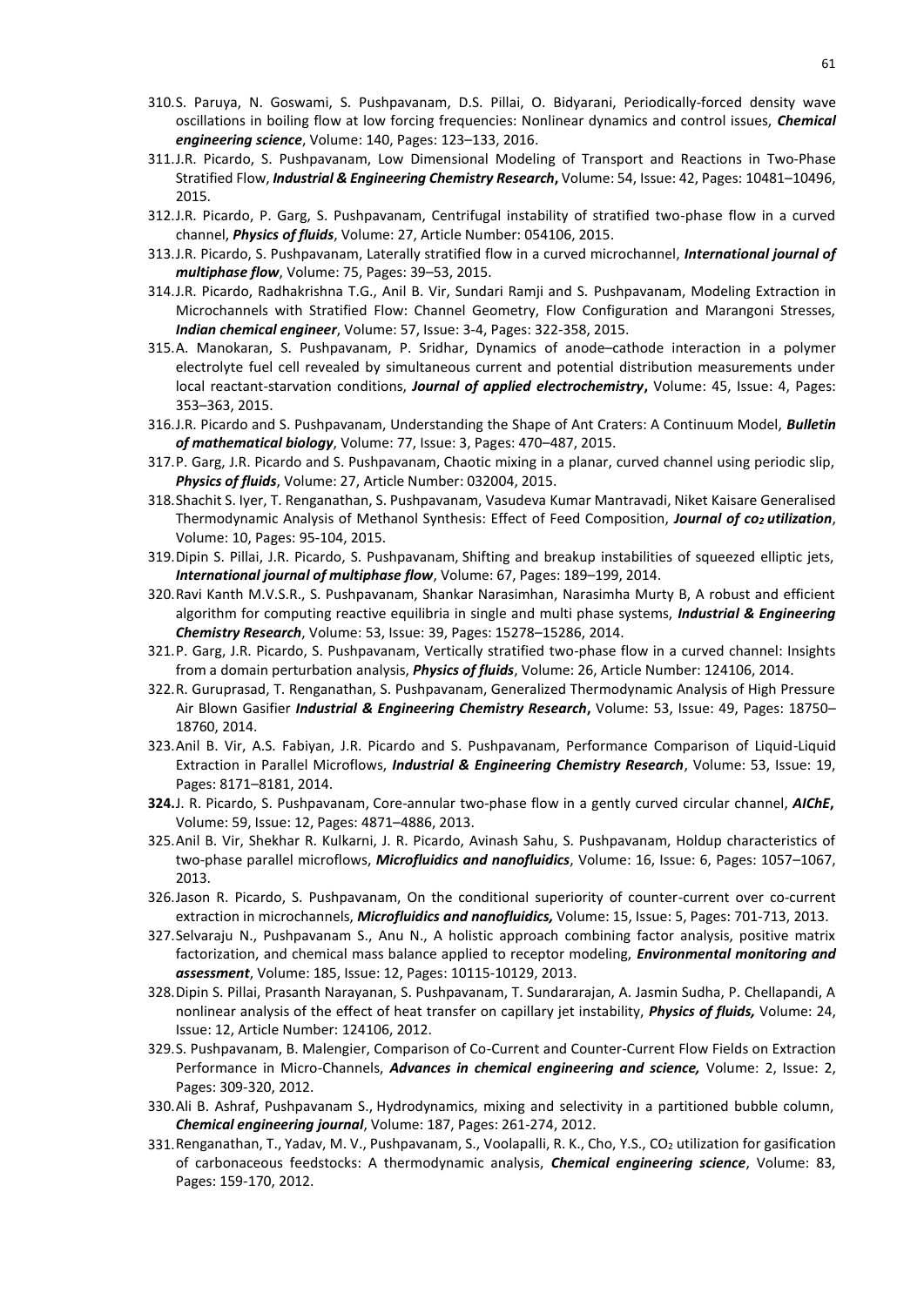310. S. Paruya, N. Goswami, S. Pushpavanam, D.S. Pillai, O. Bidyarani, Periodically-forced density wave oscillations in boiling flow at low forcing frequencies: Nonlinear dynamics and control issues, ***Chemical engineering science***, Volume: 140, Pages: 123–133, 2016.
311. J.R. Picardo, S. Pushpavanam, Low Dimensional Modeling of Transport and Reactions in Two-Phase Stratified Flow, ***Industrial & Engineering Chemistry Research***, Volume: 54, Issue: 42, Pages: 10481–10496, 2015.
312. J.R. Picardo, P. Garg, S. Pushpavanam, Centrifugal instability of stratified two-phase flow in a curved channel, ***Physics of fluids***, Volume: 27, Article Number: 054106, 2015.
313. J.R. Picardo, S. Pushpavanam, Laterally stratified flow in a curved microchannel, ***International journal of multiphase flow***, Volume: 75, Pages: 39–53, 2015.
314. J.R. Picardo, Radhakrishna T.G., Anil B. Vir, Sundari Ramji and S. Pushpavanam, Modeling Extraction in Microchannels with Stratified Flow: Channel Geometry, Flow Configuration and Marangoni Stresses, ***Indian chemical engineer***, Volume: 57, Issue: 3-4, Pages: 322-358, 2015.
315. A. Manokaran, S. Pushpavanam, P. Sridhar, Dynamics of anode–cathode interaction in a polymer electrolyte fuel cell revealed by simultaneous current and potential distribution measurements under local reactant-starvation conditions, ***Journal of applied electrochemistry***, Volume: 45, Issue: 4, Pages: 353–363, 2015.
316. J.R. Picardo and S. Pushpavanam, Understanding the Shape of Ant Craters: A Continuum Model, ***Bulletin of mathematical biology***, Volume: 77, Issue: 3, Pages: 470–487, 2015.
317. P. Garg, J.R. Picardo and S. Pushpavanam, Chaotic mixing in a planar, curved channel using periodic slip, ***Physics of fluids***, Volume: 27, Article Number: 032004, 2015.
318. Shachit S. Iyer, T. Renganathan, S. Pushpavanam, Vasudeva Kumar Mantravadi, Niket Kaisare Generalised Thermodynamic Analysis of Methanol Synthesis: Effect of Feed Composition, ***Journal of $co_2$ utilization***, Volume: 10, Pages: 95-104, 2015.
319. Dipin S. Pillai, J.R. Picardo, S. Pushpavanam, Shifting and breakup instabilities of squeezed elliptic jets, ***International journal of multiphase flow***, Volume: 67, Pages: 189–199, 2014.
320. Ravi Kanth M.V.S.R., S. Pushpavanam, Shankar Narasimhan, Narasimha Murty B, A robust and efficient algorithm for computing reactive equilibria in single and multi phase systems, ***Industrial & Engineering Chemistry Research***, Volume: 53, Issue: 39, Pages: 15278–15286, 2014.
321. P. Garg, J.R. Picardo, S. Pushpavanam, Vertically stratified two-phase flow in a curved channel: Insights from a domain perturbation analysis, ***Physics of fluids***, Volume: 26, Article Number: 124106, 2014.
322. R. Guruprasad, T. Renganathan, S. Pushpavanam, Generalized Thermodynamic Analysis of High Pressure Air Blown Gasifier ***Industrial & Engineering Chemistry Research***, Volume: 53, Issue: 49, Pages: 18750–18760, 2014.
323. Anil B. Vir, A.S. Fabiyan, J.R. Picardo and S. Pushpavanam, Performance Comparison of Liquid-Liquid Extraction in Parallel Microflows, ***Industrial & Engineering Chemistry Research***, Volume: 53, Issue: 19, Pages: 8171–8181, 2014.
324. J. R. Picardo, S. Pushpavanam, Core-annular two-phase flow in a gently curved circular channel, ***AIChE***, Volume: 59, Issue: 12, Pages: 4871–4886, 2013.
325. Anil B. Vir, Shekhar R. Kulkarni, J. R. Picardo, Avinash Sahu, S. Pushpavanam, Holdup characteristics of two-phase parallel microflows, ***Microfluidics and nanofluidics***, Volume: 16, Issue: 6, Pages: 1057–1067, 2013.
326. Jason R. Picardo, S. Pushpavanam, On the conditional superiority of counter-current over co-current extraction in microchannels, ***Microfluidics and nanofluidics,*** Volume: 15, Issue: 5, Pages: 701-713, 2013.
327. Selvaraju N., Pushpavanam S., Anu N., A holistic approach combining factor analysis, positive matrix factorization, and chemical mass balance applied to receptor modeling, ***Environmental monitoring and assessment***, Volume: 185, Issue: 12, Pages: 10115-10129, 2013.
328. Dipin S. Pillai, Prasanth Narayanan, S. Pushpavanam, T. Sundararajan, A. Jasmin Sudha, P. Chellapandi, A nonlinear analysis of the effect of heat transfer on capillary jet instability, ***Physics of fluids,*** Volume: 24, Issue: 12, Article Number: 124106, 2012.
329. S. Pushpavanam, B. Malengier, Comparison of Co-Current and Counter-Current Flow Fields on Extraction Performance in Micro-Channels, ***Advances in chemical engineering and science,*** Volume: 2, Issue: 2, Pages: 309-320, 2012.
330. Ali B. Ashraf, Pushpavanam S., Hydrodynamics, mixing and selectivity in a partitioned bubble column, ***Chemical engineering journal***, Volume: 187, Pages: 261-274, 2012.
331. Renganathan, T., Yadav, M. V., Pushpavanam, S., Voolapalli, R. K., Cho, Y.S., $CO_2$ utilization for gasification of carbonaceous feedstocks: A thermodynamic analysis, ***Chemical engineering science***, Volume: 83, Pages: 159-170, 2012.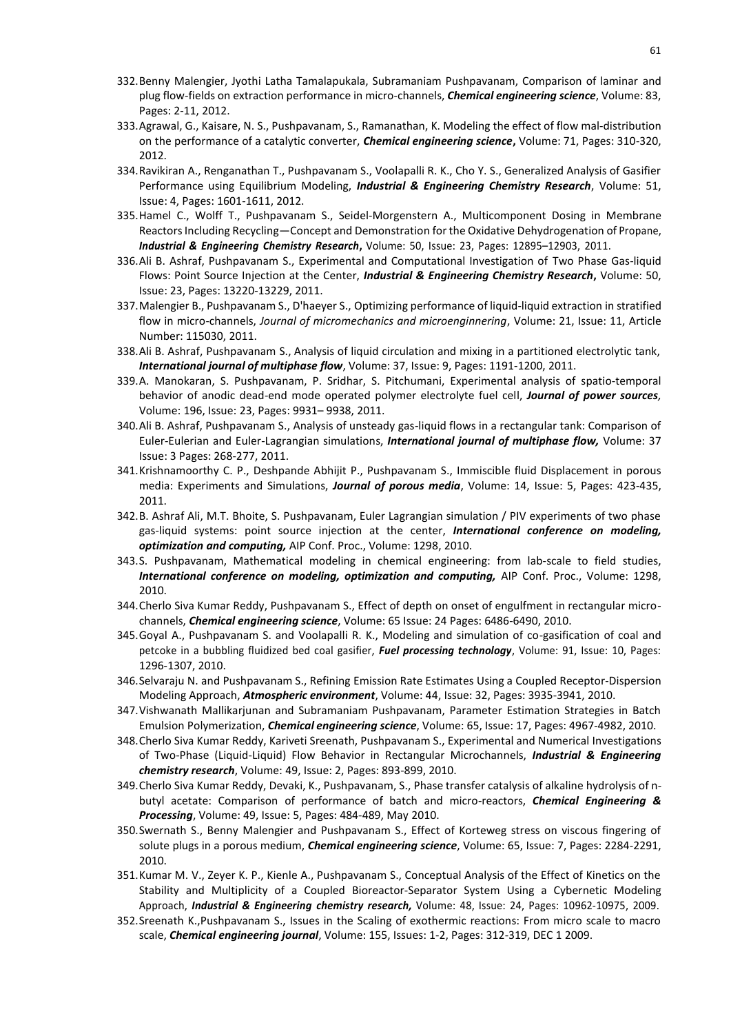332. Benny Malengier, Jyothi Latha Tamalapukala, Subramaniam Pushpavanam, Comparison of laminar and plug flow-fields on extraction performance in micro-channels, ***Chemical engineering science***, Volume: 83, Pages: 2-11, 2012.

333. Agrawal, G., Kaisare, N. S., Pushpavanam, S., Ramanathan, K. Modeling the effect of flow mal-distribution on the performance of a catalytic converter, ***Chemical engineering science*****,** Volume: 71, Pages: 310-320, 2012.

334. Ravikiran A., Renganathan T., Pushpavanam S., Voolapalli R. K., Cho Y. S., Generalized Analysis of Gasifier Performance using Equilibrium Modeling, ***Industrial & Engineering Chemistry Research***, Volume: 51, Issue: 4, Pages: 1601-1611, 2012.

335. Hamel C., Wolff T., Pushpavanam S., Seidel-Morgenstern A., Multicomponent Dosing in Membrane Reactors Including Recycling—Concept and Demonstration for the Oxidative Dehydrogenation of Propane, ***Industrial & Engineering Chemistry Research*****,** Volume: 50, Issue: 23, Pages: 12895–12903, 2011.

336. Ali B. Ashraf, Pushpavanam S., Experimental and Computational Investigation of Two Phase Gas-liquid Flows: Point Source Injection at the Center, ***Industrial & Engineering Chemistry Research*****,** Volume: 50, Issue: 23, Pages: 13220-13229, 2011.

337. Malengier B., Pushpavanam S., D'haeyer S., Optimizing performance of liquid-liquid extraction in stratified flow in micro-channels, *Journal of micromechanics and microenginnering*, Volume: 21, Issue: 11, Article Number: 115030, 2011.

338. Ali B. Ashraf, Pushpavanam S., Analysis of liquid circulation and mixing in a partitioned electrolytic tank, ***International journal of multiphase flow***, Volume: 37, Issue: 9, Pages: 1191-1200, 2011.

339. A. Manokaran, S. Pushpavanam, P. Sridhar, S. Pitchumani, Experimental analysis of spatio-temporal behavior of anodic dead-end mode operated polymer electrolyte fuel cell, ***Journal of power sources,*** Volume: 196, Issue: 23, Pages: 9931– 9938, 2011.

340. Ali B. Ashraf, Pushpavanam S., Analysis of unsteady gas-liquid flows in a rectangular tank: Comparison of Euler-Eulerian and Euler-Lagrangian simulations, ***International journal of multiphase flow,*** Volume: 37 Issue: 3 Pages: 268-277, 2011.

341. Krishnamoorthy C. P., Deshpande Abhijit P., Pushpavanam S., Immiscible fluid Displacement in porous media: Experiments and Simulations, ***Journal of porous media***, Volume: 14, Issue: 5, Pages: 423-435, 2011.

342. B. Ashraf Ali, M.T. Bhoite, S. Pushpavanam, Euler Lagrangian simulation / PIV experiments of two phase gas-liquid systems: point source injection at the center, ***International conference on modeling, optimization and computing,*** AIP Conf. Proc., Volume: 1298, 2010.

343. S. Pushpavanam, Mathematical modeling in chemical engineering: from lab-scale to field studies, ***International conference on modeling, optimization and computing,*** AIP Conf. Proc., Volume: 1298, 2010.

344. Cherlo Siva Kumar Reddy, Pushpavanam S., Effect of depth on onset of engulfment in rectangular micro-channels, ***Chemical engineering science***, Volume: 65 Issue: 24 Pages: 6486-6490, 2010.

345. Goyal A., Pushpavanam S. and Voolapalli R. K., Modeling and simulation of co-gasification of coal and petcoke in a bubbling fluidized bed coal gasifier, ***Fuel processing technology***, Volume: 91, Issue: 10, Pages: 1296-1307, 2010.

346. Selvaraju N. and Pushpavanam S., Refining Emission Rate Estimates Using a Coupled Receptor-Dispersion Modeling Approach, ***Atmospheric environment***, Volume: 44, Issue: 32, Pages: 3935-3941, 2010.

347. Vishwanath Mallikarjunan and Subramaniam Pushpavanam, Parameter Estimation Strategies in Batch Emulsion Polymerization, ***Chemical engineering science***, Volume: 65, Issue: 17, Pages: 4967-4982, 2010.

348. Cherlo Siva Kumar Reddy, Kariveti Sreenath, Pushpavanam S., Experimental and Numerical Investigations of Two-Phase (Liquid-Liquid) Flow Behavior in Rectangular Microchannels, ***Industrial & Engineering chemistry research***, Volume: 49, Issue: 2, Pages: 893-899, 2010.

349. Cherlo Siva Kumar Reddy, Devaki, K., Pushpavanam, S., Phase transfer catalysis of alkaline hydrolysis of n-butyl acetate: Comparison of performance of batch and micro-reactors, ***Chemical Engineering & Processing***, Volume: 49, Issue: 5, Pages: 484-489, May 2010.

350. Swernath S., Benny Malengier and Pushpavanam S., Effect of Korteweg stress on viscous fingering of solute plugs in a porous medium, ***Chemical engineering science***, Volume: 65, Issue: 7, Pages: 2284-2291, 2010.

351. Kumar M. V., Zeyer K. P., Kienle A., Pushpavanam S., Conceptual Analysis of the Effect of Kinetics on the Stability and Multiplicity of a Coupled Bioreactor-Separator System Using a Cybernetic Modeling Approach, ***Industrial & Engineering chemistry research,*** Volume: 48, Issue: 24, Pages: 10962-10975, 2009.

352. Sreenath K.,Pushpavanam S., Issues in the Scaling of exothermic reactions: From micro scale to macro scale, ***Chemical engineering journal***, Volume: 155, Issues: 1-2, Pages: 312-319, DEC 1 2009.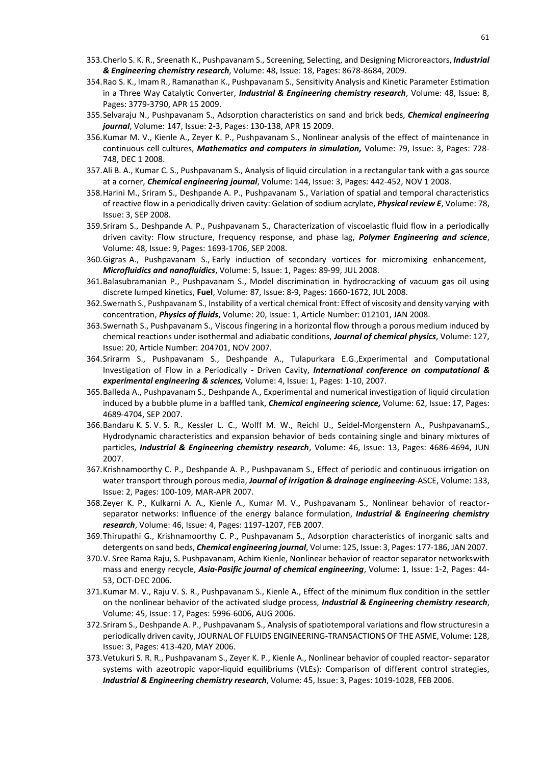353. Cherlo S. K. R., Sreenath K., Pushpavanam S., Screening, Selecting, and Designing Microreactors, ***Industrial & Engineering chemistry research***, Volume: 48, Issue: 18, Pages: 8678-8684, 2009.
354. Rao S. K., Imam R., Ramanathan K., Pushpavanam S., Sensitivity Analysis and Kinetic Parameter Estimation in a Three Way Catalytic Converter, ***Industrial & Engineering chemistry research***, Volume: 48, Issue: 8, Pages: 3779-3790, APR 15 2009.
355. Selvaraju N., Pushpavanam S., Adsorption characteristics on sand and brick beds, ***Chemical engineering journal***, Volume: 147, Issue: 2-3, Pages: 130-138, APR 15 2009.
356. Kumar M. V., Kienle A., Zeyer K. P., Pushpavanam S., Nonlinear analysis of the effect of maintenance in continuous cell cultures, ***Mathematics and computers in simulation,*** Volume: 79, Issue: 3, Pages: 728-748, DEC 1 2008.
357. Ali B. A., Kumar C. S., Pushpavanam S., Analysis of liquid circulation in a rectangular tank with a gas source at a corner, ***Chemical engineering journal***, Volume: 144, Issue: 3, Pages: 442-452, NOV 1 2008.
358. Harini M., Sriram S., Deshpande A. P., Pushpavanam S., Variation of spatial and temporal characteristics of reactive flow in a periodically driven cavity: Gelation of sodium acrylate, ***Physical review E***, Volume: 78, Issue: 3, SEP 2008.
359. Sriram S., Deshpande A. P., Pushpavanam S., Characterization of viscoelastic fluid flow in a periodically driven cavity: Flow structure, frequency response, and phase lag, ***Polymer Engineering and science***, Volume: 48, Issue: 9, Pages: 1693-1706, SEP 2008.
360. Gigras A., Pushpavanam S., Early induction of secondary vortices for micromixing enhancement, ***Microfluidics and nanofluidics***, Volume: 5, Issue: 1, Pages: 89-99, JUL 2008.
361. Balasubramanian P., Pushpavanam S., Model discrimination in hydrocracking of vacuum gas oil using discrete lumped kinetics, **Fuel**, Volume: 87, Issue: 8-9, Pages: 1660-1672, JUL 2008.
362. Swernath S., Pushpavanam S., Instability of a vertical chemical front: Effect of viscosity and density varying with concentration, ***Physics of fluids***, Volume: 20, Issue: 1, Article Number: 012101, JAN 2008.
363. Swernath S., Pushpavanam S., Viscous fingering in a horizontal flow through a porous medium induced by chemical reactions under isothermal and adiabatic conditions, ***Journal of chemical physics***, Volume: 127, Issue: 20, Article Number: 204701, NOV 2007.
364. Srirarm S., Pushpavanam S., Deshpande A., Tulapurkara E.G.,Experimental and Computational Investigation of Flow in a Periodically - Driven Cavity, ***International conference on computational & experimental engineering & sciences,*** Volume: 4, Issue: 1, Pages: 1-10, 2007.
365. Balleda A., Pushpavanam S., Deshpande A., Experimental and numerical investigation of liquid circulation induced by a bubble plume in a baffled tank, ***Chemical engineering science,*** Volume: 62, Issue: 17, Pages: 4689-4704, SEP 2007.
366. Bandaru K. S. V. S. R., Kessler L. C., Wolff M. W., Reichl U., Seidel-Morgenstern A., PushpavanamS., Hydrodynamic characteristics and expansion behavior of beds containing single and binary mixtures of particles, ***Industrial & Engineering chemistry research***, Volume: 46, Issue: 13, Pages: 4686-4694, JUN 2007.
367. Krishnamoorthy C. P., Deshpande A. P., Pushpavanam S., Effect of periodic and continuous irrigation on water transport through porous media, ***Journal of irrigation & drainage engineering***-ASCE, Volume: 133, Issue: 2, Pages: 100-109, MAR-APR 2007.
368. Zeyer K. P., Kulkarni A. A., Kienle A., Kumar M. V., Pushpavanam S., Nonlinear behavior of reactor-separator networks: Influence of the energy balance formulation, ***Industrial & Engineering chemistry research***, Volume: 46, Issue: 4, Pages: 1197-1207, FEB 2007.
369. Thirupathi G., Krishnamoorthy C. P., Pushpavanam S., Adsorption characteristics of inorganic salts and detergents on sand beds, ***Chemical engineering journal***, Volume: 125, Issue: 3, Pages: 177-186, JAN 2007.
370. V. Sree Rama Raju, S. Pushpavanam, Achim Kienle, Nonlinear behavior of reactor separator networkswith mass and energy recycle, ***Asia-Pasific journal of chemical engineering***, Volume: 1, Issue: 1-2, Pages: 44-53, OCT-DEC 2006.
371. Kumar M. V., Raju V. S. R., Pushpavanam S., Kienle A., Effect of the minimum flux condition in the settler on the nonlinear behavior of the activated sludge process, ***Industrial & Engineering chemistry research***, Volume: 45, Issue: 17, Pages: 5996-6006, AUG 2006.
372. Sriram S., Deshpande A. P., Pushpavanam S., Analysis of spatiotemporal variations and flow structuresin a periodically driven cavity, JOURNAL OF FLUIDS ENGINEERING-TRANSACTIONS OF THE ASME, Volume: 128, Issue: 3, Pages: 413-420, MAY 2006.
373. Vetukuri S. R. R., Pushpavanam S., Zeyer K. P., Kienle A., Nonlinear behavior of coupled reactor- separator systems with azeotropic vapor-liquid equilibriums (VLEs): Comparison of different control strategies, ***Industrial & Engineering chemistry research***, Volume: 45, Issue: 3, Pages: 1019-1028, FEB 2006.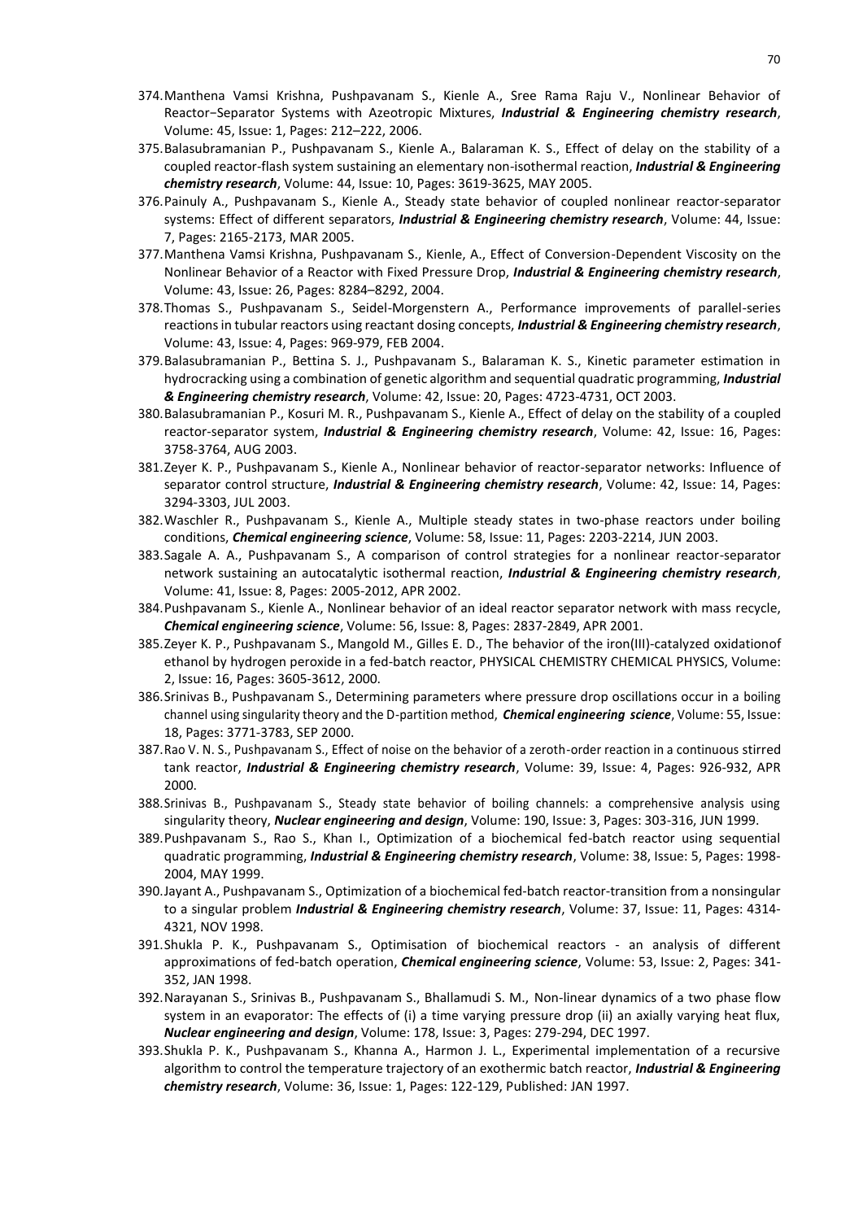374. Manthena Vamsi Krishna, Pushpavanam S., Kienle A., Sree Rama Raju V., Nonlinear Behavior of Reactor−Separator Systems with Azeotropic Mixtures, ***Industrial & Engineering chemistry research***, Volume: 45, Issue: 1, Pages: 212–222, 2006.
375. Balasubramanian P., Pushpavanam S., Kienle A., Balaraman K. S., Effect of delay on the stability of a coupled reactor-flash system sustaining an elementary non-isothermal reaction, ***Industrial & Engineering chemistry research***, Volume: 44, Issue: 10, Pages: 3619-3625, MAY 2005.
376. Painuly A., Pushpavanam S., Kienle A., Steady state behavior of coupled nonlinear reactor-separator systems: Effect of different separators, ***Industrial & Engineering chemistry research***, Volume: 44, Issue: 7, Pages: 2165-2173, MAR 2005.
377. Manthena Vamsi Krishna, Pushpavanam S., Kienle, A., Effect of Conversion-Dependent Viscosity on the Nonlinear Behavior of a Reactor with Fixed Pressure Drop, ***Industrial & Engineering chemistry research***, Volume: 43, Issue: 26, Pages: 8284–8292, 2004.
378. Thomas S., Pushpavanam S., Seidel-Morgenstern A., Performance improvements of parallel-series reactions in tubular reactors using reactant dosing concepts, ***Industrial & Engineering chemistry research***, Volume: 43, Issue: 4, Pages: 969-979, FEB 2004.
379. Balasubramanian P., Bettina S. J., Pushpavanam S., Balaraman K. S., Kinetic parameter estimation in hydrocracking using a combination of genetic algorithm and sequential quadratic programming, ***Industrial & Engineering chemistry research***, Volume: 42, Issue: 20, Pages: 4723-4731, OCT 2003.
380. Balasubramanian P., Kosuri M. R., Pushpavanam S., Kienle A., Effect of delay on the stability of a coupled reactor-separator system, ***Industrial & Engineering chemistry research***, Volume: 42, Issue: 16, Pages: 3758-3764, AUG 2003.
381. Zeyer K. P., Pushpavanam S., Kienle A., Nonlinear behavior of reactor-separator networks: Influence of separator control structure, ***Industrial & Engineering chemistry research***, Volume: 42, Issue: 14, Pages: 3294-3303, JUL 2003.
382. Waschler R., Pushpavanam S., Kienle A., Multiple steady states in two-phase reactors under boiling conditions, ***Chemical engineering science***, Volume: 58, Issue: 11, Pages: 2203-2214, JUN 2003.
383. Sagale A. A., Pushpavanam S., A comparison of control strategies for a nonlinear reactor-separator network sustaining an autocatalytic isothermal reaction, ***Industrial & Engineering chemistry research***, Volume: 41, Issue: 8, Pages: 2005-2012, APR 2002.
384. Pushpavanam S., Kienle A., Nonlinear behavior of an ideal reactor separator network with mass recycle, ***Chemical engineering science***, Volume: 56, Issue: 8, Pages: 2837-2849, APR 2001.
385. Zeyer K. P., Pushpavanam S., Mangold M., Gilles E. D., The behavior of the iron(III)-catalyzed oxidationof ethanol by hydrogen peroxide in a fed-batch reactor, PHYSICAL CHEMISTRY CHEMICAL PHYSICS, Volume: 2, Issue: 16, Pages: 3605-3612, 2000.
386. Srinivas B., Pushpavanam S., Determining parameters where pressure drop oscillations occur in a boiling channel using singularity theory and the D-partition method, ***Chemical engineering science***, Volume: 55, Issue: 18, Pages: 3771-3783, SEP 2000.
387. Rao V. N. S., Pushpavanam S., Effect of noise on the behavior of a zeroth-order reaction in a continuous stirred tank reactor, ***Industrial & Engineering chemistry research***, Volume: 39, Issue: 4, Pages: 926-932, APR 2000.
388. Srinivas B., Pushpavanam S., Steady state behavior of boiling channels: a comprehensive analysis using singularity theory, ***Nuclear engineering and design***, Volume: 190, Issue: 3, Pages: 303-316, JUN 1999.
389. Pushpavanam S., Rao S., Khan I., Optimization of a biochemical fed-batch reactor using sequential quadratic programming, ***Industrial & Engineering chemistry research***, Volume: 38, Issue: 5, Pages: 1998-2004, MAY 1999.
390. Jayant A., Pushpavanam S., Optimization of a biochemical fed-batch reactor-transition from a nonsingular to a singular problem ***Industrial & Engineering chemistry research***, Volume: 37, Issue: 11, Pages: 4314-4321, NOV 1998.
391. Shukla P. K., Pushpavanam S., Optimisation of biochemical reactors - an analysis of different approximations of fed-batch operation, ***Chemical engineering science***, Volume: 53, Issue: 2, Pages: 341-352, JAN 1998.
392. Narayanan S., Srinivas B., Pushpavanam S., Bhallamudi S. M., Non-linear dynamics of a two phase flow system in an evaporator: The effects of (i) a time varying pressure drop (ii) an axially varying heat flux, ***Nuclear engineering and design***, Volume: 178, Issue: 3, Pages: 279-294, DEC 1997.
393. Shukla P. K., Pushpavanam S., Khanna A., Harmon J. L., Experimental implementation of a recursive algorithm to control the temperature trajectory of an exothermic batch reactor, ***Industrial & Engineering chemistry research***, Volume: 36, Issue: 1, Pages: 122-129, Published: JAN 1997.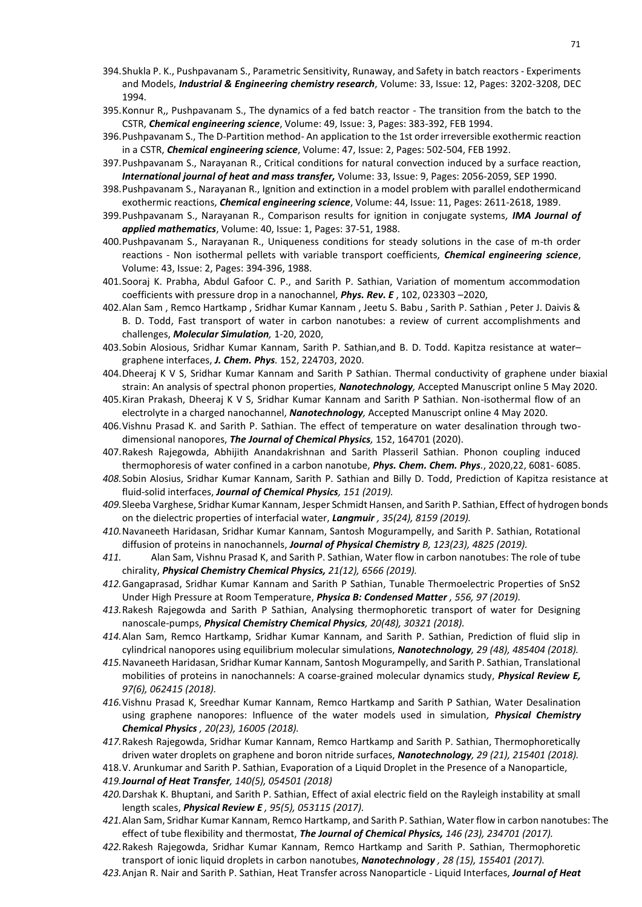394. Shukla P. K., Pushpavanam S., Parametric Sensitivity, Runaway, and Safety in batch reactors - Experiments and Models, ***Industrial & Engineering chemistry research***, Volume: 33, Issue: 12, Pages: 3202-3208, DEC 1994.
395. Konnur R,, Pushpavanam S., The dynamics of a fed batch reactor - The transition from the batch to the CSTR, ***Chemical engineering science***, Volume: 49, Issue: 3, Pages: 383-392, FEB 1994.
396. Pushpavanam S., The D-Partition method- An application to the 1st order irreversible exothermic reaction in a CSTR, ***Chemical engineering science***, Volume: 47, Issue: 2, Pages: 502-504, FEB 1992.
397. Pushpavanam S., Narayanan R., Critical conditions for natural convection induced by a surface reaction, ***International journal of heat and mass transfer,*** Volume: 33, Issue: 9, Pages: 2056-2059, SEP 1990.
398. Pushpavanam S., Narayanan R., Ignition and extinction in a model problem with parallel endothermicand exothermic reactions, ***Chemical engineering science***, Volume: 44, Issue: 11, Pages: 2611-2618, 1989.
399. Pushpavanam S., Narayanan R., Comparison results for ignition in conjugate systems*,* ***IMA Journal of applied mathematics***, Volume: 40, Issue: 1, Pages: 37-51, 1988.
400. Pushpavanam S., Narayanan R., Uniqueness conditions for steady solutions in the case of m-th order reactions - Non isothermal pellets with variable transport coefficients, ***Chemical engineering science***, Volume: 43, Issue: 2, Pages: 394-396, 1988.
401. Sooraj K. Prabha, Abdul Gafoor C. P., and Sarith P. Sathian, Variation of momentum accommodation coefficients with pressure drop in a nanochannel, ***Phys. Rev. E*** , 102, 023303 –2020,
402. Alan Sam , Remco Hartkamp , Sridhar Kumar Kannam , Jeetu S. Babu , Sarith P. Sathian , Peter J. Daivis & B. D. Todd, Fast transport of water in carbon nanotubes: a review of current accomplishments and challenges, ***Molecular Simulation****,* 1-20, 2020,
403. Sobin Alosious, Sridhar Kumar Kannam, Sarith P. Sathian,and B. D. Todd. Kapitza resistance at water–graphene interfaces, ***J. Chem. Phys****.* 152, 224703, 2020.
404. Dheeraj K V S, Sridhar Kumar Kannam and Sarith P Sathian. Thermal conductivity of graphene under biaxial strain: An analysis of spectral phonon properties, ***Nanotechnology****,* Accepted Manuscript online 5 May 2020.
405. Kiran Prakash, Dheeraj K V S, Sridhar Kumar Kannam and Sarith P Sathian. Non-isothermal flow of an electrolyte in a charged nanochannel, ***Nanotechnology****,* Accepted Manuscript online 4 May 2020.
406. Vishnu Prasad K. and Sarith P. Sathian. The effect of temperature on water desalination through two-dimensional nanopores, ***The Journal of Chemical Physics****,* 152, 164701 (2020).
407. Rakesh Rajegowda, Abhijith Anandakrishnan and Sarith Plasseril Sathian. Phonon coupling induced thermophoresis of water confined in a carbon nanotube, ***Phys. Chem. Chem. Phys***., 2020,22, 6081- 6085.
408. Sobin Alosius, Sridhar Kumar Kannam, Sarith P. Sathian and Billy D. Todd, Prediction of Kapitza resistance at fluid-solid interfaces, ***Journal of Chemical Physics****, 151 (2019).*
409. Sleeba Varghese, Sridhar Kumar Kannam, Jesper Schmidt Hansen, and Sarith P. Sathian, Effect of hydrogen bonds on the dielectric properties of interfacial water, ***Langmuir*** *, 35(24), 8159 (2019).*
410. Navaneeth Haridasan, Sridhar Kumar Kannam, Santosh Mogurampelly, and Sarith P. Sathian, Rotational diffusion of proteins in nanochannels, ***Journal of Physical Chemistry*** *B, 123(23), 4825 (2019).*
411. Alan Sam, Vishnu Prasad K, and Sarith P. Sathian, Water flow in carbon nanotubes: The role of tube chirality, ***Physical Chemistry Chemical Physics,*** *21(12), 6566 (2019).*
412. Gangaprasad, Sridhar Kumar Kannam and Sarith P Sathian, Tunable Thermoelectric Properties of SnS2 Under High Pressure at Room Temperature, ***Physica B: Condensed Matter*** *, 556, 97 (2019).*
413. Rakesh Rajegowda and Sarith P Sathian, Analysing thermophoretic transport of water for Designing nanoscale-pumps, ***Physical Chemistry Chemical Physics****, 20(48), 30321 (2018).*
414. Alan Sam, Remco Hartkamp, Sridhar Kumar Kannam, and Sarith P. Sathian, Prediction of fluid slip in cylindrical nanopores using equilibrium molecular simulations, ***Nanotechnology****, 29 (48), 485404 (2018).*
415. Navaneeth Haridasan, Sridhar Kumar Kannam, Santosh Mogurampelly, and Sarith P. Sathian, Translational mobilities of proteins in nanochannels: A coarse-grained molecular dynamics study, ***Physical Review E,*** *97(6), 062415 (2018).*
416. Vishnu Prasad K, Sreedhar Kumar Kannam, Remco Hartkamp and Sarith P Sathian, Water Desalination using graphene nanopores: Influence of the water models used in simulation*,* ***Physical Chemistry Chemical Physics*** *, 20(23), 16005 (2018).*
417. Rakesh Rajegowda, Sridhar Kumar Kannam, Remco Hartkamp and Sarith P. Sathian, Thermophoretically driven water droplets on graphene and boron nitride surfaces, ***Nanotechnology****, 29 (21), 215401 (2018).*
418. V. Arunkumar and Sarith P. Sathian, Evaporation of a Liquid Droplet in the Presence of a Nanoparticle,
419. ***Journal of Heat Transfer****, 140(5), 054501 (2018)*
420. Darshak K. Bhuptani, and Sarith P. Sathian, Effect of axial electric field on the Rayleigh instability at small length scales, ***Physical Review E*** *, 95(5), 053115 (2017).*
421. Alan Sam, Sridhar Kumar Kannam, Remco Hartkamp, and Sarith P. Sathian, Water flow in carbon nanotubes: The effect of tube flexibility and thermostat, ***The Journal of Chemical Physics,*** *146 (23), 234701 (2017).*
422. Rakesh Rajegowda, Sridhar Kumar Kannam, Remco Hartkamp and Sarith P. Sathian, Thermophoretic transport of ionic liquid droplets in carbon nanotubes, ***Nanotechnology*** *, 28 (15), 155401 (2017).*
423. Anjan R. Nair and Sarith P. Sathian, Heat Transfer across Nanoparticle - Liquid Interfaces, ***Journal of Heat***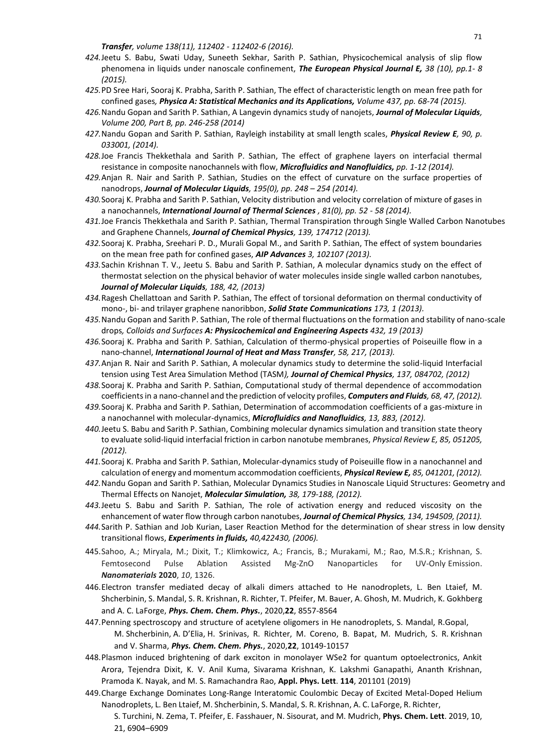*Transfer, volume 138(11), 112402 - 112402-6 (2016).*

424. Jeetu S. Babu, Swati Uday, Suneeth Sekhar, Sarith P. Sathian, Physicochemical analysis of slip flow phenomena in liquids under nanoscale confinement, ***The European Physical Journal E,** 38 (10), pp.1- 8 (2015).*

425. PD Sree Hari, Sooraj K. Prabha, Sarith P. Sathian, The effect of characteristic length on mean free path for confined gases*,* ***Physica A: Statistical Mechanics and its Applications,*** *Volume 437, pp. 68-74 (2015).*

426. Nandu Gopan and Sarith P. Sathian, A Langevin dynamics study of nanojets, ***Journal of Molecular Liquids****, Volume 200, Part B, pp. 246-258 (2014)*

427. Nandu Gopan and Sarith P. Sathian, Rayleigh instability at small length scales, ***Physical Review E****, 90, p. 033001, (2014).*

428. Joe Francis Thekkethala and Sarith P. Sathian, The effect of graphene layers on interfacial thermal resistance in composite nanochannels with flow, ***Microfluidics and Nanofluidics,*** *pp. 1-12 (2014).*

429. Anjan R. Nair and Sarith P. Sathian, Studies on the effect of curvature on the surface properties of nanodrops, ***Journal of Molecular Liquids****, 195(0), pp. 248 – 254 (2014).*

430. Sooraj K. Prabha and Sarith P. Sathian, Velocity distribution and velocity correlation of mixture of gases in a nanochannels, ***International Journal of Thermal Sciences*** *, 81(0), pp. 52 - 58 (2014).*

431. Joe Francis Thekkethala and Sarith P. Sathian, Thermal Transpiration through Single Walled Carbon Nanotubes and Graphene Channels, ***Journal of Chemical Physics****, 139, 174712 (2013).*

432. Sooraj K. Prabha, Sreehari P. D., Murali Gopal M., and Sarith P. Sathian, The effect of system boundaries on the mean free path for confined gases, ***AIP Advances*** *3, 102107 (2013).*

433. Sachin Krishnan T. V., Jeetu S. Babu and Sarith P. Sathian, A molecular dynamics study on the effect of thermostat selection on the physical behavior of water molecules inside single walled carbon nanotubes*,* ***Journal of Molecular Liquids****, 188, 42, (2013)*

434. Ragesh Chellattoan and Sarith P. Sathian, The effect of torsional deformation on thermal conductivity of mono-, bi- and trilayer graphene nanoribbon, ***Solid State Communications*** *173, 1 (2013).*

435. Nandu Gopan and Sarith P. Sathian, The role of thermal fluctuations on the formation and stability of nano-scale drops*, Colloids and Surfaces* ***A: Physicochemical and Engineering Aspects*** *432, 19 (2013)*

436. Sooraj K. Prabha and Sarith P. Sathian, Calculation of thermo-physical properties of Poiseuille flow in a nano-channel, ***International Journal of Heat and Mass Transfer****, 58, 217, (2013).*

437. Anjan R. Nair and Sarith P. Sathian, A molecular dynamics study to determine the solid-liquid Interfacial tension using Test Area Simulation Method (TASM*),* ***Journal of Chemical Physics****, 137, 084702, (2012)*

438. Sooraj K. Prabha and Sarith P. Sathian, Computational study of thermal dependence of accommodation coefficients in a nano-channel and the prediction of velocity profiles, ***Computers and Fluids****, 68, 47, (2012).*

439. Sooraj K. Prabha and Sarith P. Sathian, Determination of accommodation coefficients of a gas-mixture in a nanochannel with molecular-dynamics, ***Microfluidics and Nanofluidics****, 13, 883, (2012).*

440. Jeetu S. Babu and Sarith P. Sathian, Combining molecular dynamics simulation and transition state theory to evaluate solid-liquid interfacial friction in carbon nanotube membranes, *Physical Review E, 85, 051205, (2012).*

441. Sooraj K. Prabha and Sarith P. Sathian, Molecular-dynamics study of Poiseuille flow in a nanochannel and calculation of energy and momentum accommodation coefficients, ***Physical Review E,*** *85, 041201, (2012).*

442. Nandu Gopan and Sarith P. Sathian, Molecular Dynamics Studies in Nanoscale Liquid Structures: Geometry and Thermal Effects on Nanojet, ***Molecular Simulation,*** *38, 179-188, (2012).*

443. Jeetu S. Babu and Sarith P. Sathian, The role of activation energy and reduced viscosity on the enhancement of water flow through carbon nanotubes, ***Journal of Chemical Physics****, 134, 194509, (2011).*

444. Sarith P. Sathian and Job Kurian, Laser Reaction Method for the determination of shear stress in low density transitional flows, ***Experiments in fluids,*** *40,422430, (2006).*

445. Sahoo, A.; Miryala, M.; Dixit, T.; Klimkowicz, A.; Francis, B.; Murakami, M.; Rao, M.S.R.; Krishnan, S. Femtosecond Pulse Ablation Assisted Mg-ZnO Nanoparticles for UV-Only Emission. ***Nanomaterials*** **2020**, *10*, 1326.

446. Electron transfer mediated decay of alkali dimers attached to He nanodroplets, L. Ben Ltaief, M. Shcherbinin, S. Mandal, S. R. Krishnan, R. Richter, T. Pfeifer, M. Bauer, A. Ghosh, M. Mudrich, K. Gokhberg and A. C. LaForge, ***Phys. Chem. Chem. Phys.***, 2020,**22**, 8557-8564

447. Penning spectroscopy and structure of acetylene oligomers in He nanodroplets, S. Mandal, R.Gopal, M. Shcherbinin, A. D'Elia, H. Srinivas, R. Richter, M. Coreno, B. Bapat, M. Mudrich, S. R. Krishnan and V. Sharma, ***Phys. Chem. Chem. Phys.***, 2020,**22**, 10149-10157

448. Plasmon induced brightening of dark exciton in monolayer WSe2 for quantum optoelectronics, Ankit Arora, Tejendra Dixit, K. V. Anil Kuma, Sivarama Krishnan, K. Lakshmi Ganapathi, Ananth Krishnan, Pramoda K. Nayak, and M. S. Ramachandra Rao, **Appl. Phys. Lett**. **114**, 201101 (2019)

449. Charge Exchange Dominates Long-Range Interatomic Coulombic Decay of Excited Metal-Doped Helium Nanodroplets, L. Ben Ltaief, M. Shcherbinin, S. Mandal, S. R. Krishnan, A. C. LaForge, R. Richter, S. Turchini, N. Zema, T. Pfeifer, E. Fasshauer, N. Sisourat, and M. Mudrich, **Phys. Chem. Lett**. 2019, 10, 21, 6904–6909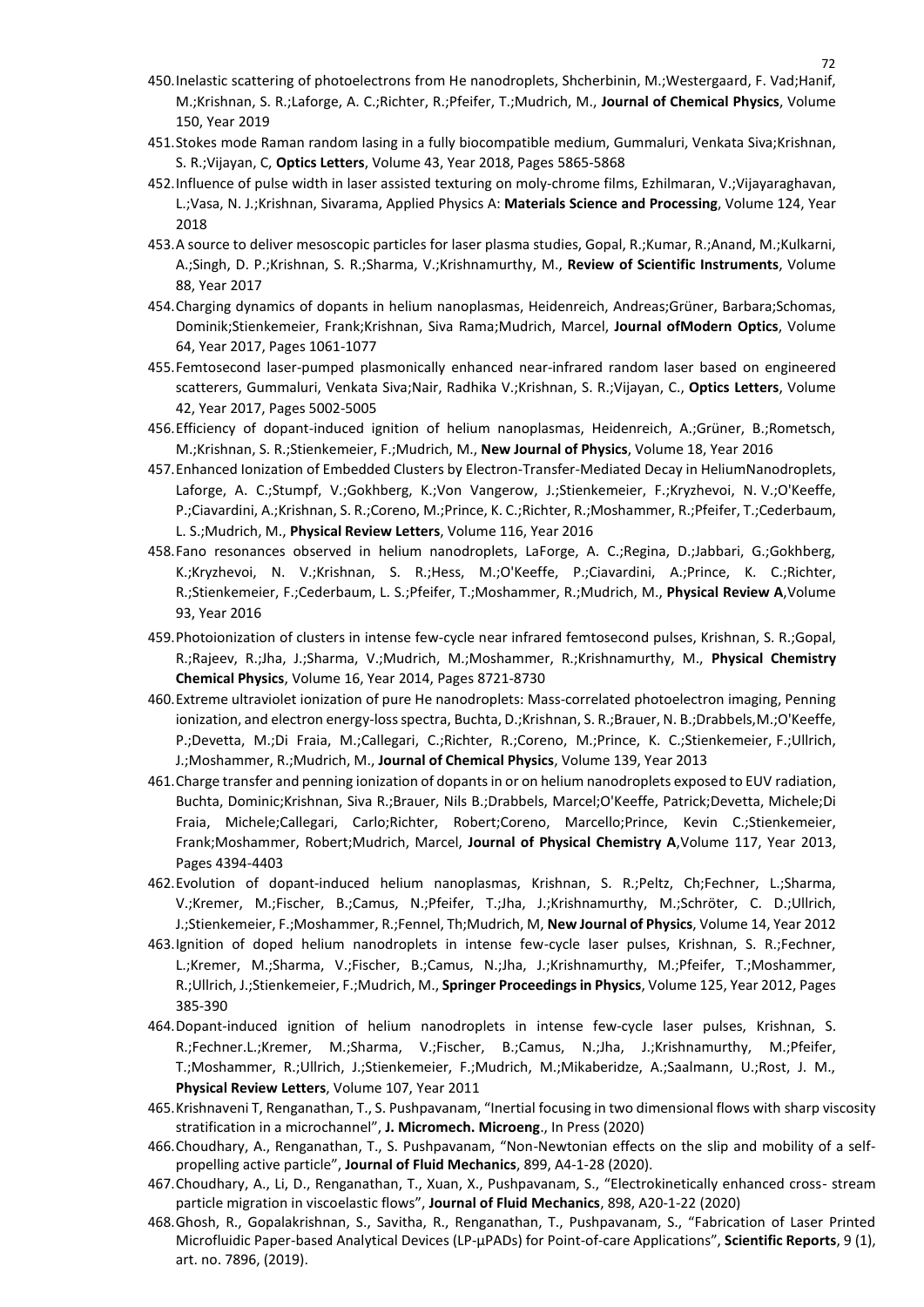450. Inelastic scattering of photoelectrons from He nanodroplets, Shcherbinin, M.;Westergaard, F. Vad;Hanif, M.;Krishnan, S. R.;Laforge, A. C.;Richter, R.;Pfeifer, T.;Mudrich, M., **Journal of Chemical Physics**, Volume 150, Year 2019
451. Stokes mode Raman random lasing in a fully biocompatible medium, Gummaluri, Venkata Siva;Krishnan, S. R.;Vijayan, C, **Optics Letters**, Volume 43, Year 2018, Pages 5865-5868
452. Influence of pulse width in laser assisted texturing on moly-chrome films, Ezhilmaran, V.;Vijayaraghavan, L.;Vasa, N. J.;Krishnan, Sivarama, Applied Physics A: **Materials Science and Processing**, Volume 124, Year 2018
453. A source to deliver mesoscopic particles for laser plasma studies, Gopal, R.;Kumar, R.;Anand, M.;Kulkarni, A.;Singh, D. P.;Krishnan, S. R.;Sharma, V.;Krishnamurthy, M., **Review of Scientific Instruments**, Volume 88, Year 2017
454. Charging dynamics of dopants in helium nanoplasmas, Heidenreich, Andreas;Grüner, Barbara;Schomas, Dominik;Stienkemeier, Frank;Krishnan, Siva Rama;Mudrich, Marcel, **Journal ofModern Optics**, Volume 64, Year 2017, Pages 1061-1077
455. Femtosecond laser-pumped plasmonically enhanced near-infrared random laser based on engineered scatterers, Gummaluri, Venkata Siva;Nair, Radhika V.;Krishnan, S. R.;Vijayan, C., **Optics Letters**, Volume 42, Year 2017, Pages 5002-5005
456. Efficiency of dopant-induced ignition of helium nanoplasmas, Heidenreich, A.;Grüner, B.;Rometsch, M.;Krishnan, S. R.;Stienkemeier, F.;Mudrich, M., **New Journal of Physics**, Volume 18, Year 2016
457. Enhanced Ionization of Embedded Clusters by Electron-Transfer-Mediated Decay in HeliumNanodroplets, Laforge, A. C.;Stumpf, V.;Gokhberg, K.;Von Vangerow, J.;Stienkemeier, F.;Kryzhevoi, N. V.;O'Keeffe, P.;Ciavardini, A.;Krishnan, S. R.;Coreno, M.;Prince, K. C.;Richter, R.;Moshammer, R.;Pfeifer, T.;Cederbaum, L. S.;Mudrich, M., **Physical Review Letters**, Volume 116, Year 2016
458. Fano resonances observed in helium nanodroplets, LaForge, A. C.;Regina, D.;Jabbari, G.;Gokhberg, K.;Kryzhevoi, N. V.;Krishnan, S. R.;Hess, M.;O'Keeffe, P.;Ciavardini, A.;Prince, K. C.;Richter, R.;Stienkemeier, F.;Cederbaum, L. S.;Pfeifer, T.;Moshammer, R.;Mudrich, M., **Physical Review A**,Volume 93, Year 2016
459. Photoionization of clusters in intense few-cycle near infrared femtosecond pulses, Krishnan, S. R.;Gopal, R.;Rajeev, R.;Jha, J.;Sharma, V.;Mudrich, M.;Moshammer, R.;Krishnamurthy, M., **Physical Chemistry Chemical Physics**, Volume 16, Year 2014, Pages 8721-8730
460. Extreme ultraviolet ionization of pure He nanodroplets: Mass-correlated photoelectron imaging, Penning ionization, and electron energy-loss spectra, Buchta, D.;Krishnan, S. R.;Brauer, N. B.;Drabbels,M.;O'Keeffe, P.;Devetta, M.;Di Fraia, M.;Callegari, C.;Richter, R.;Coreno, M.;Prince, K. C.;Stienkemeier, F.;Ullrich, J.;Moshammer, R.;Mudrich, M., **Journal of Chemical Physics**, Volume 139, Year 2013
461. Charge transfer and penning ionization of dopants in or on helium nanodroplets exposed to EUV radiation, Buchta, Dominic;Krishnan, Siva R.;Brauer, Nils B.;Drabbels, Marcel;O'Keeffe, Patrick;Devetta, Michele;Di Fraia, Michele;Callegari, Carlo;Richter, Robert;Coreno, Marcello;Prince, Kevin C.;Stienkemeier, Frank;Moshammer, Robert;Mudrich, Marcel, **Journal of Physical Chemistry A**,Volume 117, Year 2013, Pages 4394-4403
462. Evolution of dopant-induced helium nanoplasmas, Krishnan, S. R.;Peltz, Ch;Fechner, L.;Sharma, V.;Kremer, M.;Fischer, B.;Camus, N.;Pfeifer, T.;Jha, J.;Krishnamurthy, M.;Schröter, C. D.;Ullrich, J.;Stienkemeier, F.;Moshammer, R.;Fennel, Th;Mudrich, M, **New Journal of Physics**, Volume 14, Year 2012
463. Ignition of doped helium nanodroplets in intense few-cycle laser pulses, Krishnan, S. R.;Fechner, L.;Kremer, M.;Sharma, V.;Fischer, B.;Camus, N.;Jha, J.;Krishnamurthy, M.;Pfeifer, T.;Moshammer, R.;Ullrich, J.;Stienkemeier, F.;Mudrich, M., **Springer Proceedings in Physics**, Volume 125, Year 2012, Pages 385-390
464. Dopant-induced ignition of helium nanodroplets in intense few-cycle laser pulses, Krishnan, S. R.;Fechner.L.;Kremer, M.;Sharma, V.;Fischer, B.;Camus, N.;Jha, J.;Krishnamurthy, M.;Pfeifer, T.;Moshammer, R.;Ullrich, J.;Stienkemeier, F.;Mudrich, M.;Mikaberidze, A.;Saalmann, U.;Rost, J. M., **Physical Review Letters**, Volume 107, Year 2011
465. Krishnaveni T, Renganathan, T., S. Pushpavanam, "Inertial focusing in two dimensional flows with sharp viscosity stratification in a microchannel", **J. Micromech. Microeng**., In Press (2020)
466. Choudhary, A., Renganathan, T., S. Pushpavanam, "Non-Newtonian effects on the slip and mobility of a self-propelling active particle", **Journal of Fluid Mechanics**, 899, A4-1-28 (2020).
467. Choudhary, A., Li, D., Renganathan, T., Xuan, X., Pushpavanam, S., "Electrokinetically enhanced cross- stream particle migration in viscoelastic flows", **Journal of Fluid Mechanics**, 898, A20-1-22 (2020)
468. Ghosh, R., Gopalakrishnan, S., Savitha, R., Renganathan, T., Pushpavanam, S., "Fabrication of Laser Printed Microfluidic Paper-based Analytical Devices (LP-µPADs) for Point-of-care Applications", **Scientific Reports**, 9 (1), art. no. 7896, (2019).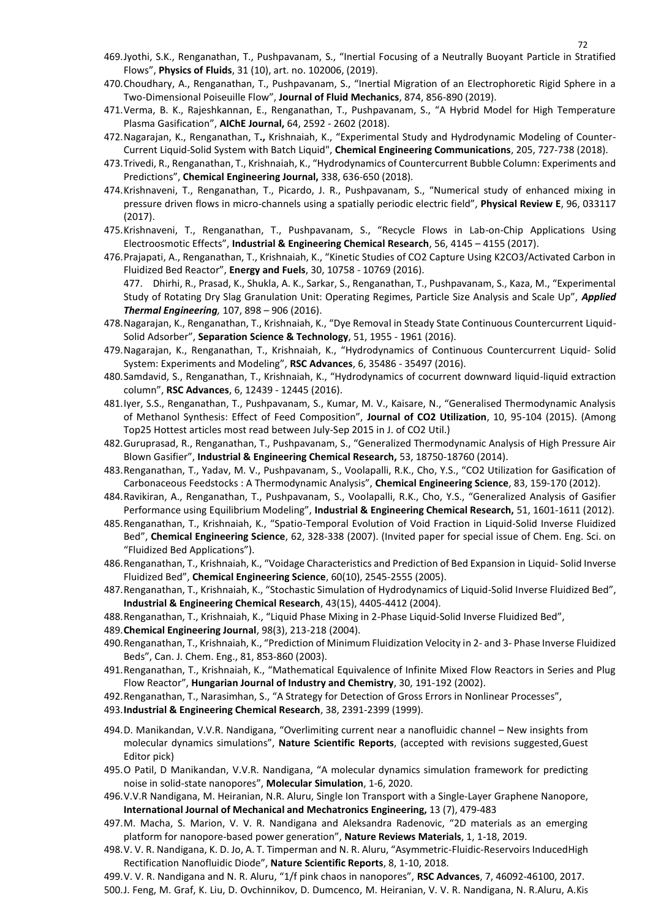469. Jyothi, S.K., Renganathan, T., Pushpavanam, S., "Inertial Focusing of a Neutrally Buoyant Particle in Stratified Flows", **Physics of Fluids**, 31 (10), art. no. 102006, (2019).
470. Choudhary, A., Renganathan, T., Pushpavanam, S., "Inertial Migration of an Electrophoretic Rigid Sphere in a Two-Dimensional Poiseuille Flow", **Journal of Fluid Mechanics**, 874, 856-890 (2019).
471. Verma, B. K., Rajeshkannan, E., Renganathan, T., Pushpavanam, S., "A Hybrid Model for High Temperature Plasma Gasification", **AIChE Journal,** 64, 2592 - 2602 (2018).
472. Nagarajan, K., Renganathan, T**.,** Krishnaiah, K., "Experimental Study and Hydrodynamic Modeling of Counter-Current Liquid-Solid System with Batch Liquid", **Chemical Engineering Communications**, 205, 727-738 (2018).
473. Trivedi, R., Renganathan, T., Krishnaiah, K., "Hydrodynamics of Countercurrent Bubble Column: Experiments and Predictions", **Chemical Engineering Journal,** 338, 636-650 (2018).
474. Krishnaveni, T., Renganathan, T., Picardo, J. R., Pushpavanam, S., "Numerical study of enhanced mixing in pressure driven flows in micro-channels using a spatially periodic electric field", **Physical Review E**, 96, 033117 (2017).
475. Krishnaveni, T., Renganathan, T., Pushpavanam, S., "Recycle Flows in Lab-on-Chip Applications Using Electroosmotic Effects", **Industrial & Engineering Chemical Research**, 56, 4145 – 4155 (2017).
476. Prajapati, A., Renganathan, T., Krishnaiah, K., "Kinetic Studies of CO2 Capture Using K2CO3/Activated Carbon in Fluidized Bed Reactor", **Energy and Fuels**, 30, 10758 - 10769 (2016).
477. Dhirhi, R., Prasad, K., Shukla, A. K., Sarkar, S., Renganathan, T., Pushpavanam, S., Kaza, M., "Experimental Study of Rotating Dry Slag Granulation Unit: Operating Regimes, Particle Size Analysis and Scale Up", ***Applied Thermal Engineering,*** 107, 898 – 906 (2016).
478. Nagarajan, K., Renganathan, T., Krishnaiah, K., "Dye Removal in Steady State Continuous Countercurrent Liquid-Solid Adsorber", **Separation Science & Technology**, 51, 1955 - 1961 (2016).
479. Nagarajan, K., Renganathan, T., Krishnaiah, K., "Hydrodynamics of Continuous Countercurrent Liquid- Solid System: Experiments and Modeling", **RSC Advances**, 6, 35486 - 35497 (2016).
480. Samdavid, S., Renganathan, T., Krishnaiah, K., "Hydrodynamics of cocurrent downward liquid-liquid extraction column", **RSC Advances**, 6, 12439 - 12445 (2016).
481. Iyer, S.S., Renganathan, T., Pushpavanam, S., Kumar, M. V., Kaisare, N., "Generalised Thermodynamic Analysis of Methanol Synthesis: Effect of Feed Composition", **Journal of CO2 Utilization**, 10, 95-104 (2015). (Among Top25 Hottest articles most read between July-Sep 2015 in J. of CO2 Util.)
482. Guruprasad, R., Renganathan, T., Pushpavanam, S., "Generalized Thermodynamic Analysis of High Pressure Air Blown Gasifier", **Industrial & Engineering Chemical Research,** 53, 18750-18760 (2014).
483. Renganathan, T., Yadav, M. V., Pushpavanam, S., Voolapalli, R.K., Cho, Y.S., "CO2 Utilization for Gasification of Carbonaceous Feedstocks : A Thermodynamic Analysis", **Chemical Engineering Science**, 83, 159-170 (2012).
484. Ravikiran, A., Renganathan, T., Pushpavanam, S., Voolapalli, R.K., Cho, Y.S., "Generalized Analysis of Gasifier Performance using Equilibrium Modeling", **Industrial & Engineering Chemical Research,** 51, 1601-1611 (2012).
485. Renganathan, T., Krishnaiah, K., "Spatio-Temporal Evolution of Void Fraction in Liquid-Solid Inverse Fluidized Bed", **Chemical Engineering Science**, 62, 328-338 (2007). (Invited paper for special issue of Chem. Eng. Sci. on "Fluidized Bed Applications").
486. Renganathan, T., Krishnaiah, K., "Voidage Characteristics and Prediction of Bed Expansion in Liquid- Solid Inverse Fluidized Bed", **Chemical Engineering Science**, 60(10), 2545-2555 (2005).
487. Renganathan, T., Krishnaiah, K., "Stochastic Simulation of Hydrodynamics of Liquid-Solid Inverse Fluidized Bed", **Industrial & Engineering Chemical Research**, 43(15), 4405-4412 (2004).
488. Renganathan, T., Krishnaiah, K., "Liquid Phase Mixing in 2-Phase Liquid-Solid Inverse Fluidized Bed",
489. **Chemical Engineering Journal**, 98(3), 213-218 (2004).
490. Renganathan, T., Krishnaiah, K., "Prediction of Minimum Fluidization Velocity in 2- and 3- Phase Inverse Fluidized Beds", Can. J. Chem. Eng., 81, 853-860 (2003).
491. Renganathan, T., Krishnaiah, K., "Mathematical Equivalence of Infinite Mixed Flow Reactors in Series and Plug Flow Reactor", **Hungarian Journal of Industry and Chemistry**, 30, 191-192 (2002).
492. Renganathan, T., Narasimhan, S., "A Strategy for Detection of Gross Errors in Nonlinear Processes",
493. **Industrial & Engineering Chemical Research**, 38, 2391-2399 (1999).
494. D. Manikandan, V.V.R. Nandigana, "Overlimiting current near a nanofluidic channel – New insights from molecular dynamics simulations", **Nature Scientific Reports**, (accepted with revisions suggested,Guest Editor pick)
495. O Patil, D Manikandan, V.V.R. Nandigana, "A molecular dynamics simulation framework for predicting noise in solid-state nanopores", **Molecular Simulation**, 1-6, 2020.
496. V.V.R Nandigana, M. Heiranian, N.R. Aluru, Single Ion Transport with a Single-Layer Graphene Nanopore, **International Journal of Mechanical and Mechatronics Engineering,** 13 (7), 479-483
497. M. Macha, S. Marion, V. V. R. Nandigana and Aleksandra Radenovic, "2D materials as an emerging platform for nanopore-based power generation", **Nature Reviews Materials**, 1, 1-18, 2019.
498. V. V. R. Nandigana, K. D. Jo, A. T. Timperman and N. R. Aluru, "Asymmetric-Fluidic-Reservoirs InducedHigh Rectification Nanofluidic Diode", **Nature Scientific Reports**, 8, 1-10, 2018.
499. V. V. R. Nandigana and N. R. Aluru, "1/f pink chaos in nanopores", **RSC Advances**, 7, 46092-46100, 2017.
500. J. Feng, M. Graf, K. Liu, D. Ovchinnikov, D. Dumcenco, M. Heiranian, V. V. R. Nandigana, N. R.Aluru, A.Kis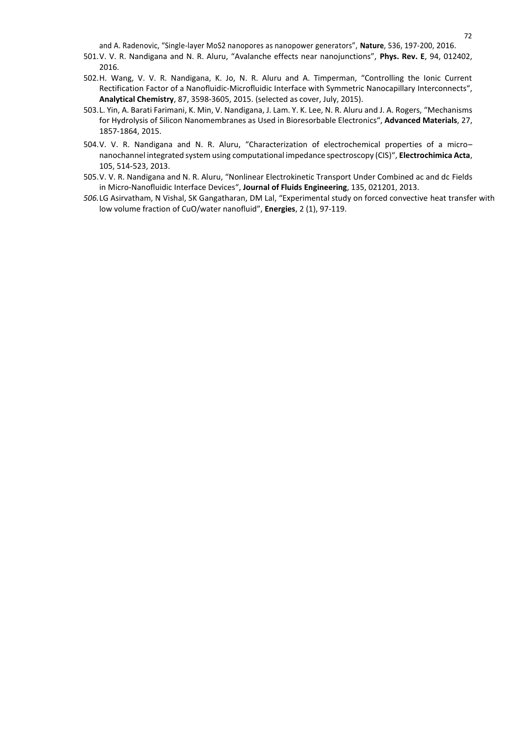and A. Radenovic, "Single-layer MoS2 nanopores as nanopower generators", **Nature**, 536, 197-200, 2016.

501. V. V. R. Nandigana and N. R. Aluru, "Avalanche effects near nanojunctions", **Phys. Rev. E**, 94, 012402, 2016.
502. H. Wang, V. V. R. Nandigana, K. Jo, N. R. Aluru and A. Timperman, "Controlling the Ionic Current Rectification Factor of a Nanofluidic-Microfluidic Interface with Symmetric Nanocapillary Interconnects", **Analytical Chemistry**, 87, 3598-3605, 2015. (selected as cover, July, 2015).
503. L. Yin, A. Barati Farimani, K. Min, V. Nandigana, J. Lam. Y. K. Lee, N. R. Aluru and J. A. Rogers, "Mechanisms for Hydrolysis of Silicon Nanomembranes as Used in Bioresorbable Electronics", **Advanced Materials**, 27, 1857-1864, 2015.
504. V. V. R. Nandigana and N. R. Aluru, "Characterization of electrochemical properties of a micro–nanochannel integrated system using computational impedance spectroscopy (CIS)", **Electrochimica Acta**, 105, 514-523, 2013.
505. V. V. R. Nandigana and N. R. Aluru, "Nonlinear Electrokinetic Transport Under Combined ac and dc Fields in Micro-Nanofluidic Interface Devices", **Journal of Fluids Engineering**, 135, 021201, 2013.
506. LG Asirvatham, N Vishal, SK Gangatharan, DM Lal, "Experimental study on forced convective heat transfer with low volume fraction of CuO/water nanofluid", **Energies**, 2 (1), 97-119.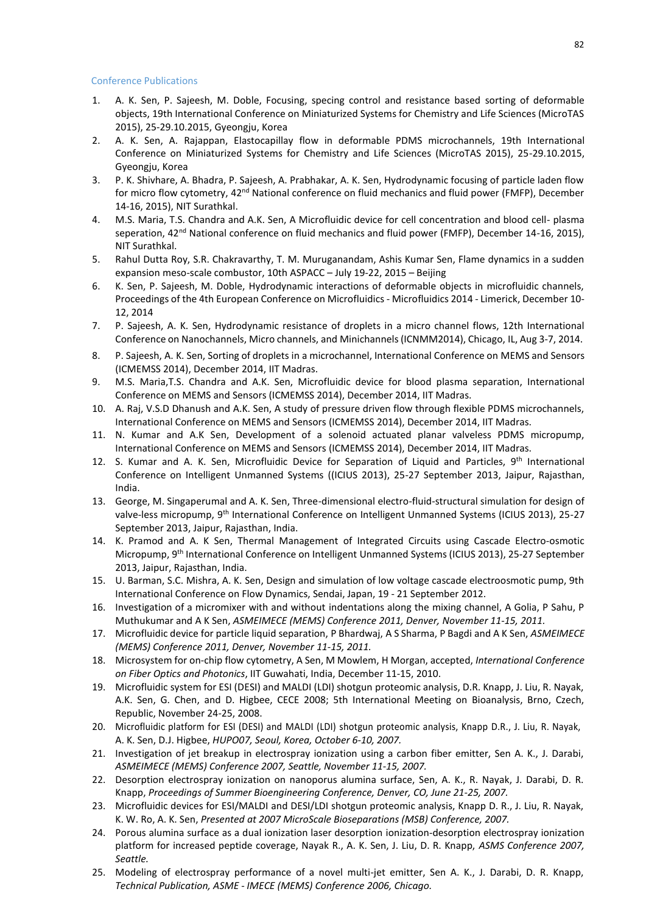## Conference Publications

1. A. K. Sen, P. Sajeesh, M. Doble, Focusing, specing control and resistance based sorting of deformable objects, 19th International Conference on Miniaturized Systems for Chemistry and Life Sciences (MicroTAS 2015), 25-29.10.2015, Gyeongju, Korea
2. A. K. Sen, A. Rajappan, Elastocapillay flow in deformable PDMS microchannels, 19th International Conference on Miniaturized Systems for Chemistry and Life Sciences (MicroTAS 2015), 25-29.10.2015, Gyeongju, Korea
3. P. K. Shivhare, A. Bhadra, P. Sajeesh, A. Prabhakar, A. K. Sen, Hydrodynamic focusing of particle laden flow for micro flow cytometry, 42nd National conference on fluid mechanics and fluid power (FMFP), December 14-16, 2015), NIT Surathkal.
4. M.S. Maria, T.S. Chandra and A.K. Sen, A Microfluidic device for cell concentration and blood cell- plasma seperation, 42nd National conference on fluid mechanics and fluid power (FMFP), December 14-16, 2015), NIT Surathkal.
5. Rahul Dutta Roy, S.R. Chakravarthy, T. M. Muruganandam, Ashis Kumar Sen, Flame dynamics in a sudden expansion meso-scale combustor, 10th ASPACC – July 19-22, 2015 – Beijing
6. K. Sen, P. Sajeesh, M. Doble, Hydrodynamic interactions of deformable objects in microfluidic channels, Proceedings of the 4th European Conference on Microfluidics - Microfluidics 2014 - Limerick, December 10-12, 2014
7. P. Sajeesh, A. K. Sen, Hydrodynamic resistance of droplets in a micro channel flows, 12th International Conference on Nanochannels, Micro channels, and Minichannels (ICNMM2014), Chicago, IL, Aug 3-7, 2014.
8. P. Sajeesh, A. K. Sen, Sorting of droplets in a microchannel, International Conference on MEMS and Sensors (ICMEMSS 2014), December 2014, IIT Madras.
9. M.S. Maria,T.S. Chandra and A.K. Sen, Microfluidic device for blood plasma separation, International Conference on MEMS and Sensors (ICMEMSS 2014), December 2014, IIT Madras.
10. A. Raj, V.S.D Dhanush and A.K. Sen, A study of pressure driven flow through flexible PDMS microchannels, International Conference on MEMS and Sensors (ICMEMSS 2014), December 2014, IIT Madras.
11. N. Kumar and A.K Sen, Development of a solenoid actuated planar valveless PDMS micropump, International Conference on MEMS and Sensors (ICMEMSS 2014), December 2014, IIT Madras.
12. S. Kumar and A. K. Sen, Microfluidic Device for Separation of Liquid and Particles, 9th International Conference on Intelligent Unmanned Systems ((ICIUS 2013), 25-27 September 2013, Jaipur, Rajasthan, India.
13. George, M. Singaperumal and A. K. Sen, Three-dimensional electro-fluid-structural simulation for design of valve-less micropump, 9th International Conference on Intelligent Unmanned Systems (ICIUS 2013), 25-27 September 2013, Jaipur, Rajasthan, India.
14. K. Pramod and A. K Sen, Thermal Management of Integrated Circuits using Cascade Electro-osmotic Micropump, 9th International Conference on Intelligent Unmanned Systems (ICIUS 2013), 25-27 September 2013, Jaipur, Rajasthan, India.
15. U. Barman, S.C. Mishra, A. K. Sen, Design and simulation of low voltage cascade electroosmotic pump, 9th International Conference on Flow Dynamics, Sendai, Japan, 19 - 21 September 2012.
16. Investigation of a micromixer with and without indentations along the mixing channel, A Golia, P Sahu, P Muthukumar and A K Sen, *ASMEIMECE (MEMS) Conference 2011, Denver, November 11-15, 2011.*
17. Microfluidic device for particle liquid separation, P Bhardwaj, A S Sharma, P Bagdi and A K Sen, *ASMEIMECE (MEMS) Conference 2011, Denver, November 11-15, 2011.*
18. Microsystem for on-chip flow cytometry, A Sen, M Mowlem, H Morgan, accepted, *International Conference on Fiber Optics and Photonics*, IIT Guwahati, India, December 11-15, 2010.
19. Microfluidic system for ESI (DESI) and MALDI (LDI) shotgun proteomic analysis, D.R. Knapp, J. Liu, R. Nayak, A.K. Sen, G. Chen, and D. Higbee, CECE 2008; 5th International Meeting on Bioanalysis, Brno, Czech, Republic, November 24-25, 2008.
20. Microfluidic platform for ESI (DESI) and MALDI (LDI) shotgun proteomic analysis, Knapp D.R., J. Liu, R. Nayak, A. K. Sen, D.J. Higbee, *HUPO07, Seoul, Korea, October 6-10, 2007.*
21. Investigation of jet breakup in electrospray ionization using a carbon fiber emitter, Sen A. K., J. Darabi, *ASMEIMECE (MEMS) Conference 2007, Seattle, November 11-15, 2007.*
22. Desorption electrospray ionization on nanoporus alumina surface, Sen, A. K., R. Nayak, J. Darabi, D. R. Knapp, *Proceedings of Summer Bioengineering Conference, Denver, CO, June 21-25, 2007.*
23. Microfluidic devices for ESI/MALDI and DESI/LDI shotgun proteomic analysis, Knapp D. R., J. Liu, R. Nayak, K. W. Ro, A. K. Sen, *Presented at 2007 MicroScale Bioseparations (MSB) Conference, 2007.*
24. Porous alumina surface as a dual ionization laser desorption ionization-desorption electrospray ionization platform for increased peptide coverage, Nayak R., A. K. Sen, J. Liu, D. R. Knapp, *ASMS Conference 2007, Seattle.*
25. Modeling of electrospray performance of a novel multi-jet emitter, Sen A. K., J. Darabi, D. R. Knapp, *Technical Publication, ASME - IMECE (MEMS) Conference 2006, Chicago.*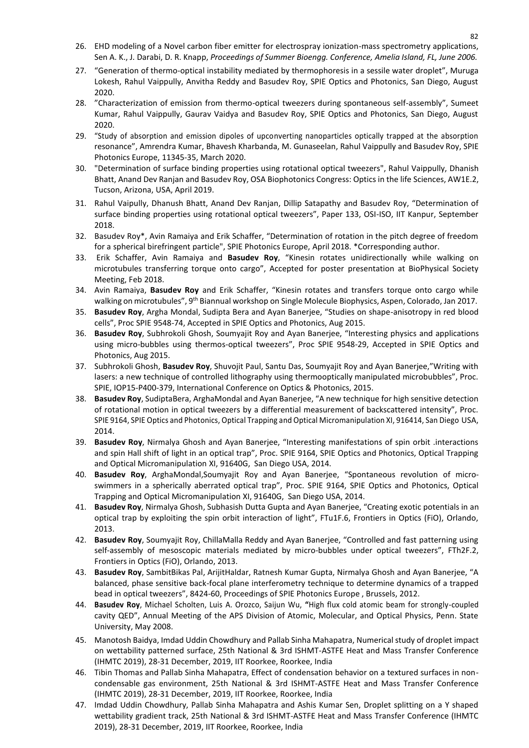26. EHD modeling of a Novel carbon fiber emitter for electrospray ionization-mass spectrometry applications, Sen A. K., J. Darabi, D. R. Knapp, *Proceedings of Summer Bioengg. Conference, Amelia Island, FL, June 2006.*
27. "Generation of thermo-optical instability mediated by thermophoresis in a sessile water droplet", Muruga Lokesh, Rahul Vaippully, Anvitha Reddy and Basudev Roy, SPIE Optics and Photonics, San Diego, August 2020.
28. "Characterization of emission from thermo-optical tweezers during spontaneous self-assembly", Sumeet Kumar, Rahul Vaippully, Gaurav Vaidya and Basudev Roy, SPIE Optics and Photonics, San Diego, August 2020.
29. "Study of absorption and emission dipoles of upconverting nanoparticles optically trapped at the absorption resonance", Amrendra Kumar, Bhavesh Kharbanda, M. Gunaseelan, Rahul Vaippully and Basudev Roy, SPIE Photonics Europe, 11345-35, March 2020.
30. "Determination of surface binding properties using rotational optical tweezers", Rahul Vaippully, Dhanish Bhatt, Anand Dev Ranjan and Basudev Roy, OSA Biophotonics Congress: Optics in the life Sciences, AW1E.2, Tucson, Arizona, USA, April 2019.
31. Rahul Vaipully, Dhanush Bhatt, Anand Dev Ranjan, Dillip Satapathy and Basudev Roy, "Determination of surface binding properties using rotational optical tweezers", Paper 133, OSI-ISO, IIT Kanpur, September 2018.
32. Basudev Roy*, Avin Ramaiya and Erik Schaffer, "Determination of rotation in the pitch degree of freedom for a spherical birefringent particle", SPIE Photonics Europe, April 2018. *Corresponding author.
33. Erik Schaffer, Avin Ramaiya and **Basudev Roy**, "Kinesin rotates unidirectionally while walking on microtubules transferring torque onto cargo", Accepted for poster presentation at BioPhysical Society Meeting, Feb 2018.
34. Avin Ramaiya, **Basudev Roy** and Erik Schaffer, "Kinesin rotates and transfers torque onto cargo while walking on microtubules", 9th Biannual workshop on Single Molecule Biophysics, Aspen, Colorado, Jan 2017.
35. **Basudev Roy**, Argha Mondal, Sudipta Bera and Ayan Banerjee, "Studies on shape-anisotropy in red blood cells", Proc SPIE 9548-74, Accepted in SPIE Optics and Photonics, Aug 2015.
36. **Basudev Roy**, Subhrokoli Ghosh, Soumyajit Roy and Ayan Banerjee, "Interesting physics and applications using micro-bubbles using thermos-optical tweezers", Proc SPIE 9548-29, Accepted in SPIE Optics and Photonics, Aug 2015.
37. Subhrokoli Ghosh, **Basudev Roy**, Shuvojit Paul, Santu Das, Soumyajit Roy and Ayan Banerjee,"Writing with lasers: a new technique of controlled lithography using thermooptically manipulated microbubbles", Proc. SPIE, IOP15-P400-379, International Conference on Optics & Photonics, 2015.
38. **Basudev Roy**, SudiptaBera, ArghaMondal and Ayan Banerjee, "A new technique for high sensitive detection of rotational motion in optical tweezers by a differential measurement of backscattered intensity", Proc. SPIE 9164, SPIE Optics and Photonics, Optical Trapping and Optical Micromanipulation XI, 916414, San Diego USA, 2014.
39. **Basudev Roy**, Nirmalya Ghosh and Ayan Banerjee, "Interesting manifestations of spin orbit .interactions and spin Hall shift of light in an optical trap", Proc. SPIE 9164, SPIE Optics and Photonics, Optical Trapping and Optical Micromanipulation XI, 91640G, San Diego USA, 2014.
40. **Basudev Roy**, ArghaMondal,Soumyajit Roy and Ayan Banerjee, "Spontaneous revolution of micro-swimmers in a spherically aberrated optical trap", Proc. SPIE 9164, SPIE Optics and Photonics, Optical Trapping and Optical Micromanipulation XI, 91640G, San Diego USA, 2014.
41. **Basudev Roy**, Nirmalya Ghosh, Subhasish Dutta Gupta and Ayan Banerjee, "Creating exotic potentials in an optical trap by exploiting the spin orbit interaction of light", FTu1F.6, Frontiers in Optics (FiO), Orlando, 2013.
42. **Basudev Roy**, Soumyajit Roy, ChillaMalla Reddy and Ayan Banerjee, "Controlled and fast patterning using self-assembly of mesoscopic materials mediated by micro-bubbles under optical tweezers", FTh2F.2, Frontiers in Optics (FiO), Orlando, 2013.
43. **Basudev Roy**, SambitBikas Pal, ArijitHaldar, Ratnesh Kumar Gupta, Nirmalya Ghosh and Ayan Banerjee, "A balanced, phase sensitive back-focal plane interferometry technique to determine dynamics of a trapped bead in optical tweezers", 8424-60, Proceedings of SPIE Photonics Europe , Brussels, 2012.
44. **Basudev Roy**, Michael Scholten, Luis A. Orozco, Saijun Wu, "High flux cold atomic beam for strongly-coupled cavity QED", Annual Meeting of the APS Division of Atomic, Molecular, and Optical Physics, Penn. State University, May 2008.
45. Manotosh Baidya, Imdad Uddin Chowdhury and Pallab Sinha Mahapatra, Numerical study of droplet impact on wettability patterned surface, 25th National & 3rd ISHMT-ASTFE Heat and Mass Transfer Conference (IHMTC 2019), 28-31 December, 2019, IIT Roorkee, Roorkee, India
46. Tibin Thomas and Pallab Sinha Mahapatra, Effect of condensation behavior on a textured surfaces in non-condensable gas environment, 25th National & 3rd ISHMT-ASTFE Heat and Mass Transfer Conference (IHMTC 2019), 28-31 December, 2019, IIT Roorkee, Roorkee, India
47. Imdad Uddin Chowdhury, Pallab Sinha Mahapatra and Ashis Kumar Sen, Droplet splitting on a Y shaped wettability gradient track, 25th National & 3rd ISHMT-ASTFE Heat and Mass Transfer Conference (IHMTC 2019), 28-31 December, 2019, IIT Roorkee, Roorkee, India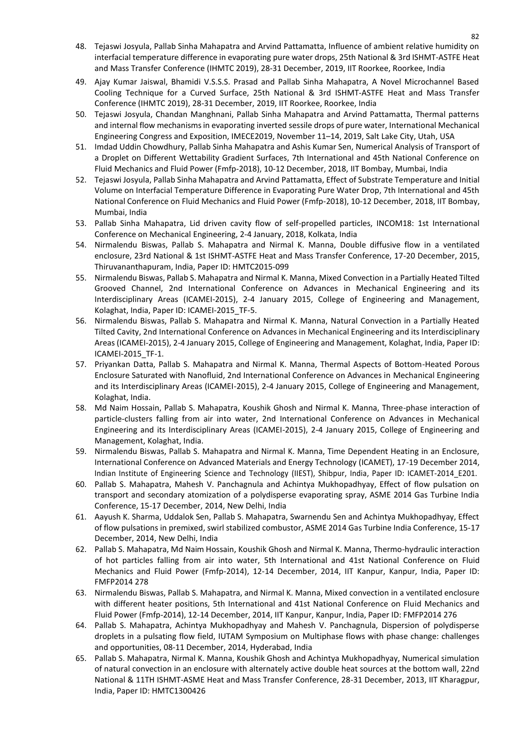48. Tejaswi Josyula, Pallab Sinha Mahapatra and Arvind Pattamatta, Influence of ambient relative humidity on interfacial temperature difference in evaporating pure water drops, 25th National & 3rd ISHMT-ASTFE Heat and Mass Transfer Conference (IHMTC 2019), 28-31 December, 2019, IIT Roorkee, Roorkee, India
49. Ajay Kumar Jaiswal, Bhamidi V.S.S.S. Prasad and Pallab Sinha Mahapatra, A Novel Microchannel Based Cooling Technique for a Curved Surface, 25th National & 3rd ISHMT-ASTFE Heat and Mass Transfer Conference (IHMTC 2019), 28-31 December, 2019, IIT Roorkee, Roorkee, India
50. Tejaswi Josyula, Chandan Manghnani, Pallab Sinha Mahapatra and Arvind Pattamatta, Thermal patterns and internal flow mechanisms in evaporating inverted sessile drops of pure water, International Mechanical Engineering Congress and Exposition, IMECE2019, November 11–14, 2019, Salt Lake City, Utah, USA
51. Imdad Uddin Chowdhury, Pallab Sinha Mahapatra and Ashis Kumar Sen, Numerical Analysis of Transport of a Droplet on Different Wettability Gradient Surfaces, 7th International and 45th National Conference on Fluid Mechanics and Fluid Power (Fmfp-2018), 10-12 December, 2018, IIT Bombay, Mumbai, India
52. Tejaswi Josyula, Pallab Sinha Mahapatra and Arvind Pattamatta, Effect of Substrate Temperature and Initial Volume on Interfacial Temperature Difference in Evaporating Pure Water Drop, 7th International and 45th National Conference on Fluid Mechanics and Fluid Power (Fmfp-2018), 10-12 December, 2018, IIT Bombay, Mumbai, India
53. Pallab Sinha Mahapatra, Lid driven cavity flow of self-propelled particles, INCOM18: 1st International Conference on Mechanical Engineering, 2-4 January, 2018, Kolkata, India
54. Nirmalendu Biswas, Pallab S. Mahapatra and Nirmal K. Manna, Double diffusive flow in a ventilated enclosure, 23rd National & 1st ISHMT-ASTFE Heat and Mass Transfer Conference, 17-20 December, 2015, Thiruvananthapuram, India, Paper ID: HMTC2015-099
55. Nirmalendu Biswas, Pallab S. Mahapatra and Nirmal K. Manna, Mixed Convection in a Partially Heated Tilted Grooved Channel, 2nd International Conference on Advances in Mechanical Engineering and its Interdisciplinary Areas (ICAMEI-2015), 2-4 January 2015, College of Engineering and Management, Kolaghat, India, Paper ID: ICAMEI-2015_TF-5.
56. Nirmalendu Biswas, Pallab S. Mahapatra and Nirmal K. Manna, Natural Convection in a Partially Heated Tilted Cavity, 2nd International Conference on Advances in Mechanical Engineering and its Interdisciplinary Areas (ICAMEI-2015), 2-4 January 2015, College of Engineering and Management, Kolaghat, India, Paper ID: ICAMEI-2015_TF-1.
57. Priyankan Datta, Pallab S. Mahapatra and Nirmal K. Manna, Thermal Aspects of Bottom-Heated Porous Enclosure Saturated with Nanofluid, 2nd International Conference on Advances in Mechanical Engineering and its Interdisciplinary Areas (ICAMEI-2015), 2-4 January 2015, College of Engineering and Management, Kolaghat, India.
58. Md Naim Hossain, Pallab S. Mahapatra, Koushik Ghosh and Nirmal K. Manna, Three-phase interaction of particle-clusters falling from air into water, 2nd International Conference on Advances in Mechanical Engineering and its Interdisciplinary Areas (ICAMEI-2015), 2-4 January 2015, College of Engineering and Management, Kolaghat, India.
59. Nirmalendu Biswas, Pallab S. Mahapatra and Nirmal K. Manna, Time Dependent Heating in an Enclosure, International Conference on Advanced Materials and Energy Technology (ICAMET), 17-19 December 2014, Indian Institute of Engineering Science and Technology (IIEST), Shibpur, India, Paper ID: ICAMET-2014_E201.
60. Pallab S. Mahapatra, Mahesh V. Panchagnula and Achintya Mukhopadhyay, Effect of flow pulsation on transport and secondary atomization of a polydisperse evaporating spray, ASME 2014 Gas Turbine India Conference, 15-17 December, 2014, New Delhi, India
61. Aayush K. Sharma, Uddalok Sen, Pallab S. Mahapatra, Swarnendu Sen and Achintya Mukhopadhyay, Effect of flow pulsations in premixed, swirl stabilized combustor, ASME 2014 Gas Turbine India Conference, 15-17 December, 2014, New Delhi, India
62. Pallab S. Mahapatra, Md Naim Hossain, Koushik Ghosh and Nirmal K. Manna, Thermo-hydraulic interaction of hot particles falling from air into water, 5th International and 41st National Conference on Fluid Mechanics and Fluid Power (Fmfp-2014), 12-14 December, 2014, IIT Kanpur, Kanpur, India, Paper ID: FMFP2014 278
63. Nirmalendu Biswas, Pallab S. Mahapatra, and Nirmal K. Manna, Mixed convection in a ventilated enclosure with different heater positions, 5th International and 41st National Conference on Fluid Mechanics and Fluid Power (Fmfp-2014), 12-14 December, 2014, IIT Kanpur, Kanpur, India, Paper ID: FMFP2014 276
64. Pallab S. Mahapatra, Achintya Mukhopadhyay and Mahesh V. Panchagnula, Dispersion of polydisperse droplets in a pulsating flow field, IUTAM Symposium on Multiphase flows with phase change: challenges and opportunities, 08-11 December, 2014, Hyderabad, India
65. Pallab S. Mahapatra, Nirmal K. Manna, Koushik Ghosh and Achintya Mukhopadhyay, Numerical simulation of natural convection in an enclosure with alternately active double heat sources at the bottom wall, 22nd National & 11TH ISHMT-ASME Heat and Mass Transfer Conference, 28-31 December, 2013, IIT Kharagpur, India, Paper ID: HMTC1300426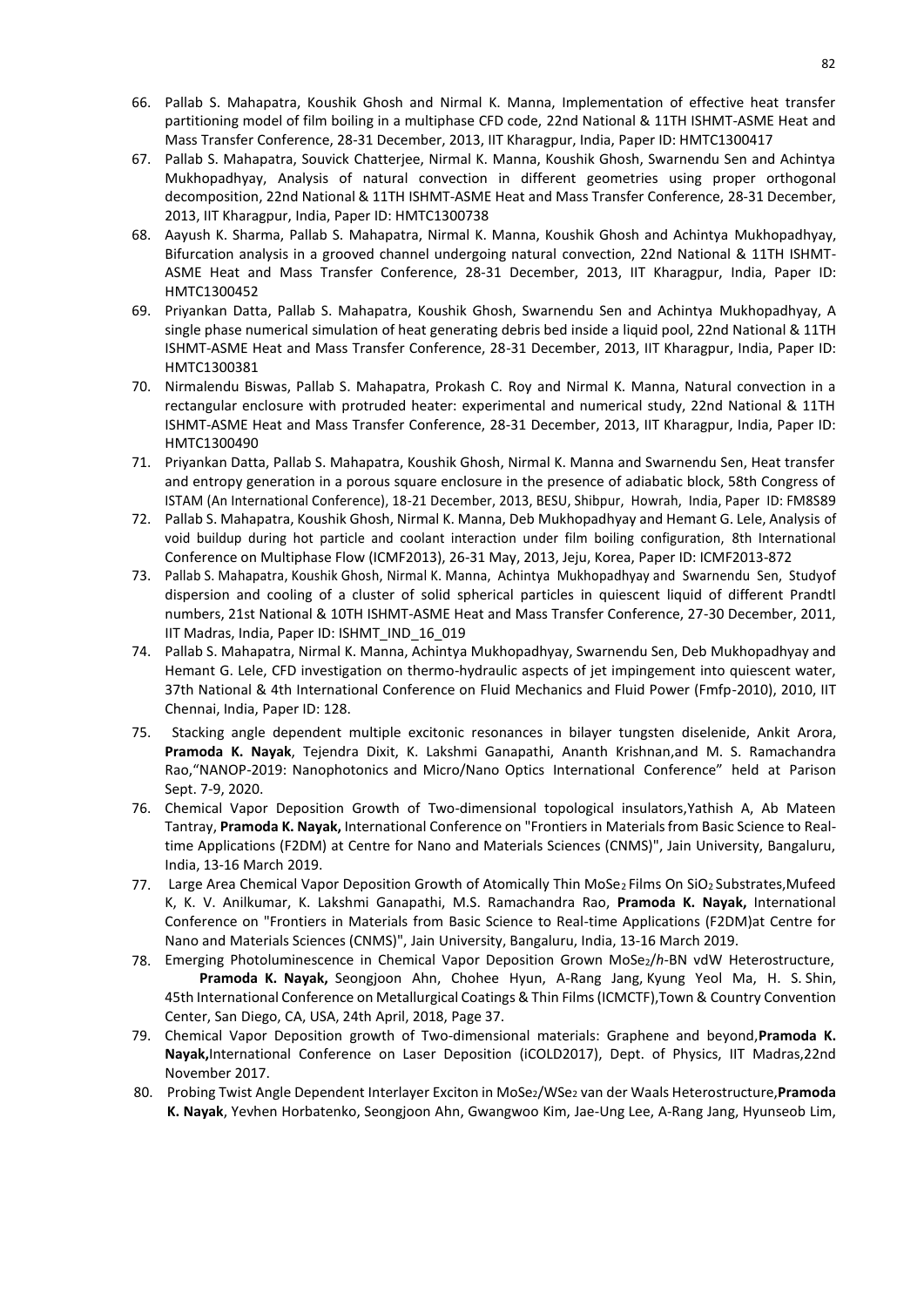66. Pallab S. Mahapatra, Koushik Ghosh and Nirmal K. Manna, Implementation of effective heat transfer partitioning model of film boiling in a multiphase CFD code, 22nd National & 11TH ISHMT-ASME Heat and Mass Transfer Conference, 28-31 December, 2013, IIT Kharagpur, India, Paper ID: HMTC1300417
67. Pallab S. Mahapatra, Souvick Chatterjee, Nirmal K. Manna, Koushik Ghosh, Swarnendu Sen and Achintya Mukhopadhyay, Analysis of natural convection in different geometries using proper orthogonal decomposition, 22nd National & 11TH ISHMT-ASME Heat and Mass Transfer Conference, 28-31 December, 2013, IIT Kharagpur, India, Paper ID: HMTC1300738
68. Aayush K. Sharma, Pallab S. Mahapatra, Nirmal K. Manna, Koushik Ghosh and Achintya Mukhopadhyay, Bifurcation analysis in a grooved channel undergoing natural convection, 22nd National & 11TH ISHMT-ASME Heat and Mass Transfer Conference, 28-31 December, 2013, IIT Kharagpur, India, Paper ID: HMTC1300452
69. Priyankan Datta, Pallab S. Mahapatra, Koushik Ghosh, Swarnendu Sen and Achintya Mukhopadhyay, A single phase numerical simulation of heat generating debris bed inside a liquid pool, 22nd National & 11TH ISHMT-ASME Heat and Mass Transfer Conference, 28-31 December, 2013, IIT Kharagpur, India, Paper ID: HMTC1300381
70. Nirmalendu Biswas, Pallab S. Mahapatra, Prokash C. Roy and Nirmal K. Manna, Natural convection in a rectangular enclosure with protruded heater: experimental and numerical study, 22nd National & 11TH ISHMT-ASME Heat and Mass Transfer Conference, 28-31 December, 2013, IIT Kharagpur, India, Paper ID: HMTC1300490
71. Priyankan Datta, Pallab S. Mahapatra, Koushik Ghosh, Nirmal K. Manna and Swarnendu Sen, Heat transfer and entropy generation in a porous square enclosure in the presence of adiabatic block, 58th Congress of ISTAM (An International Conference), 18-21 December, 2013, BESU, Shibpur, Howrah, India, Paper ID: FM8S89
72. Pallab S. Mahapatra, Koushik Ghosh, Nirmal K. Manna, Deb Mukhopadhyay and Hemant G. Lele, Analysis of void buildup during hot particle and coolant interaction under film boiling configuration, 8th International Conference on Multiphase Flow (ICMF2013), 26-31 May, 2013, Jeju, Korea, Paper ID: ICMF2013-872
73. Pallab S. Mahapatra, Koushik Ghosh, Nirmal K. Manna, Achintya Mukhopadhyay and Swarnendu Sen, Studyof dispersion and cooling of a cluster of solid spherical particles in quiescent liquid of different Prandtl numbers, 21st National & 10TH ISHMT-ASME Heat and Mass Transfer Conference, 27-30 December, 2011, IIT Madras, India, Paper ID: ISHMT_IND_16_019
74. Pallab S. Mahapatra, Nirmal K. Manna, Achintya Mukhopadhyay, Swarnendu Sen, Deb Mukhopadhyay and Hemant G. Lele, CFD investigation on thermo-hydraulic aspects of jet impingement into quiescent water, 37th National & 4th International Conference on Fluid Mechanics and Fluid Power (Fmfp-2010), 2010, IIT Chennai, India, Paper ID: 128.
75. Stacking angle dependent multiple excitonic resonances in bilayer tungsten diselenide, Ankit Arora, **Pramoda K. Nayak**, Tejendra Dixit, K. Lakshmi Ganapathi, Ananth Krishnan,and M. S. Ramachandra Rao,"NANOP-2019: Nanophotonics and Micro/Nano Optics International Conference" held at Parison Sept. 7-9, 2020.
76. Chemical Vapor Deposition Growth of Two-dimensional topological insulators,Yathish A, Ab Mateen Tantray, **Pramoda K. Nayak,** International Conference on "Frontiers in Materials from Basic Science to Real-time Applications (F2DM) at Centre for Nano and Materials Sciences (CNMS)", Jain University, Bangaluru, India, 13-16 March 2019.
77. Large Area Chemical Vapor Deposition Growth of Atomically Thin $MoSe_2$ Films On $SiO_2$ Substrates,Mufeed K, K. V. Anilkumar, K. Lakshmi Ganapathi, M.S. Ramachandra Rao, **Pramoda K. Nayak,** International Conference on "Frontiers in Materials from Basic Science to Real-time Applications (F2DM)at Centre for Nano and Materials Sciences (CNMS)", Jain University, Bangaluru, India, 13-16 March 2019.
78. Emerging Photoluminescence in Chemical Vapor Deposition Grown $MoSe_2$/*h*-BN vdW Heterostructure, **Pramoda K. Nayak,** Seongjoon Ahn, Chohee Hyun, A-Rang Jang, Kyung Yeol Ma, H. S. Shin, 45th International Conference on Metallurgical Coatings & Thin Films (ICMCTF),Town & Country Convention Center, San Diego, CA, USA, 24th April, 2018, Page 37.
79. Chemical Vapor Deposition growth of Two-dimensional materials: Graphene and beyond,**Pramoda K. Nayak,**International Conference on Laser Deposition (iCOLD2017), Dept. of Physics, IIT Madras,22nd November 2017.
80. Probing Twist Angle Dependent Interlayer Exciton in $MoSe_2$/$WSe_2$ van der Waals Heterostructure,**Pramoda K. Nayak**, Yevhen Horbatenko, Seongjoon Ahn, Gwangwoo Kim, Jae-Ung Lee, A-Rang Jang, Hyunseob Lim,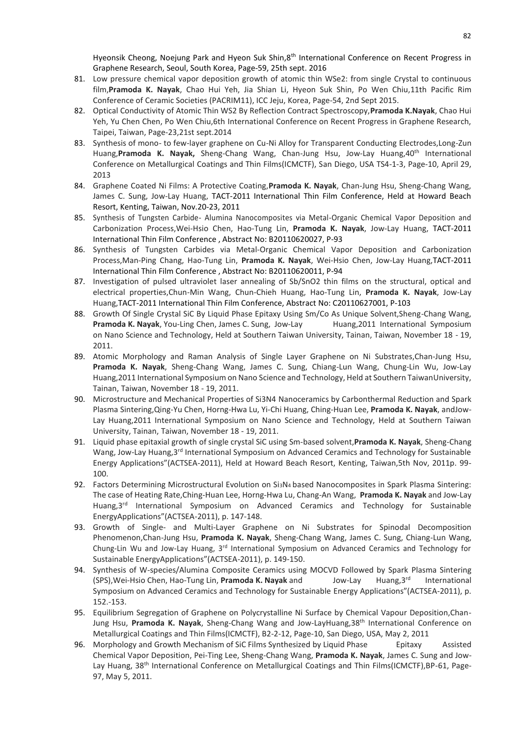Hyeonsik Cheong, Noejung Park and Hyeon Suk Shin,8th International Conference on Recent Progress in Graphene Research, Seoul, South Korea, Page-59, 25th sept. 2016

81. Low pressure chemical vapor deposition growth of atomic thin $WSe_2$: from single Crystal to continuous film,**Pramoda K. Nayak**, Chao Hui Yeh, Jia Shian Li, Hyeon Suk Shin, Po Wen Chiu,11th Pacific Rim Conference of Ceramic Societies (PACRIM11), ICC Jeju, Korea, Page-54, 2nd Sept 2015.
82. Optical Conductivity of Atomic Thin $WS_2$ By Reflection Contract Spectroscopy,**Pramoda K.Nayak**, Chao Hui Yeh, Yu Chen Chen, Po Wen Chiu,6th International Conference on Recent Progress in Graphene Research, Taipei, Taiwan, Page-23,21st sept.2014
83. Synthesis of mono- to few-layer graphene on Cu-Ni Alloy for Transparent Conducting Electrodes,Long-Zun Huang,**Pramoda K. Nayak,** Sheng-Chang Wang, Chan-Jung Hsu, Jow-Lay Huang,40th International Conference on Metallurgical Coatings and Thin Films(ICMCTF), San Diego, USA TS4-1-3, Page-10, April 29, 2013
84. Graphene Coated Ni Films: A Protective Coating,**Pramoda K. Nayak**, Chan-Jung Hsu, Sheng-Chang Wang, James C. Sung, Jow-Lay Huang, TACT-2011 International Thin Film Conference, Held at Howard Beach Resort, Kenting, Taiwan, Nov.20-23, 2011
85. Synthesis of Tungsten Carbide- Alumina Nanocomposites via Metal-Organic Chemical Vapor Deposition and Carbonization Process,Wei-Hsio Chen, Hao-Tung Lin, **Pramoda K. Nayak**, Jow-Lay Huang, TACT-2011 International Thin Film Conference , Abstract No: B20110620027, P-93
86. Synthesis of Tungsten Carbides via Metal-Organic Chemical Vapor Deposition and Carbonization Process,Man-Ping Chang, Hao-Tung Lin, **Pramoda K. Nayak**, Wei-Hsio Chen, Jow-Lay Huang,TACT-2011 International Thin Film Conference , Abstract No: B20110620011, P-94
87. Investigation of pulsed ultraviolet laser annealing of Sb/$SnO_2$ thin films on the structural, optical and electrical properties,Chun-Min Wang, Chun-Chieh Huang, Hao-Tung Lin, **Pramoda K. Nayak**, Jow-Lay Huang,TACT-2011 International Thin Film Conference, Abstract No: C20110627001, P-103
88. Growth Of Single Crystal SiC By Liquid Phase Epitaxy Using Sm/Co As Unique Solvent,Sheng-Chang Wang, **Pramoda K. Nayak**, You-Ling Chen, James C. Sung, Jow-Lay Huang,2011 International Symposium on Nano Science and Technology, Held at Southern Taiwan University, Tainan, Taiwan, November 18 - 19, 2011.
89. Atomic Morphology and Raman Analysis of Single Layer Graphene on Ni Substrates,Chan-Jung Hsu, **Pramoda K. Nayak**, Sheng-Chang Wang, James C. Sung, Chiang-Lun Wang, Chung-Lin Wu, Jow-Lay Huang,2011 International Symposium on Nano Science and Technology, Held at Southern TaiwanUniversity, Tainan, Taiwan, November 18 - 19, 2011.
90. Microstructure and Mechanical Properties of $Si_3N_4$ Nanoceramics by Carbonthermal Reduction and Spark Plasma Sintering,Qing-Yu Chen, Horng-Hwa Lu, Yi-Chi Huang, Ching-Huan Lee, **Pramoda K. Nayak**, andJow-Lay Huang,2011 International Symposium on Nano Science and Technology, Held at Southern Taiwan University, Tainan, Taiwan, November 18 - 19, 2011.
91. Liquid phase epitaxial growth of single crystal SiC using Sm-based solvent,**Pramoda K. Nayak**, Sheng-Chang Wang, Jow-Lay Huang,3rd International Symposium on Advanced Ceramics and Technology for Sustainable Energy Applications"(ACTSEA-2011), Held at Howard Beach Resort, Kenting, Taiwan,5th Nov, 2011p. 99-100.
92. Factors Determining Microstructural Evolution on $Si_3N_4$ based Nanocomposites in Spark Plasma Sintering: The case of Heating Rate,Ching-Huan Lee, Horng-Hwa Lu, Chang-An Wang, **Pramoda K. Nayak** and Jow-Lay Huang,3rd International Symposium on Advanced Ceramics and Technology for Sustainable EnergyApplications"(ACTSEA-2011), p. 147-148.
93. Growth of Single- and Multi-Layer Graphene on Ni Substrates for Spinodal Decomposition Phenomenon,Chan-Jung Hsu, **Pramoda K. Nayak**, Sheng-Chang Wang, James C. Sung, Chiang-Lun Wang, Chung-Lin Wu and Jow-Lay Huang, 3rd International Symposium on Advanced Ceramics and Technology for Sustainable EnergyApplications"(ACTSEA-2011), p. 149-150.
94. Synthesis of W-species/Alumina Composite Ceramics using MOCVD Followed by Spark Plasma Sintering (SPS),Wei-Hsio Chen, Hao-Tung Lin, **Pramoda K. Nayak** and Jow-Lay Huang,3rd International Symposium on Advanced Ceramics and Technology for Sustainable Energy Applications"(ACTSEA-2011), p. 152.-153.
95. Equilibrium Segregation of Graphene on Polycrystalline Ni Surface by Chemical Vapour Deposition,Chan-Jung Hsu, **Pramoda K. Nayak**, Sheng-Chang Wang and Jow-LayHuang,38th International Conference on Metallurgical Coatings and Thin Films(ICMCTF), B2-2-12, Page-10, San Diego, USA, May 2, 2011
96. Morphology and Growth Mechanism of SiC Films Synthesized by Liquid Phase Epitaxy Assisted Chemical Vapor Deposition, Pei-Ting Lee, Sheng-Chang Wang, **Pramoda K. Nayak**, James C. Sung and Jow-Lay Huang, 38th International Conference on Metallurgical Coatings and Thin Films(ICMCTF),BP-61, Page-97, May 5, 2011.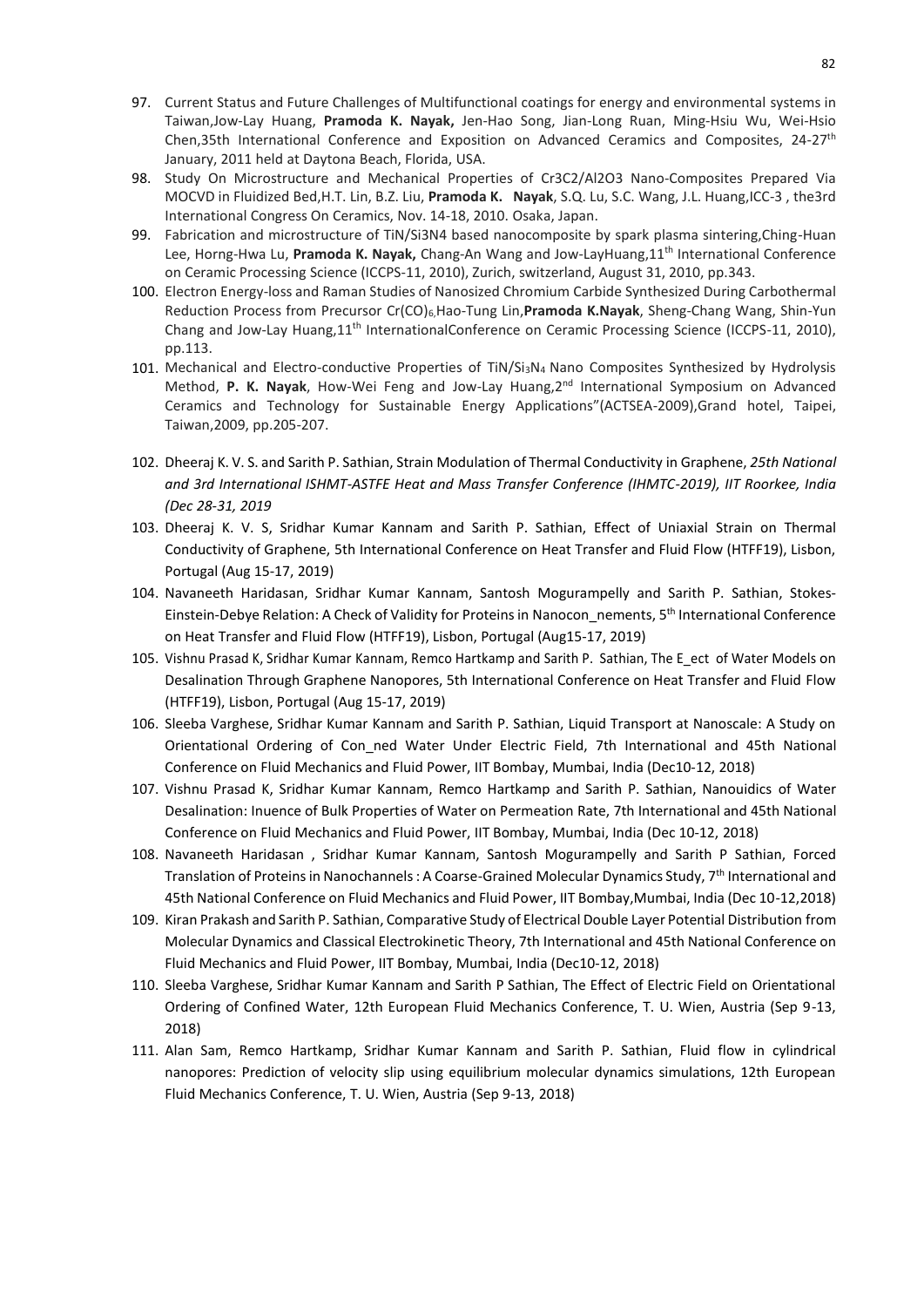97. Current Status and Future Challenges of Multifunctional coatings for energy and environmental systems in Taiwan,Jow-Lay Huang, **Pramoda K. Nayak,** Jen-Hao Song, Jian-Long Ruan, Ming-Hsiu Wu, Wei-Hsio Chen,35th International Conference and Exposition on Advanced Ceramics and Composites, 24-27[th] January, 2011 held at Daytona Beach, Florida, USA.
98. Study On Microstructure and Mechanical Properties of Cr3C2/Al2O3 Nano-Composites Prepared Via MOCVD in Fluidized Bed,H.T. Lin, B.Z. Liu, **Pramoda K. Nayak**, S.Q. Lu, S.C. Wang, J.L. Huang,ICC-3 , the3rd International Congress On Ceramics, Nov. 14-18, 2010. Osaka, Japan.
99. Fabrication and microstructure of TiN/Si3N4 based nanocomposite by spark plasma sintering,Ching-Huan Lee, Horng-Hwa Lu, **Pramoda K. Nayak,** Chang-An Wang and Jow-LayHuang,11[th] International Conference on Ceramic Processing Science (ICCPS-11, 2010), Zurich, switzerland, August 31, 2010, pp.343.
100. Electron Energy-loss and Raman Studies of Nanosized Chromium Carbide Synthesized During Carbothermal Reduction Process from Precursor Cr(CO)$_6$,Hao-Tung Lin,**Pramoda K.Nayak**, Sheng-Chang Wang, Shin-Yun Chang and Jow-Lay Huang,11[th] InternationalConference on Ceramic Processing Science (ICCPS-11, 2010), pp.113.
101. Mechanical and Electro-conductive Properties of TiN/$Si_3N_4$ Nano Composites Synthesized by Hydrolysis Method, **P. K. Nayak**, How-Wei Feng and Jow-Lay Huang,2[nd] International Symposium on Advanced Ceramics and Technology for Sustainable Energy Applications"(ACTSEA-2009),Grand hotel, Taipei, Taiwan,2009, pp.205-207.
102. Dheeraj K. V. S. and Sarith P. Sathian, Strain Modulation of Thermal Conductivity in Graphene, *25th National and 3rd International ISHMT-ASTFE Heat and Mass Transfer Conference (IHMTC-2019), IIT Roorkee, India (Dec 28-31, 2019*
103. Dheeraj K. V. S, Sridhar Kumar Kannam and Sarith P. Sathian, Effect of Uniaxial Strain on Thermal Conductivity of Graphene, 5th International Conference on Heat Transfer and Fluid Flow (HTFF19), Lisbon, Portugal (Aug 15-17, 2019)
104. Navaneeth Haridasan, Sridhar Kumar Kannam, Santosh Mogurampelly and Sarith P. Sathian, Stokes-Einstein-Debye Relation: A Check of Validity for Proteins in Nanocon_nements, 5[th] International Conference on Heat Transfer and Fluid Flow (HTFF19), Lisbon, Portugal (Aug15-17, 2019)
105. Vishnu Prasad K, Sridhar Kumar Kannam, Remco Hartkamp and Sarith P. Sathian, The E_ect of Water Models on Desalination Through Graphene Nanopores, 5th International Conference on Heat Transfer and Fluid Flow (HTFF19), Lisbon, Portugal (Aug 15-17, 2019)
106. Sleeba Varghese, Sridhar Kumar Kannam and Sarith P. Sathian, Liquid Transport at Nanoscale: A Study on Orientational Ordering of Con_ned Water Under Electric Field, 7th International and 45th National Conference on Fluid Mechanics and Fluid Power, IIT Bombay, Mumbai, India (Dec10-12, 2018)
107. Vishnu Prasad K, Sridhar Kumar Kannam, Remco Hartkamp and Sarith P. Sathian, Nanouidics of Water Desalination: Inuence of Bulk Properties of Water on Permeation Rate, 7th International and 45th National Conference on Fluid Mechanics and Fluid Power, IIT Bombay, Mumbai, India (Dec 10-12, 2018)
108. Navaneeth Haridasan , Sridhar Kumar Kannam, Santosh Mogurampelly and Sarith P Sathian, Forced Translation of Proteins in Nanochannels : A Coarse-Grained Molecular Dynamics Study, 7[th] International and 45th National Conference on Fluid Mechanics and Fluid Power, IIT Bombay,Mumbai, India (Dec 10-12,2018)
109. Kiran Prakash and Sarith P. Sathian, Comparative Study of Electrical Double Layer Potential Distribution from Molecular Dynamics and Classical Electrokinetic Theory, 7th International and 45th National Conference on Fluid Mechanics and Fluid Power, IIT Bombay, Mumbai, India (Dec10-12, 2018)
110. Sleeba Varghese, Sridhar Kumar Kannam and Sarith P Sathian, The Effect of Electric Field on Orientational Ordering of Confined Water, 12th European Fluid Mechanics Conference, T. U. Wien, Austria (Sep 9-13, 2018)
111. Alan Sam, Remco Hartkamp, Sridhar Kumar Kannam and Sarith P. Sathian, Fluid flow in cylindrical nanopores: Prediction of velocity slip using equilibrium molecular dynamics simulations, 12th European Fluid Mechanics Conference, T. U. Wien, Austria (Sep 9-13, 2018)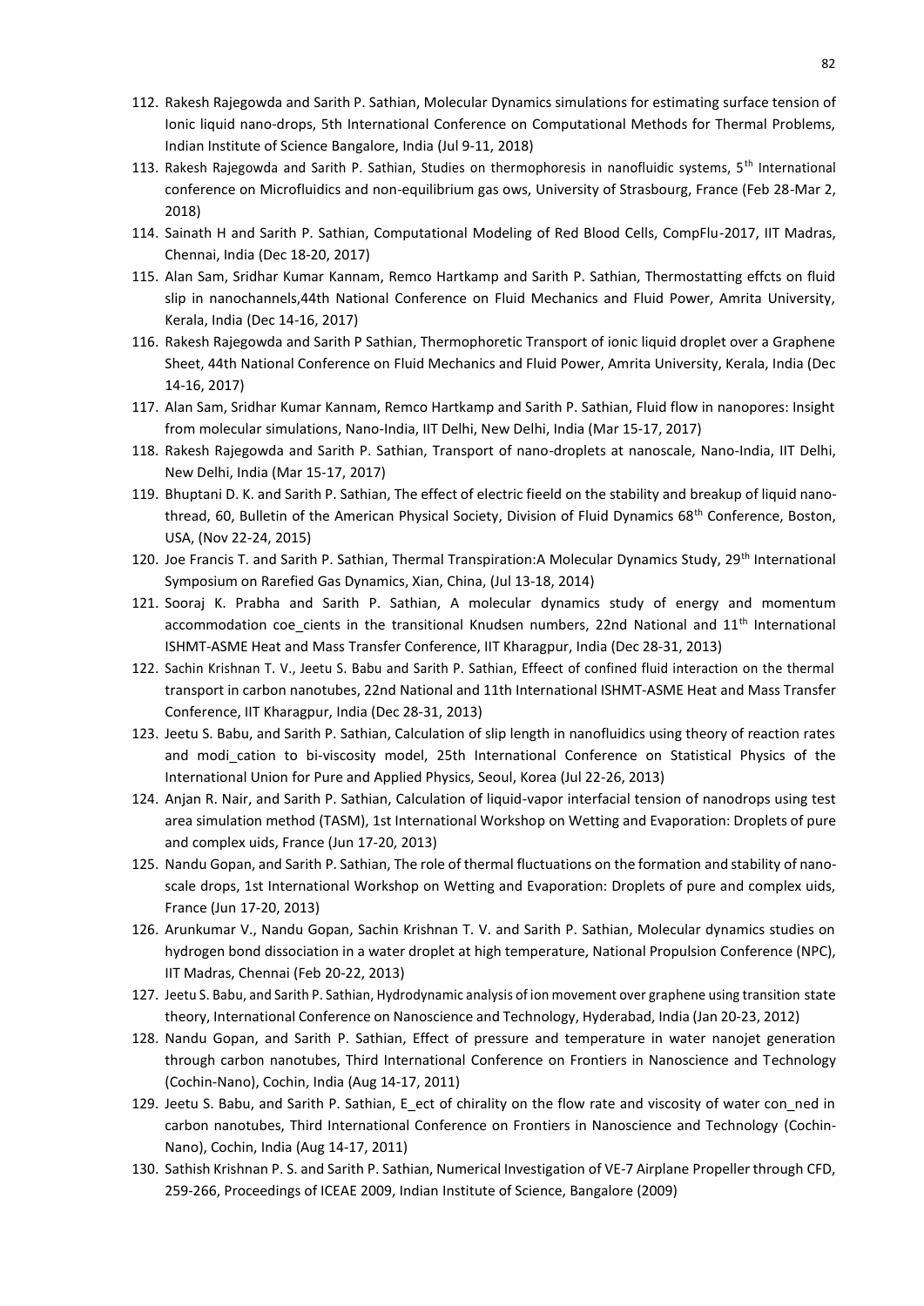112. Rakesh Rajegowda and Sarith P. Sathian, Molecular Dynamics simulations for estimating surface tension of Ionic liquid nano-drops, 5th International Conference on Computational Methods for Thermal Problems, Indian Institute of Science Bangalore, India (Jul 9-11, 2018)
113. Rakesh Rajegowda and Sarith P. Sathian, Studies on thermophoresis in nanofluidic systems, 5th International conference on Microfluidics and non-equilibrium gas ows, University of Strasbourg, France (Feb 28-Mar 2, 2018)
114. Sainath H and Sarith P. Sathian, Computational Modeling of Red Blood Cells, CompFlu-2017, IIT Madras, Chennai, India (Dec 18-20, 2017)
115. Alan Sam, Sridhar Kumar Kannam, Remco Hartkamp and Sarith P. Sathian, Thermostatting effcts on fluid slip in nanochannels,44th National Conference on Fluid Mechanics and Fluid Power, Amrita University, Kerala, India (Dec 14-16, 2017)
116. Rakesh Rajegowda and Sarith P Sathian, Thermophoretic Transport of ionic liquid droplet over a Graphene Sheet, 44th National Conference on Fluid Mechanics and Fluid Power, Amrita University, Kerala, India (Dec 14-16, 2017)
117. Alan Sam, Sridhar Kumar Kannam, Remco Hartkamp and Sarith P. Sathian, Fluid flow in nanopores: Insight from molecular simulations, Nano-India, IIT Delhi, New Delhi, India (Mar 15-17, 2017)
118. Rakesh Rajegowda and Sarith P. Sathian, Transport of nano-droplets at nanoscale, Nano-India, IIT Delhi, New Delhi, India (Mar 15-17, 2017)
119. Bhuptani D. K. and Sarith P. Sathian, The effect of electric fieeld on the stability and breakup of liquid nano-thread, 60, Bulletin of the American Physical Society, Division of Fluid Dynamics 68th Conference, Boston, USA, (Nov 22-24, 2015)
120. Joe Francis T. and Sarith P. Sathian, Thermal Transpiration:A Molecular Dynamics Study, 29th International Symposium on Rarefied Gas Dynamics, Xian, China, (Jul 13-18, 2014)
121. Sooraj K. Prabha and Sarith P. Sathian, A molecular dynamics study of energy and momentum accommodation coe_cients in the transitional Knudsen numbers, 22nd National and 11th International ISHMT-ASME Heat and Mass Transfer Conference, IIT Kharagpur, India (Dec 28-31, 2013)
122. Sachin Krishnan T. V., Jeetu S. Babu and Sarith P. Sathian, Effeect of confined fluid interaction on the thermal transport in carbon nanotubes, 22nd National and 11th International ISHMT-ASME Heat and Mass Transfer Conference, IIT Kharagpur, India (Dec 28-31, 2013)
123. Jeetu S. Babu, and Sarith P. Sathian, Calculation of slip length in nanofluidics using theory of reaction rates and modi_cation to bi-viscosity model, 25th International Conference on Statistical Physics of the International Union for Pure and Applied Physics, Seoul, Korea (Jul 22-26, 2013)
124. Anjan R. Nair, and Sarith P. Sathian, Calculation of liquid-vapor interfacial tension of nanodrops using test area simulation method (TASM), 1st International Workshop on Wetting and Evaporation: Droplets of pure and complex uids, France (Jun 17-20, 2013)
125. Nandu Gopan, and Sarith P. Sathian, The role of thermal fluctuations on the formation and stability of nano-scale drops, 1st International Workshop on Wetting and Evaporation: Droplets of pure and complex uids, France (Jun 17-20, 2013)
126. Arunkumar V., Nandu Gopan, Sachin Krishnan T. V. and Sarith P. Sathian, Molecular dynamics studies on hydrogen bond dissociation in a water droplet at high temperature, National Propulsion Conference (NPC), IIT Madras, Chennai (Feb 20-22, 2013)
127. Jeetu S. Babu, and Sarith P. Sathian, Hydrodynamic analysis of ion movement over graphene using transition state theory, International Conference on Nanoscience and Technology, Hyderabad, India (Jan 20-23, 2012)
128. Nandu Gopan, and Sarith P. Sathian, Effect of pressure and temperature in water nanojet generation through carbon nanotubes, Third International Conference on Frontiers in Nanoscience and Technology (Cochin-Nano), Cochin, India (Aug 14-17, 2011)
129. Jeetu S. Babu, and Sarith P. Sathian, E_ect of chirality on the flow rate and viscosity of water con_ned in carbon nanotubes, Third International Conference on Frontiers in Nanoscience and Technology (Cochin-Nano), Cochin, India (Aug 14-17, 2011)
130. Sathish Krishnan P. S. and Sarith P. Sathian, Numerical Investigation of VE-7 Airplane Propeller through CFD, 259-266, Proceedings of ICEAE 2009, Indian Institute of Science, Bangalore (2009)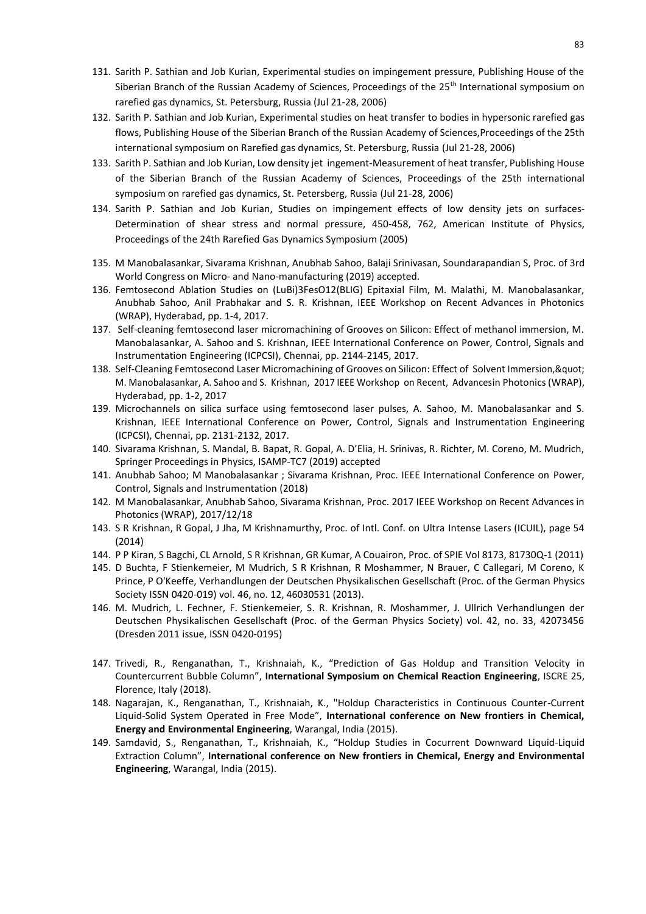131. Sarith P. Sathian and Job Kurian, Experimental studies on impingement pressure, Publishing House of the Siberian Branch of the Russian Academy of Sciences, Proceedings of the 25$^{th}$ International symposium on rarefied gas dynamics, St. Petersburg, Russia (Jul 21-28, 2006)
132. Sarith P. Sathian and Job Kurian, Experimental studies on heat transfer to bodies in hypersonic rarefied gas flows, Publishing House of the Siberian Branch of the Russian Academy of Sciences,Proceedings of the 25th international symposium on Rarefied gas dynamics, St. Petersburg, Russia (Jul 21-28, 2006)
133. Sarith P. Sathian and Job Kurian, Low density jet ingement-Measurement of heat transfer, Publishing House of the Siberian Branch of the Russian Academy of Sciences, Proceedings of the 25th international symposium on rarefied gas dynamics, St. Petersberg, Russia (Jul 21-28, 2006)
134. Sarith P. Sathian and Job Kurian, Studies on impingement effects of low density jets on surfaces-Determination of shear stress and normal pressure, 450-458, 762, American Institute of Physics, Proceedings of the 24th Rarefied Gas Dynamics Symposium (2005)
135. M Manobalasankar, Sivarama Krishnan, Anubhab Sahoo, Balaji Srinivasan, Soundarapandian S, Proc. of 3rd World Congress on Micro- and Nano-manufacturing (2019) accepted.
136. Femtosecond Ablation Studies on (LuBi)3FesO12(BLIG) Epitaxial Film, M. Malathi, M. Manobalasankar, Anubhab Sahoo, Anil Prabhakar and S. R. Krishnan, IEEE Workshop on Recent Advances in Photonics (WRAP), Hyderabad, pp. 1-4, 2017.
137. Self-cleaning femtosecond laser micromachining of Grooves on Silicon: Effect of methanol immersion, M. Manobalasankar, A. Sahoo and S. Krishnan, IEEE International Conference on Power, Control, Signals and Instrumentation Engineering (ICPCSI), Chennai, pp. 2144-2145, 2017.
138. Self-Cleaning Femtosecond Laser Micromachining of Grooves on Silicon: Effect of Solvent Immersion,&quot; M. Manobalasankar, A. Sahoo and S. Krishnan, 2017 IEEE Workshop on Recent, Advancesin Photonics (WRAP), Hyderabad, pp. 1-2, 2017
139. Microchannels on silica surface using femtosecond laser pulses, A. Sahoo, M. Manobalasankar and S. Krishnan, IEEE International Conference on Power, Control, Signals and Instrumentation Engineering (ICPCSI), Chennai, pp. 2131-2132, 2017.
140. Sivarama Krishnan, S. Mandal, B. Bapat, R. Gopal, A. D'Elia, H. Srinivas, R. Richter, M. Coreno, M. Mudrich, Springer Proceedings in Physics, ISAMP-TC7 (2019) accepted
141. Anubhab Sahoo; M Manobalasankar ; Sivarama Krishnan, Proc. IEEE International Conference on Power, Control, Signals and Instrumentation (2018)
142. M Manobalasankar, Anubhab Sahoo, Sivarama Krishnan, Proc. 2017 IEEE Workshop on Recent Advances in Photonics (WRAP), 2017/12/18
143. S R Krishnan, R Gopal, J Jha, M Krishnamurthy, Proc. of Intl. Conf. on Ultra Intense Lasers (ICUIL), page 54 (2014)
144. P P Kiran, S Bagchi, CL Arnold, S R Krishnan, GR Kumar, A Couairon, Proc. of SPIE Vol 8173, 81730Q-1 (2011)
145. D Buchta, F Stienkemeier, M Mudrich, S R Krishnan, R Moshammer, N Brauer, C Callegari, M Coreno, K Prince, P O'Keeffe, Verhandlungen der Deutschen Physikalischen Gesellschaft (Proc. of the German Physics Society ISSN 0420-019) vol. 46, no. 12, 46030531 (2013).
146. M. Mudrich, L. Fechner, F. Stienkemeier, S. R. Krishnan, R. Moshammer, J. Ullrich Verhandlungen der Deutschen Physikalischen Gesellschaft (Proc. of the German Physics Society) vol. 42, no. 33, 42073456 (Dresden 2011 issue, ISSN 0420-0195)
147. Trivedi, R., Renganathan, T., Krishnaiah, K., "Prediction of Gas Holdup and Transition Velocity in Countercurrent Bubble Column", **International Symposium on Chemical Reaction Engineering**, ISCRE 25, Florence, Italy (2018).
148. Nagarajan, K., Renganathan, T., Krishnaiah, K., "Holdup Characteristics in Continuous Counter-Current Liquid-Solid System Operated in Free Mode", **International conference on New frontiers in Chemical, Energy and Environmental Engineering**, Warangal, India (2015).
149. Samdavid, S., Renganathan, T., Krishnaiah, K., "Holdup Studies in Cocurrent Downward Liquid-Liquid Extraction Column", **International conference on New frontiers in Chemical, Energy and Environmental Engineering**, Warangal, India (2015).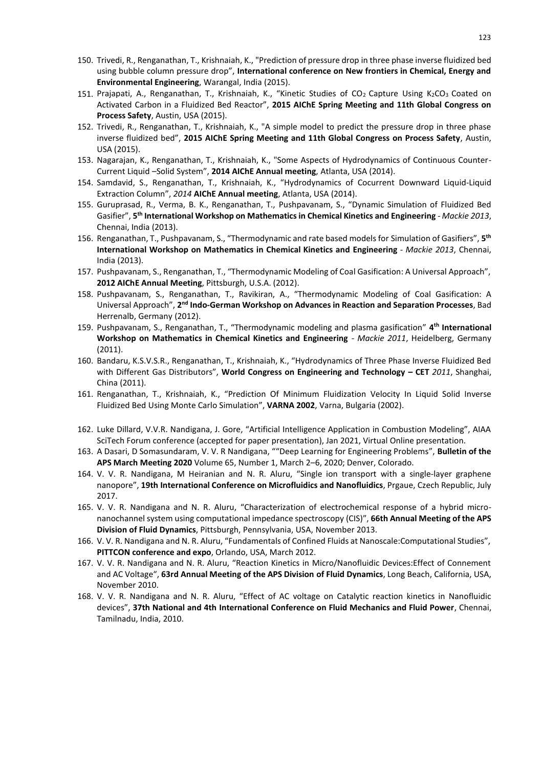150. Trivedi, R., Renganathan, T., Krishnaiah, K., "Prediction of pressure drop in three phase inverse fluidized bed using bubble column pressure drop", **International conference on New frontiers in Chemical, Energy and Environmental Engineering**, Warangal, India (2015).
151. Prajapati, A., Renganathan, T., Krishnaiah, K., "Kinetic Studies of $CO_2$ Capture Using $K_2CO_3$ Coated on Activated Carbon in a Fluidized Bed Reactor", **2015 AIChE Spring Meeting and 11th Global Congress on Process Safety**, Austin, USA (2015).
152. Trivedi, R., Renganathan, T., Krishnaiah, K., "A simple model to predict the pressure drop in three phase inverse fluidized bed", **2015 AIChE Spring Meeting and 11th Global Congress on Process Safety**, Austin, USA (2015).
153. Nagarajan, K., Renganathan, T., Krishnaiah, K., "Some Aspects of Hydrodynamics of Continuous Counter-Current Liquid –Solid System", **2014 AIChE Annual meeting**, Atlanta, USA (2014).
154. Samdavid, S., Renganathan, T., Krishnaiah, K., "Hydrodynamics of Cocurrent Downward Liquid-Liquid Extraction Column", *2014* **AIChE Annual meeting**, Atlanta, USA (2014).
155. Guruprasad, R., Verma, B. K., Renganathan, T., Pushpavanam, S., "Dynamic Simulation of Fluidized Bed Gasifier", **5th International Workshop on Mathematics in Chemical Kinetics and Engineering** - *Mackie 2013*, Chennai, India (2013).
156. Renganathan, T., Pushpavanam, S., "Thermodynamic and rate based models for Simulation of Gasifiers", **5th International Workshop on Mathematics in Chemical Kinetics and Engineering** - *Mackie 2013*, Chennai, India (2013).
157. Pushpavanam, S., Renganathan, T., "Thermodynamic Modeling of Coal Gasification: A Universal Approach", **2012 AIChE Annual Meeting**, Pittsburgh, U.S.A. (2012).
158. Pushpavanam, S., Renganathan, T., Ravikiran, A., "Thermodynamic Modeling of Coal Gasification: A Universal Approach", **2nd Indo-German Workshop on Advances in Reaction and Separation Processes**, Bad Herrenalb, Germany (2012).
159. Pushpavanam, S., Renganathan, T., "Thermodynamic modeling and plasma gasification" **4th International Workshop on Mathematics in Chemical Kinetics and Engineering** - *Mackie 2011*, Heidelberg, Germany (2011).
160. Bandaru, K.S.V.S.R., Renganathan, T., Krishnaiah, K., "Hydrodynamics of Three Phase Inverse Fluidized Bed with Different Gas Distributors", **World Congress on Engineering and Technology – CET** *2011*, Shanghai, China (2011).
161. Renganathan, T., Krishnaiah, K., "Prediction Of Minimum Fluidization Velocity In Liquid Solid Inverse Fluidized Bed Using Monte Carlo Simulation", **VARNA 2002**, Varna, Bulgaria (2002).

162. Luke Dillard, V.V.R. Nandigana, J. Gore, "Artificial Intelligence Application in Combustion Modeling", AIAA SciTech Forum conference (accepted for paper presentation), Jan 2021, Virtual Online presentation.
163. A Dasari, D Somasundaram, V. V. R Nandigana, ""Deep Learning for Engineering Problems", **Bulletin of the APS March Meeting 2020** Volume 65, Number 1, March 2–6, 2020; Denver, Colorado.
164. V. V. R. Nandigana, M Heiranian and N. R. Aluru, "Single ion transport with a single-layer graphene nanopore", **19th International Conference on Microfluidics and Nanofluidics**, Prgaue, Czech Republic, July 2017.
165. V. V. R. Nandigana and N. R. Aluru, "Characterization of electrochemical response of a hybrid micro-nanochannel system using computational impedance spectroscopy (CIS)", **66th Annual Meeting of the APS Division of Fluid Dynamics**, Pittsburgh, Pennsylvania, USA, November 2013.
166. V. V. R. Nandigana and N. R. Aluru, "Fundamentals of Confined Fluids at Nanoscale:Computational Studies", **PITTCON conference and expo**, Orlando, USA, March 2012.
167. V. V. R. Nandigana and N. R. Aluru, "Reaction Kinetics in Micro/Nanofluidic Devices:Effect of Connement and AC Voltage", **63rd Annual Meeting of the APS Division of Fluid Dynamics**, Long Beach, California, USA, November 2010.
168. V. V. R. Nandigana and N. R. Aluru, "Effect of AC voltage on Catalytic reaction kinetics in Nanofluidic devices", **37th National and 4th International Conference on Fluid Mechanics and Fluid Power**, Chennai, Tamilnadu, India, 2010.